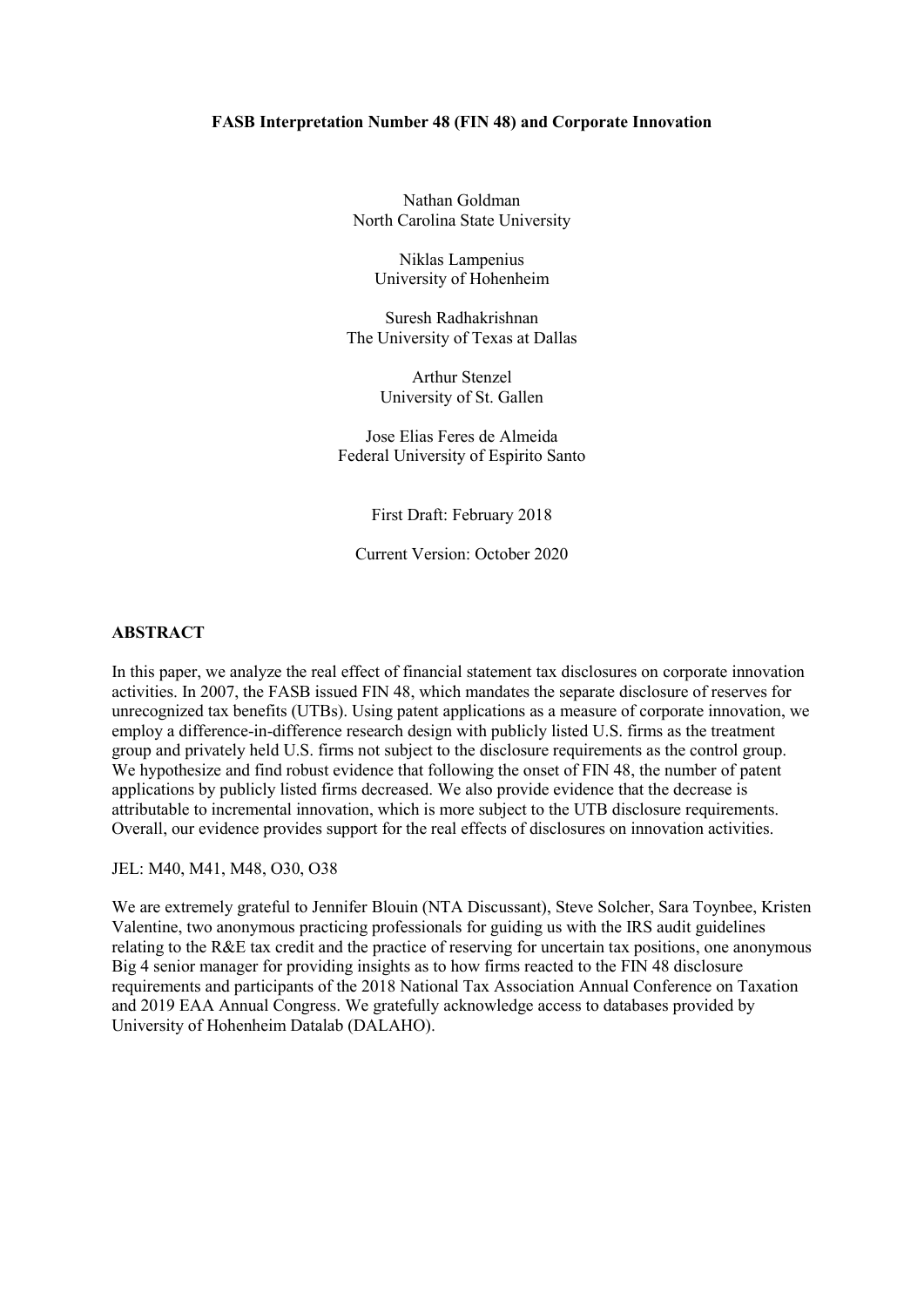# FASB Interpretation Number 48 (FIN 48) and Corporate Innovation

Nathan Goldman
North Carolina State University

Niklas Lampenius
University of Hohenheim

Suresh Radhakrishnan
The University of Texas at Dallas

Arthur Stenzel
University of St. Gallen

Jose Elias Feres de Almeida
Federal University of Espirito Santo

First Draft: February 2018

Current Version: October 2020

## ABSTRACT

In this paper, we analyze the real effect of financial statement tax disclosures on corporate innovation activities. In 2007, the FASB issued FIN 48, which mandates the separate disclosure of reserves for unrecognized tax benefits (UTBs). Using patent applications as a measure of corporate innovation, we employ a difference-in-difference research design with publicly listed U.S. firms as the treatment group and privately held U.S. firms not subject to the disclosure requirements as the control group. We hypothesize and find robust evidence that following the onset of FIN 48, the number of patent applications by publicly listed firms decreased. We also provide evidence that the decrease is attributable to incremental innovation, which is more subject to the UTB disclosure requirements. Overall, our evidence provides support for the real effects of disclosures on innovation activities.

JEL: M40, M41, M48, O30, O38

We are extremely grateful to Jennifer Blouin (NTA Discussant), Steve Solcher, Sara Toynbee, Kristen Valentine, two anonymous practicing professionals for guiding us with the IRS audit guidelines relating to the R&E tax credit and the practice of reserving for uncertain tax positions, one anonymous Big 4 senior manager for providing insights as to how firms reacted to the FIN 48 disclosure requirements and participants of the 2018 National Tax Association Annual Conference on Taxation and 2019 EAA Annual Congress. We gratefully acknowledge access to databases provided by University of Hohenheim Datalab (DALAHO).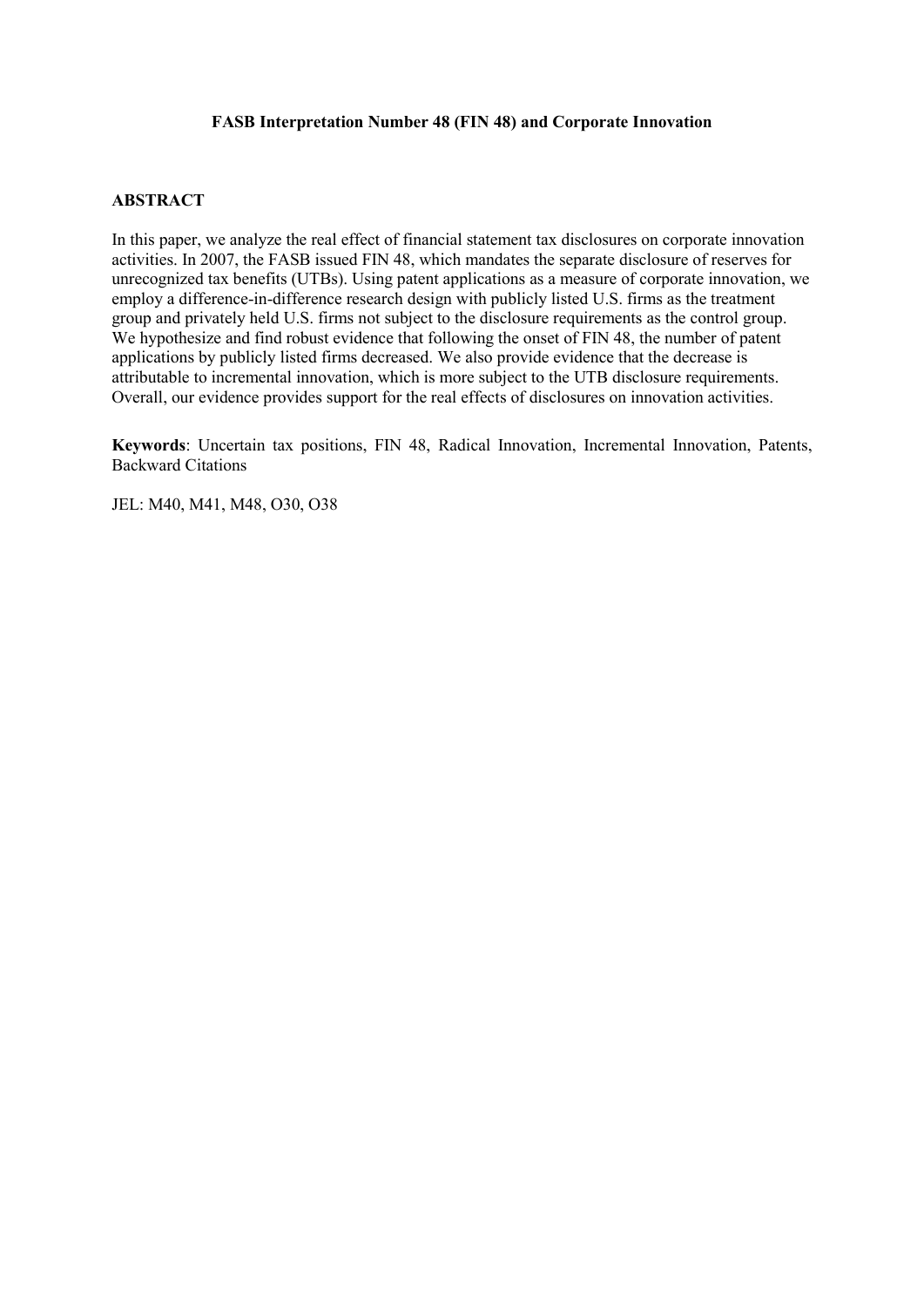**FASB Interpretation Number 48 (FIN 48) and Corporate Innovation**

## ABSTRACT

In this paper, we analyze the real effect of financial statement tax disclosures on corporate innovation activities. In 2007, the FASB issued FIN 48, which mandates the separate disclosure of reserves for unrecognized tax benefits (UTBs). Using patent applications as a measure of corporate innovation, we employ a difference-in-difference research design with publicly listed U.S. firms as the treatment group and privately held U.S. firms not subject to the disclosure requirements as the control group. We hypothesize and find robust evidence that following the onset of FIN 48, the number of patent applications by publicly listed firms decreased. We also provide evidence that the decrease is attributable to incremental innovation, which is more subject to the UTB disclosure requirements. Overall, our evidence provides support for the real effects of disclosures on innovation activities.

**Keywords**: Uncertain tax positions, FIN 48, Radical Innovation, Incremental Innovation, Patents, Backward Citations

JEL: M40, M41, M48, O30, O38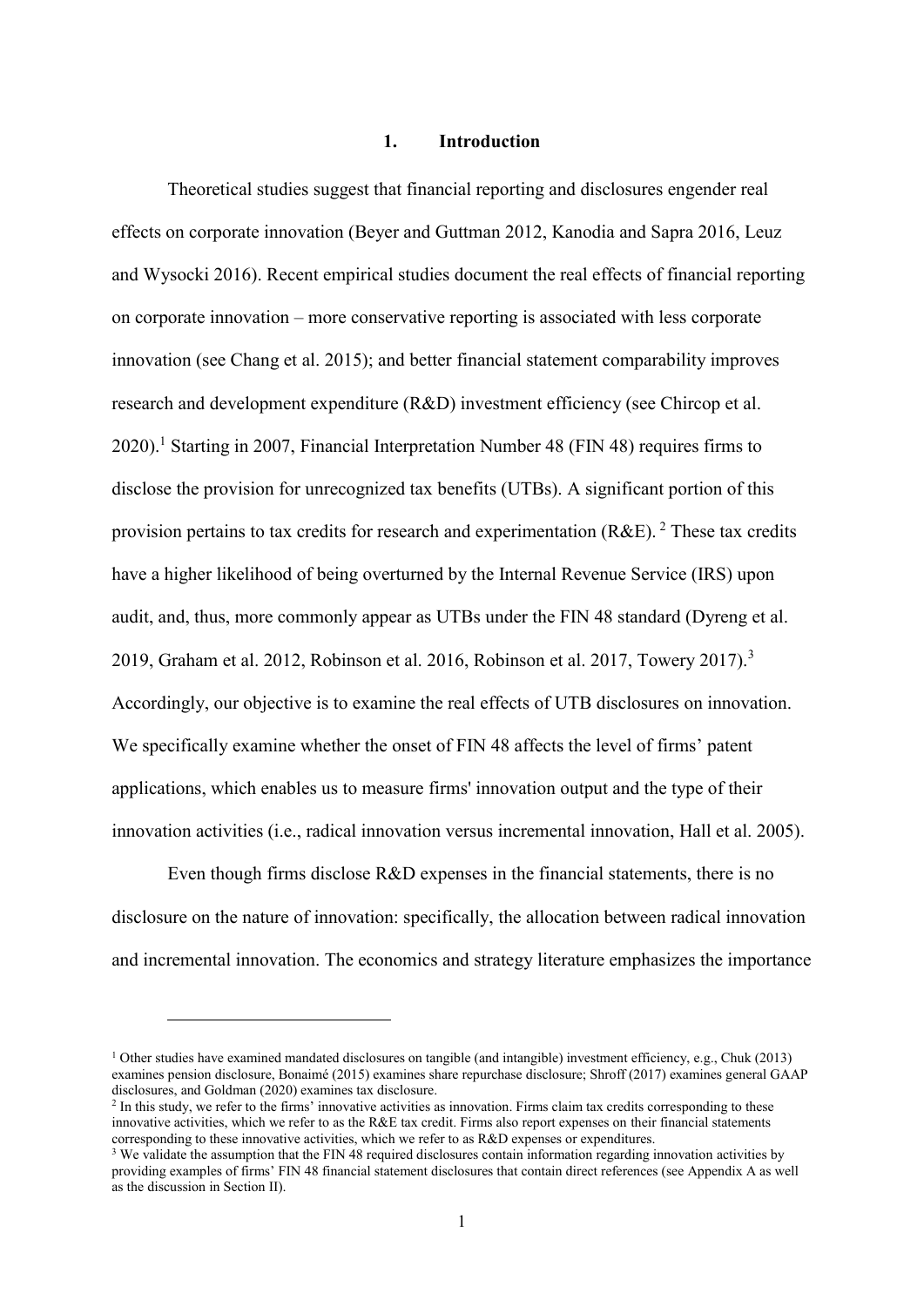# 1. Introduction

Theoretical studies suggest that financial reporting and disclosures engender real effects on corporate innovation (Beyer and Guttman 2012, Kanodia and Sapra 2016, Leuz and Wysocki 2016). Recent empirical studies document the real effects of financial reporting on corporate innovation – more conservative reporting is associated with less corporate innovation (see Chang et al. 2015); and better financial statement comparability improves research and development expenditure (R&D) investment efficiency (see Chircop et al. 2020).[1] Starting in 2007, Financial Interpretation Number 48 (FIN 48) requires firms to disclose the provision for unrecognized tax benefits (UTBs). A significant portion of this provision pertains to tax credits for research and experimentation (R&E).[2] These tax credits have a higher likelihood of being overturned by the Internal Revenue Service (IRS) upon audit, and, thus, more commonly appear as UTBs under the FIN 48 standard (Dyreng et al. 2019, Graham et al. 2012, Robinson et al. 2016, Robinson et al. 2017, Towery 2017).[3] Accordingly, our objective is to examine the real effects of UTB disclosures on innovation. We specifically examine whether the onset of FIN 48 affects the level of firms' patent applications, which enables us to measure firms' innovation output and the type of their innovation activities (i.e., radical innovation versus incremental innovation, Hall et al. 2005).

Even though firms disclose R&D expenses in the financial statements, there is no disclosure on the nature of innovation: specifically, the allocation between radical innovation and incremental innovation. The economics and strategy literature emphasizes the importance

[1] Other studies have examined mandated disclosures on tangible (and intangible) investment efficiency, e.g., Chuk (2013) examines pension disclosure, Bonaimé (2015) examines share repurchase disclosure; Shroff (2017) examines general GAAP disclosures, and Goldman (2020) examines tax disclosure.

[2] In this study, we refer to the firms' innovative activities as innovation. Firms claim tax credits corresponding to these innovative activities, which we refer to as the R&E tax credit. Firms also report expenses on their financial statements corresponding to these innovative activities, which we refer to as R&D expenses or expenditures.

[3] We validate the assumption that the FIN 48 required disclosures contain information regarding innovation activities by providing examples of firms' FIN 48 financial statement disclosures that contain direct references (see Appendix A as well as the discussion in Section II).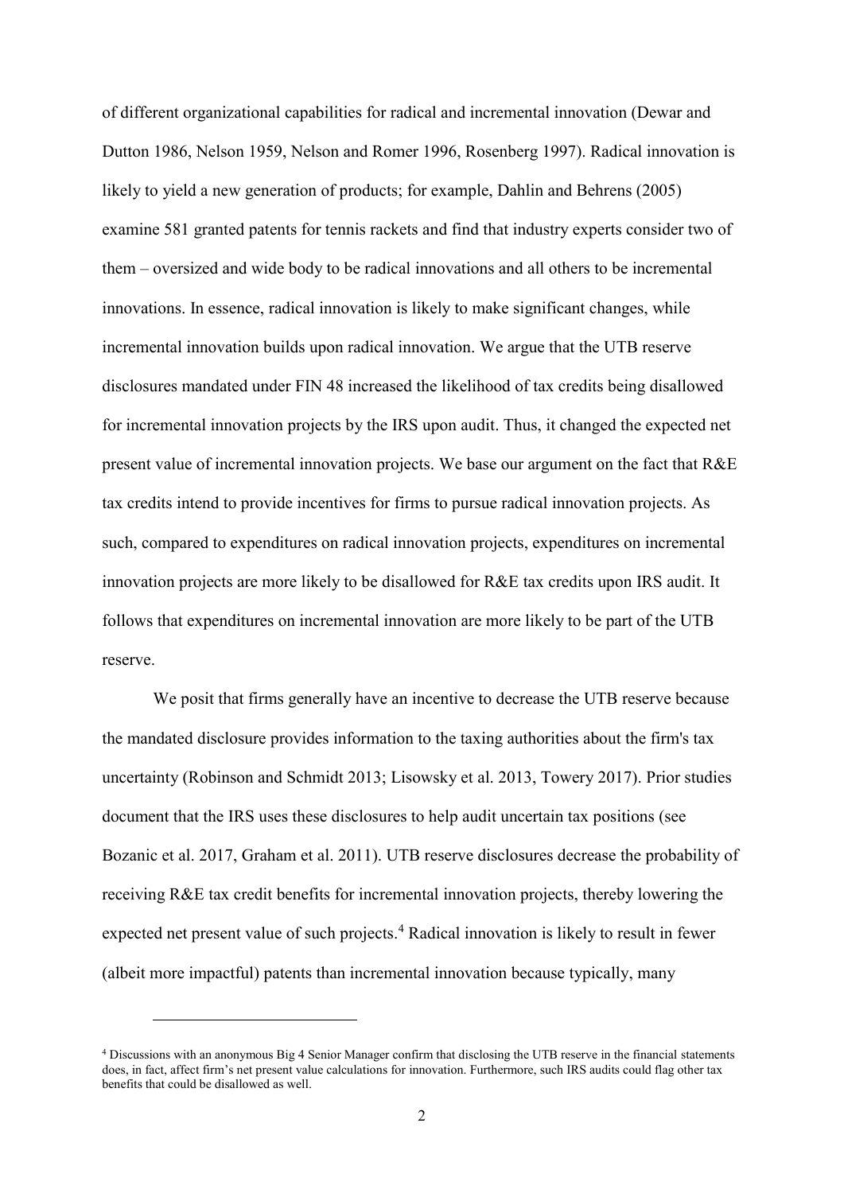of different organizational capabilities for radical and incremental innovation (Dewar and Dutton 1986, Nelson 1959, Nelson and Romer 1996, Rosenberg 1997). Radical innovation is likely to yield a new generation of products; for example, Dahlin and Behrens (2005) examine 581 granted patents for tennis rackets and find that industry experts consider two of them – oversized and wide body to be radical innovations and all others to be incremental innovations. In essence, radical innovation is likely to make significant changes, while incremental innovation builds upon radical innovation. We argue that the UTB reserve disclosures mandated under FIN 48 increased the likelihood of tax credits being disallowed for incremental innovation projects by the IRS upon audit. Thus, it changed the expected net present value of incremental innovation projects. We base our argument on the fact that R&E tax credits intend to provide incentives for firms to pursue radical innovation projects. As such, compared to expenditures on radical innovation projects, expenditures on incremental innovation projects are more likely to be disallowed for R&E tax credits upon IRS audit. It follows that expenditures on incremental innovation are more likely to be part of the UTB reserve.

We posit that firms generally have an incentive to decrease the UTB reserve because the mandated disclosure provides information to the taxing authorities about the firm's tax uncertainty (Robinson and Schmidt 2013; Lisowsky et al. 2013, Towery 2017). Prior studies document that the IRS uses these disclosures to help audit uncertain tax positions (see Bozanic et al. 2017, Graham et al. 2011). UTB reserve disclosures decrease the probability of receiving R&E tax credit benefits for incremental innovation projects, thereby lowering the expected net present value of such projects.[4] Radical innovation is likely to result in fewer (albeit more impactful) patents than incremental innovation because typically, many

[4] Discussions with an anonymous Big 4 Senior Manager confirm that disclosing the UTB reserve in the financial statements does, in fact, affect firm's net present value calculations for innovation. Furthermore, such IRS audits could flag other tax benefits that could be disallowed as well.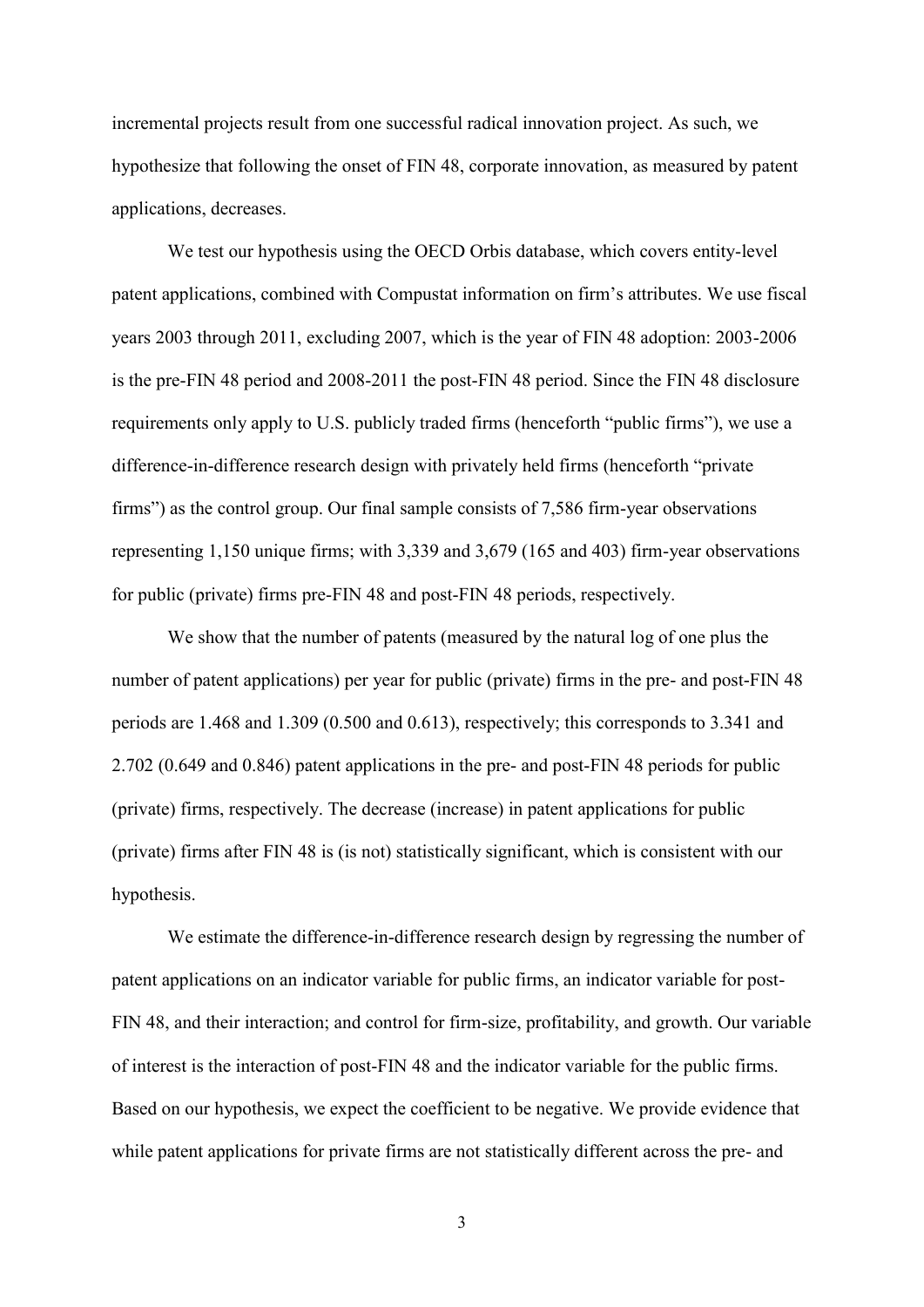incremental projects result from one successful radical innovation project. As such, we hypothesize that following the onset of FIN 48, corporate innovation, as measured by patent applications, decreases.

We test our hypothesis using the OECD Orbis database, which covers entity-level patent applications, combined with Compustat information on firm's attributes. We use fiscal years 2003 through 2011, excluding 2007, which is the year of FIN 48 adoption: 2003-2006 is the pre-FIN 48 period and 2008-2011 the post-FIN 48 period. Since the FIN 48 disclosure requirements only apply to U.S. publicly traded firms (henceforth "public firms"), we use a difference-in-difference research design with privately held firms (henceforth "private firms") as the control group. Our final sample consists of 7,586 firm-year observations representing 1,150 unique firms; with 3,339 and 3,679 (165 and 403) firm-year observations for public (private) firms pre-FIN 48 and post-FIN 48 periods, respectively.

We show that the number of patents (measured by the natural log of one plus the number of patent applications) per year for public (private) firms in the pre- and post-FIN 48 periods are 1.468 and 1.309 (0.500 and 0.613), respectively; this corresponds to 3.341 and 2.702 (0.649 and 0.846) patent applications in the pre- and post-FIN 48 periods for public (private) firms, respectively. The decrease (increase) in patent applications for public (private) firms after FIN 48 is (is not) statistically significant, which is consistent with our hypothesis.

We estimate the difference-in-difference research design by regressing the number of patent applications on an indicator variable for public firms, an indicator variable for post-FIN 48, and their interaction; and control for firm-size, profitability, and growth. Our variable of interest is the interaction of post-FIN 48 and the indicator variable for the public firms. Based on our hypothesis, we expect the coefficient to be negative. We provide evidence that while patent applications for private firms are not statistically different across the pre- and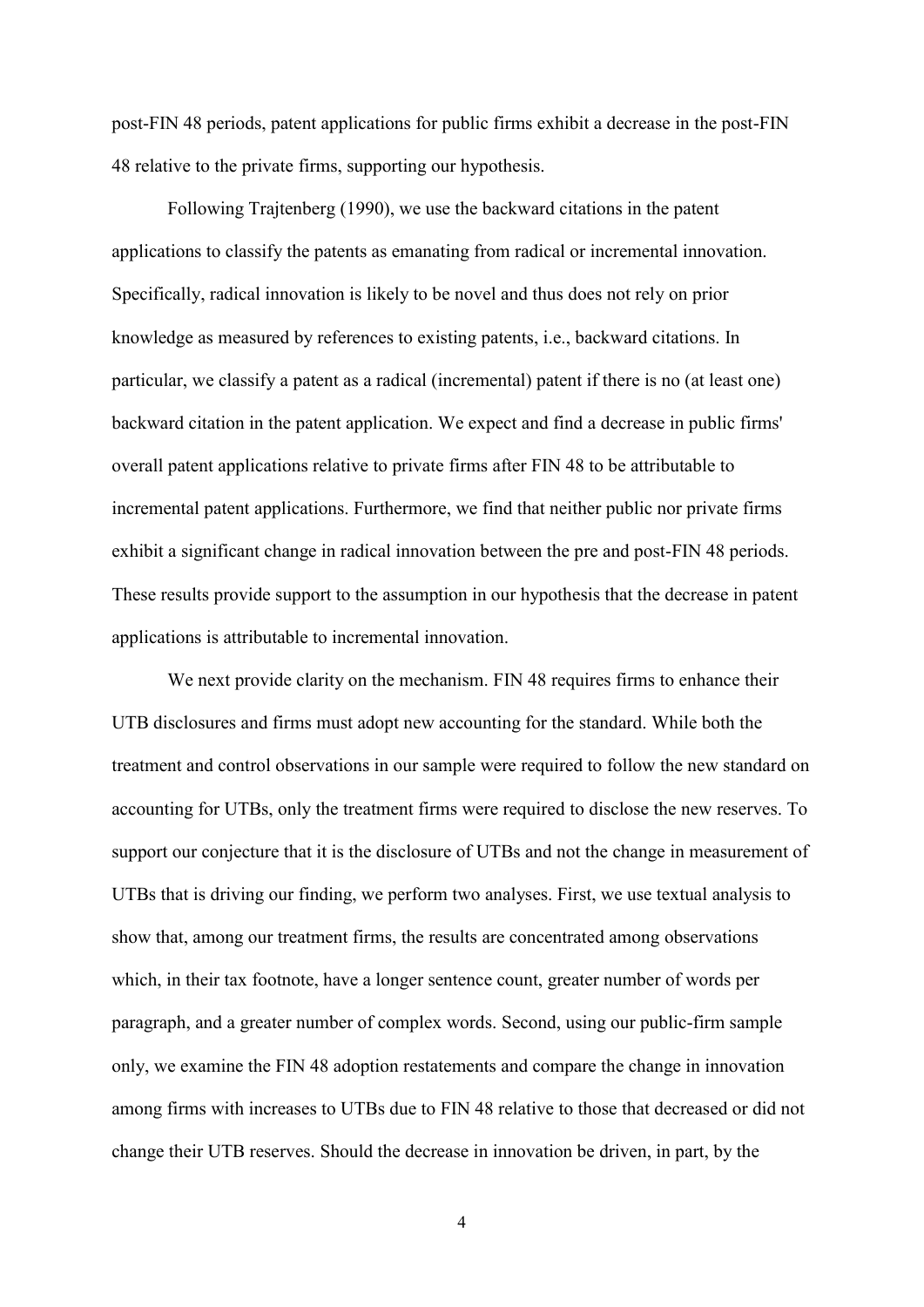post-FIN 48 periods, patent applications for public firms exhibit a decrease in the post-FIN 48 relative to the private firms, supporting our hypothesis.

Following Trajtenberg (1990), we use the backward citations in the patent applications to classify the patents as emanating from radical or incremental innovation. Specifically, radical innovation is likely to be novel and thus does not rely on prior knowledge as measured by references to existing patents, i.e., backward citations. In particular, we classify a patent as a radical (incremental) patent if there is no (at least one) backward citation in the patent application. We expect and find a decrease in public firms' overall patent applications relative to private firms after FIN 48 to be attributable to incremental patent applications. Furthermore, we find that neither public nor private firms exhibit a significant change in radical innovation between the pre and post-FIN 48 periods. These results provide support to the assumption in our hypothesis that the decrease in patent applications is attributable to incremental innovation.

We next provide clarity on the mechanism. FIN 48 requires firms to enhance their UTB disclosures and firms must adopt new accounting for the standard. While both the treatment and control observations in our sample were required to follow the new standard on accounting for UTBs, only the treatment firms were required to disclose the new reserves. To support our conjecture that it is the disclosure of UTBs and not the change in measurement of UTBs that is driving our finding, we perform two analyses. First, we use textual analysis to show that, among our treatment firms, the results are concentrated among observations which, in their tax footnote, have a longer sentence count, greater number of words per paragraph, and a greater number of complex words. Second, using our public-firm sample only, we examine the FIN 48 adoption restatements and compare the change in innovation among firms with increases to UTBs due to FIN 48 relative to those that decreased or did not change their UTB reserves. Should the decrease in innovation be driven, in part, by the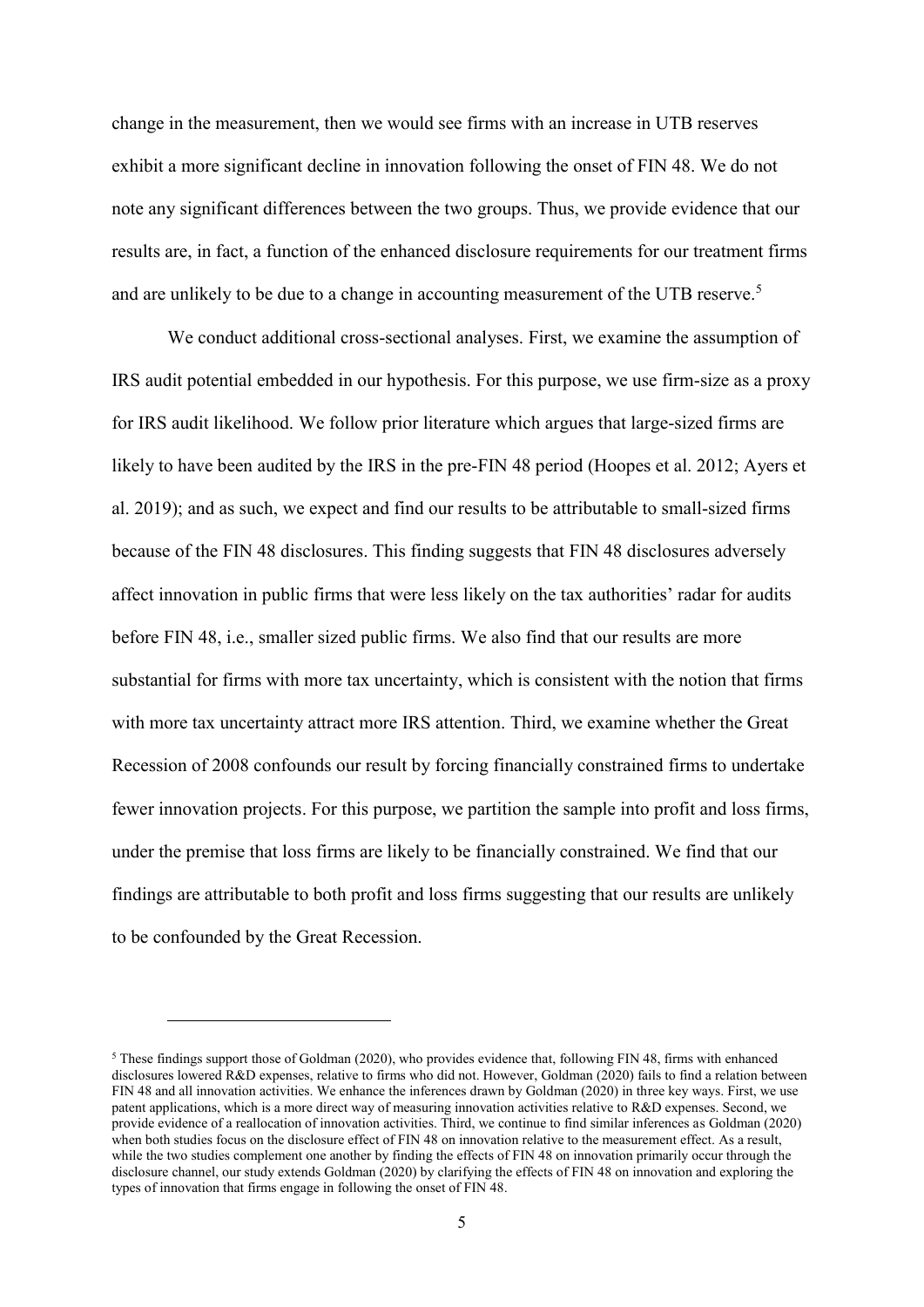change in the measurement, then we would see firms with an increase in UTB reserves exhibit a more significant decline in innovation following the onset of FIN 48. We do not note any significant differences between the two groups. Thus, we provide evidence that our results are, in fact, a function of the enhanced disclosure requirements for our treatment firms and are unlikely to be due to a change in accounting measurement of the UTB reserve.[5]

We conduct additional cross-sectional analyses. First, we examine the assumption of IRS audit potential embedded in our hypothesis. For this purpose, we use firm-size as a proxy for IRS audit likelihood. We follow prior literature which argues that large-sized firms are likely to have been audited by the IRS in the pre-FIN 48 period (Hoopes et al. 2012; Ayers et al. 2019); and as such, we expect and find our results to be attributable to small-sized firms because of the FIN 48 disclosures. This finding suggests that FIN 48 disclosures adversely affect innovation in public firms that were less likely on the tax authorities' radar for audits before FIN 48, i.e., smaller sized public firms. We also find that our results are more substantial for firms with more tax uncertainty, which is consistent with the notion that firms with more tax uncertainty attract more IRS attention. Third, we examine whether the Great Recession of 2008 confounds our result by forcing financially constrained firms to undertake fewer innovation projects. For this purpose, we partition the sample into profit and loss firms, under the premise that loss firms are likely to be financially constrained. We find that our findings are attributable to both profit and loss firms suggesting that our results are unlikely to be confounded by the Great Recession.

---

[5] These findings support those of Goldman (2020), who provides evidence that, following FIN 48, firms with enhanced disclosures lowered R&D expenses, relative to firms who did not. However, Goldman (2020) fails to find a relation between FIN 48 and all innovation activities. We enhance the inferences drawn by Goldman (2020) in three key ways. First, we use patent applications, which is a more direct way of measuring innovation activities relative to R&D expenses. Second, we provide evidence of a reallocation of innovation activities. Third, we continue to find similar inferences as Goldman (2020) when both studies focus on the disclosure effect of FIN 48 on innovation relative to the measurement effect. As a result, while the two studies complement one another by finding the effects of FIN 48 on innovation primarily occur through the disclosure channel, our study extends Goldman (2020) by clarifying the effects of FIN 48 on innovation and exploring the types of innovation that firms engage in following the onset of FIN 48.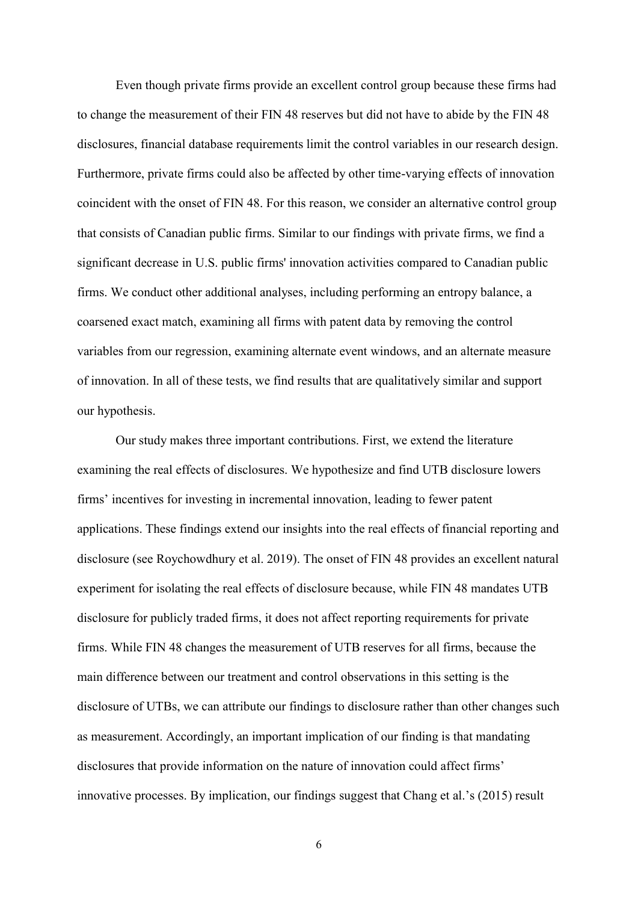Even though private firms provide an excellent control group because these firms had to change the measurement of their FIN 48 reserves but did not have to abide by the FIN 48 disclosures, financial database requirements limit the control variables in our research design. Furthermore, private firms could also be affected by other time-varying effects of innovation coincident with the onset of FIN 48. For this reason, we consider an alternative control group that consists of Canadian public firms. Similar to our findings with private firms, we find a significant decrease in U.S. public firms' innovation activities compared to Canadian public firms. We conduct other additional analyses, including performing an entropy balance, a coarsened exact match, examining all firms with patent data by removing the control variables from our regression, examining alternate event windows, and an alternate measure of innovation. In all of these tests, we find results that are qualitatively similar and support our hypothesis.

Our study makes three important contributions. First, we extend the literature examining the real effects of disclosures. We hypothesize and find UTB disclosure lowers firms' incentives for investing in incremental innovation, leading to fewer patent applications. These findings extend our insights into the real effects of financial reporting and disclosure (see Roychowdhury et al. 2019). The onset of FIN 48 provides an excellent natural experiment for isolating the real effects of disclosure because, while FIN 48 mandates UTB disclosure for publicly traded firms, it does not affect reporting requirements for private firms. While FIN 48 changes the measurement of UTB reserves for all firms, because the main difference between our treatment and control observations in this setting is the disclosure of UTBs, we can attribute our findings to disclosure rather than other changes such as measurement. Accordingly, an important implication of our finding is that mandating disclosures that provide information on the nature of innovation could affect firms' innovative processes. By implication, our findings suggest that Chang et al.'s (2015) result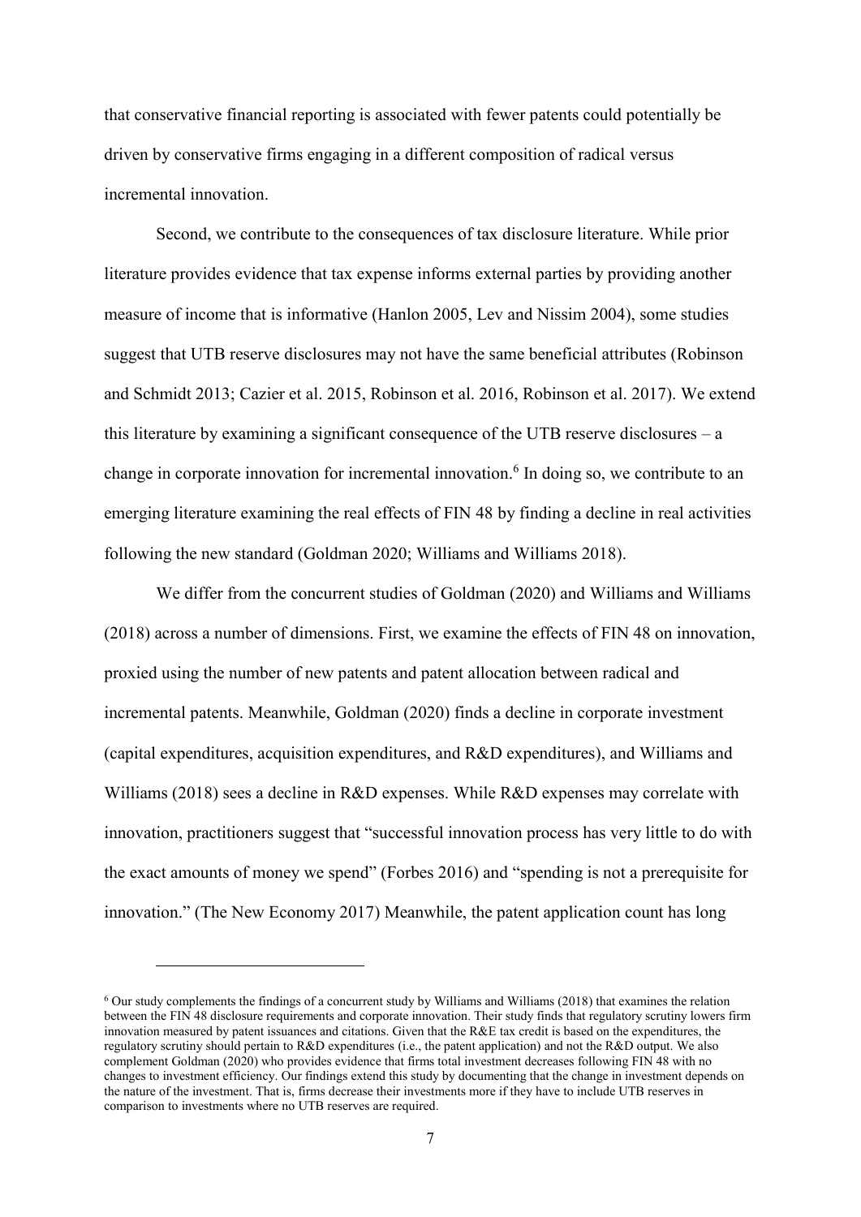that conservative financial reporting is associated with fewer patents could potentially be driven by conservative firms engaging in a different composition of radical versus incremental innovation.

Second, we contribute to the consequences of tax disclosure literature. While prior literature provides evidence that tax expense informs external parties by providing another measure of income that is informative (Hanlon 2005, Lev and Nissim 2004), some studies suggest that UTB reserve disclosures may not have the same beneficial attributes (Robinson and Schmidt 2013; Cazier et al. 2015, Robinson et al. 2016, Robinson et al. 2017). We extend this literature by examining a significant consequence of the UTB reserve disclosures – a change in corporate innovation for incremental innovation.[6] In doing so, we contribute to an emerging literature examining the real effects of FIN 48 by finding a decline in real activities following the new standard (Goldman 2020; Williams and Williams 2018).

We differ from the concurrent studies of Goldman (2020) and Williams and Williams (2018) across a number of dimensions. First, we examine the effects of FIN 48 on innovation, proxied using the number of new patents and patent allocation between radical and incremental patents. Meanwhile, Goldman (2020) finds a decline in corporate investment (capital expenditures, acquisition expenditures, and R&D expenditures), and Williams and Williams (2018) sees a decline in R&D expenses. While R&D expenses may correlate with innovation, practitioners suggest that "successful innovation process has very little to do with the exact amounts of money we spend" (Forbes 2016) and "spending is not a prerequisite for innovation." (The New Economy 2017) Meanwhile, the patent application count has long

[6] Our study complements the findings of a concurrent study by Williams and Williams (2018) that examines the relation between the FIN 48 disclosure requirements and corporate innovation. Their study finds that regulatory scrutiny lowers firm innovation measured by patent issuances and citations. Given that the R&E tax credit is based on the expenditures, the regulatory scrutiny should pertain to R&D expenditures (i.e., the patent application) and not the R&D output. We also complement Goldman (2020) who provides evidence that firms total investment decreases following FIN 48 with no changes to investment efficiency. Our findings extend this study by documenting that the change in investment depends on the nature of the investment. That is, firms decrease their investments more if they have to include UTB reserves in comparison to investments where no UTB reserves are required.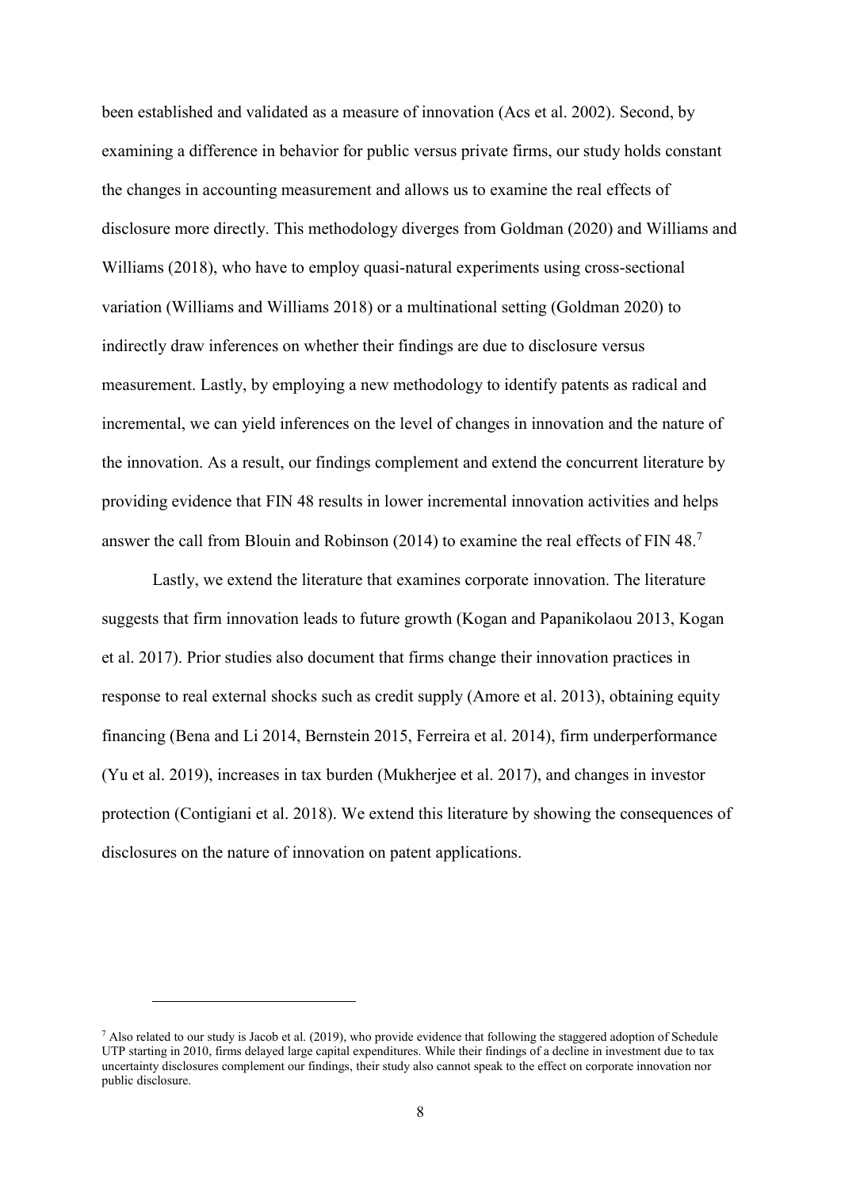been established and validated as a measure of innovation (Acs et al. 2002). Second, by examining a difference in behavior for public versus private firms, our study holds constant the changes in accounting measurement and allows us to examine the real effects of disclosure more directly. This methodology diverges from Goldman (2020) and Williams and Williams (2018), who have to employ quasi-natural experiments using cross-sectional variation (Williams and Williams 2018) or a multinational setting (Goldman 2020) to indirectly draw inferences on whether their findings are due to disclosure versus measurement. Lastly, by employing a new methodology to identify patents as radical and incremental, we can yield inferences on the level of changes in innovation and the nature of the innovation. As a result, our findings complement and extend the concurrent literature by providing evidence that FIN 48 results in lower incremental innovation activities and helps answer the call from Blouin and Robinson (2014) to examine the real effects of FIN 48.[7]

Lastly, we extend the literature that examines corporate innovation. The literature suggests that firm innovation leads to future growth (Kogan and Papanikolaou 2013, Kogan et al. 2017). Prior studies also document that firms change their innovation practices in response to real external shocks such as credit supply (Amore et al. 2013), obtaining equity financing (Bena and Li 2014, Bernstein 2015, Ferreira et al. 2014), firm underperformance (Yu et al. 2019), increases in tax burden (Mukherjee et al. 2017), and changes in investor protection (Contigiani et al. 2018). We extend this literature by showing the consequences of disclosures on the nature of innovation on patent applications.

---

[7] Also related to our study is Jacob et al. (2019), who provide evidence that following the staggered adoption of Schedule UTP starting in 2010, firms delayed large capital expenditures. While their findings of a decline in investment due to tax uncertainty disclosures complement our findings, their study also cannot speak to the effect on corporate innovation nor public disclosure.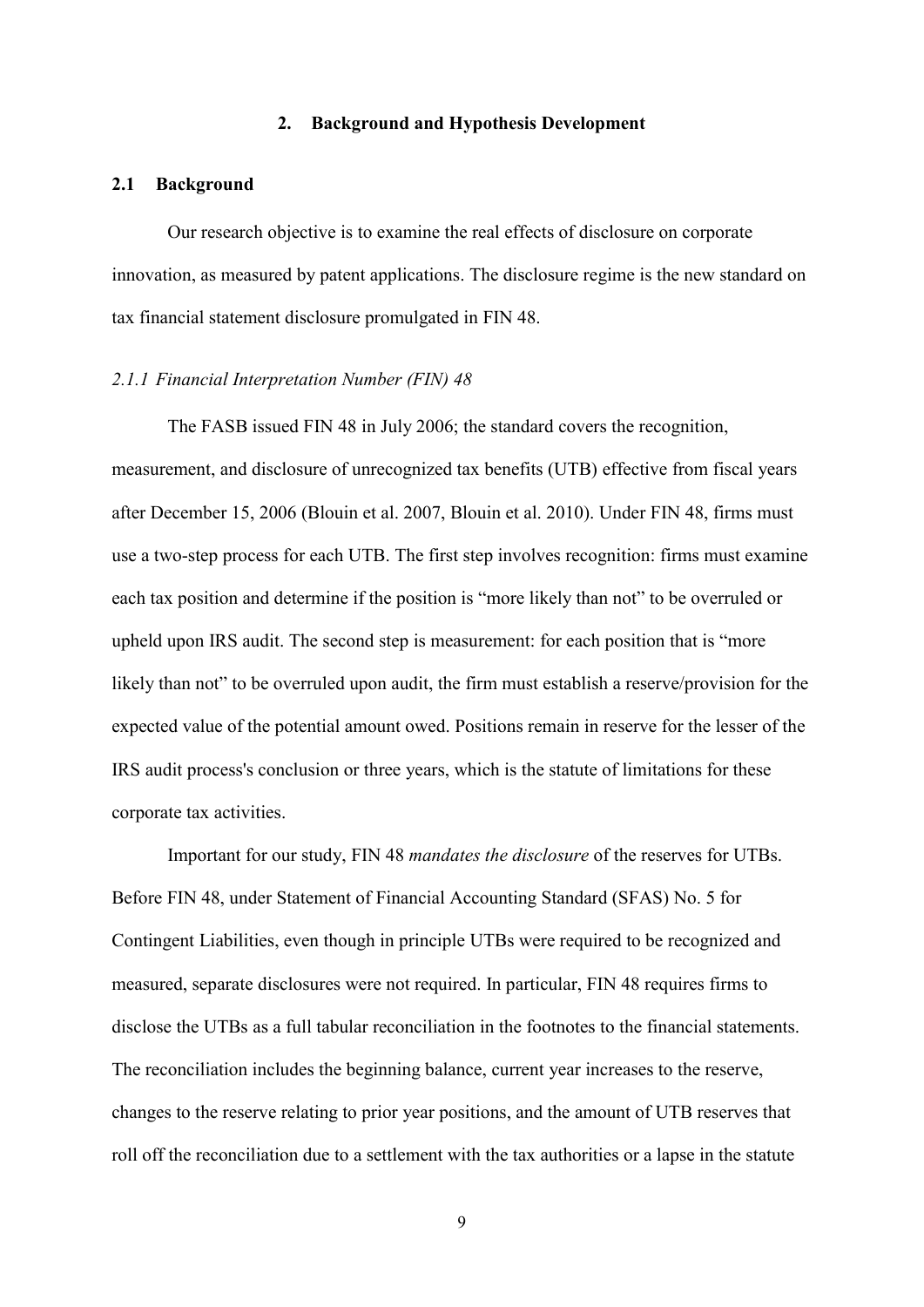## 2. Background and Hypothesis Development

### 2.1 Background

Our research objective is to examine the real effects of disclosure on corporate innovation, as measured by patent applications. The disclosure regime is the new standard on tax financial statement disclosure promulgated in FIN 48.

#### *2.1.1 Financial Interpretation Number (FIN) 48*

The FASB issued FIN 48 in July 2006; the standard covers the recognition, measurement, and disclosure of unrecognized tax benefits (UTB) effective from fiscal years after December 15, 2006 (Blouin et al. 2007, Blouin et al. 2010). Under FIN 48, firms must use a two-step process for each UTB. The first step involves recognition: firms must examine each tax position and determine if the position is "more likely than not" to be overruled or upheld upon IRS audit. The second step is measurement: for each position that is "more likely than not" to be overruled upon audit, the firm must establish a reserve/provision for the expected value of the potential amount owed. Positions remain in reserve for the lesser of the IRS audit process's conclusion or three years, which is the statute of limitations for these corporate tax activities.

Important for our study, FIN 48 *mandates the disclosure* of the reserves for UTBs. Before FIN 48, under Statement of Financial Accounting Standard (SFAS) No. 5 for Contingent Liabilities, even though in principle UTBs were required to be recognized and measured, separate disclosures were not required. In particular, FIN 48 requires firms to disclose the UTBs as a full tabular reconciliation in the footnotes to the financial statements. The reconciliation includes the beginning balance, current year increases to the reserve, changes to the reserve relating to prior year positions, and the amount of UTB reserves that roll off the reconciliation due to a settlement with the tax authorities or a lapse in the statute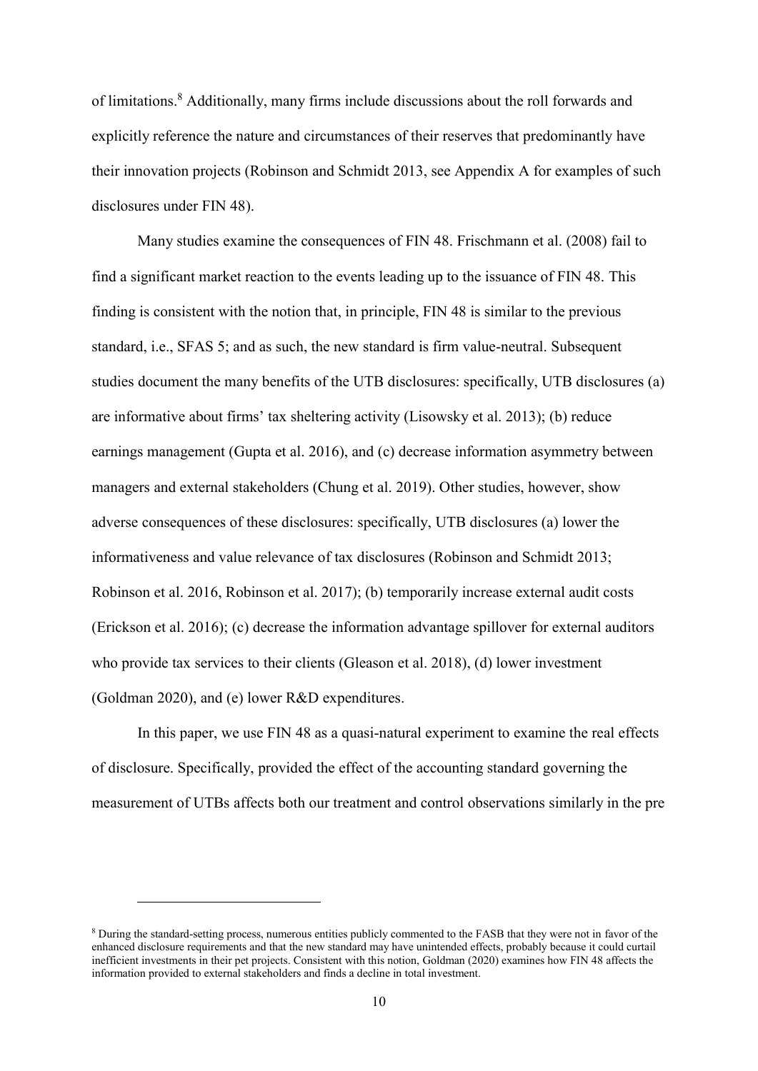of limitations.[8] Additionally, many firms include discussions about the roll forwards and explicitly reference the nature and circumstances of their reserves that predominantly have their innovation projects (Robinson and Schmidt 2013, see Appendix A for examples of such disclosures under FIN 48).

Many studies examine the consequences of FIN 48. Frischmann et al. (2008) fail to find a significant market reaction to the events leading up to the issuance of FIN 48. This finding is consistent with the notion that, in principle, FIN 48 is similar to the previous standard, i.e., SFAS 5; and as such, the new standard is firm value-neutral. Subsequent studies document the many benefits of the UTB disclosures: specifically, UTB disclosures (a) are informative about firms' tax sheltering activity (Lisowsky et al. 2013); (b) reduce earnings management (Gupta et al. 2016), and (c) decrease information asymmetry between managers and external stakeholders (Chung et al. 2019). Other studies, however, show adverse consequences of these disclosures: specifically, UTB disclosures (a) lower the informativeness and value relevance of tax disclosures (Robinson and Schmidt 2013; Robinson et al. 2016, Robinson et al. 2017); (b) temporarily increase external audit costs (Erickson et al. 2016); (c) decrease the information advantage spillover for external auditors who provide tax services to their clients (Gleason et al. 2018), (d) lower investment (Goldman 2020), and (e) lower R&D expenditures.

In this paper, we use FIN 48 as a quasi-natural experiment to examine the real effects of disclosure. Specifically, provided the effect of the accounting standard governing the measurement of UTBs affects both our treatment and control observations similarly in the pre

[8] During the standard-setting process, numerous entities publicly commented to the FASB that they were not in favor of the enhanced disclosure requirements and that the new standard may have unintended effects, probably because it could curtail inefficient investments in their pet projects. Consistent with this notion, Goldman (2020) examines how FIN 48 affects the information provided to external stakeholders and finds a decline in total investment.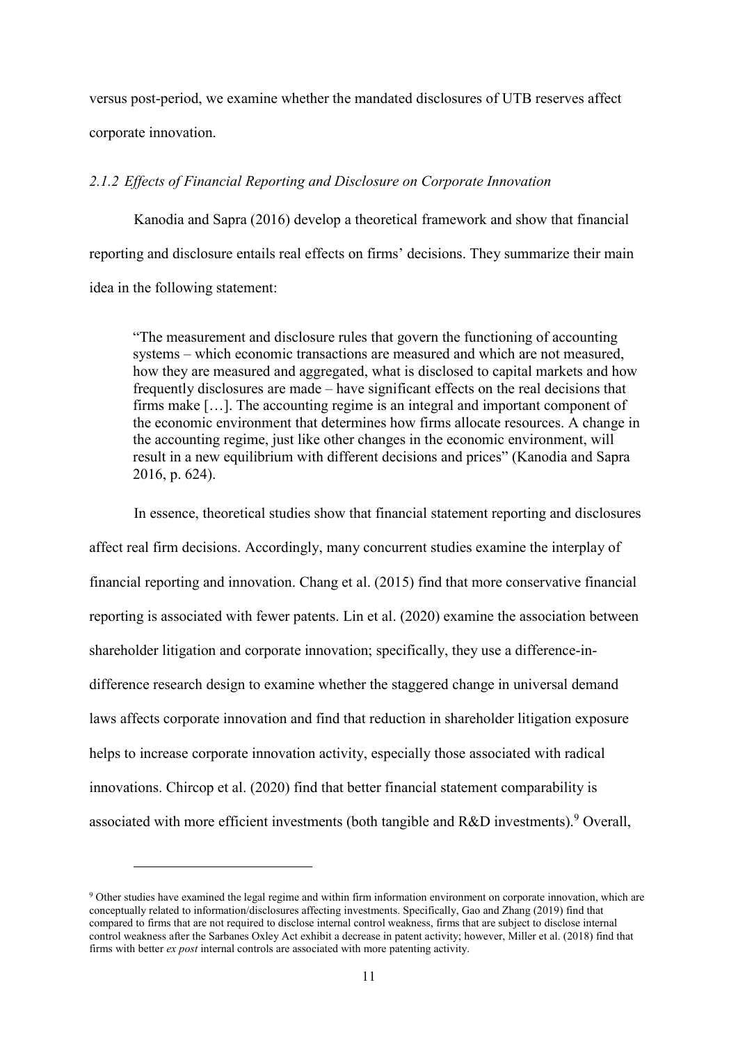versus post-period, we examine whether the mandated disclosures of UTB reserves affect corporate innovation.

### *2.1.2 Effects of Financial Reporting and Disclosure on Corporate Innovation*

Kanodia and Sapra (2016) develop a theoretical framework and show that financial reporting and disclosure entails real effects on firms' decisions. They summarize their main idea in the following statement:

> "The measurement and disclosure rules that govern the functioning of accounting systems – which economic transactions are measured and which are not measured, how they are measured and aggregated, what is disclosed to capital markets and how frequently disclosures are made – have significant effects on the real decisions that firms make […]. The accounting regime is an integral and important component of the economic environment that determines how firms allocate resources. A change in the accounting regime, just like other changes in the economic environment, will result in a new equilibrium with different decisions and prices" (Kanodia and Sapra 2016, p. 624).

In essence, theoretical studies show that financial statement reporting and disclosures affect real firm decisions. Accordingly, many concurrent studies examine the interplay of financial reporting and innovation. Chang et al. (2015) find that more conservative financial reporting is associated with fewer patents. Lin et al. (2020) examine the association between shareholder litigation and corporate innovation; specifically, they use a difference-in-difference research design to examine whether the staggered change in universal demand laws affects corporate innovation and find that reduction in shareholder litigation exposure helps to increase corporate innovation activity, especially those associated with radical innovations. Chircop et al. (2020) find that better financial statement comparability is associated with more efficient investments (both tangible and R&D investments).[9] Overall,

[9] Other studies have examined the legal regime and within firm information environment on corporate innovation, which are conceptually related to information/disclosures affecting investments. Specifically, Gao and Zhang (2019) find that compared to firms that are not required to disclose internal control weakness, firms that are subject to disclose internal control weakness after the Sarbanes Oxley Act exhibit a decrease in patent activity; however, Miller et al. (2018) find that firms with better *ex post* internal controls are associated with more patenting activity.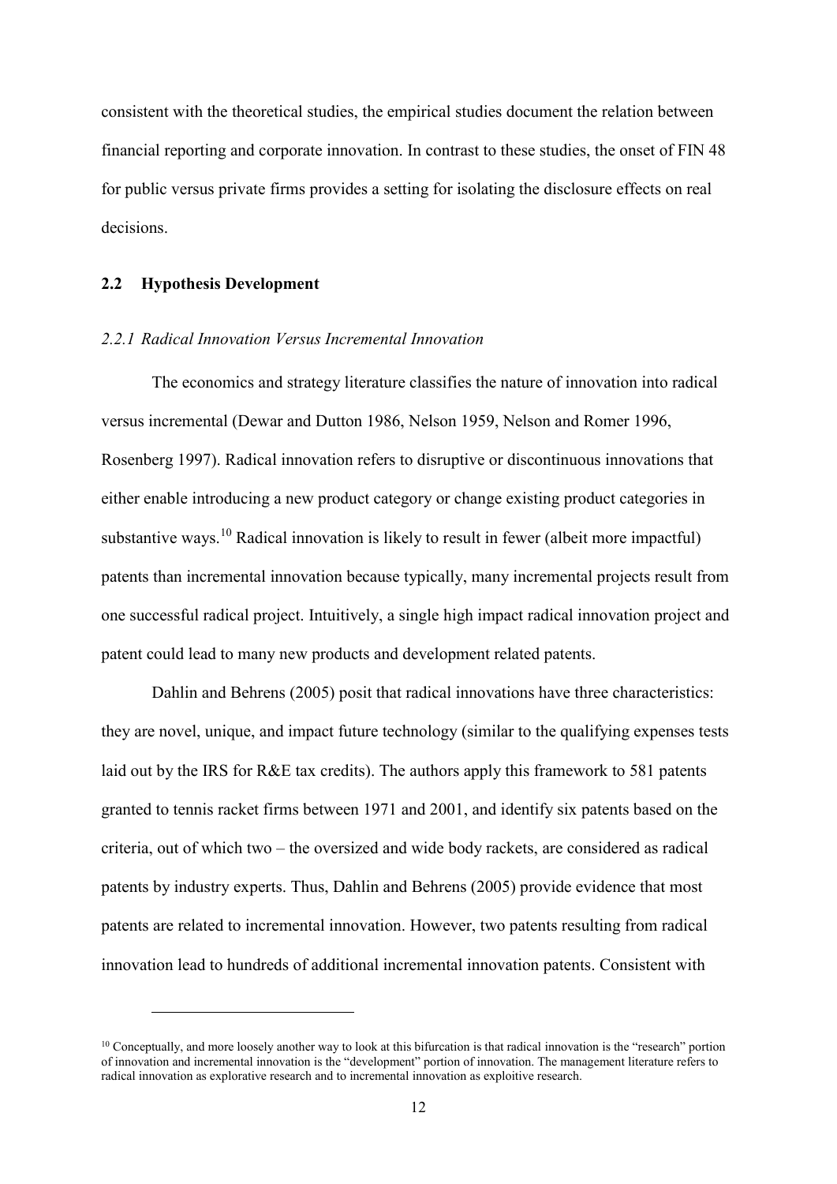consistent with the theoretical studies, the empirical studies document the relation between financial reporting and corporate innovation. In contrast to these studies, the onset of FIN 48 for public versus private firms provides a setting for isolating the disclosure effects on real decisions.

## 2.2 Hypothesis Development

### *2.2.1 Radical Innovation Versus Incremental Innovation*

The economics and strategy literature classifies the nature of innovation into radical versus incremental (Dewar and Dutton 1986, Nelson 1959, Nelson and Romer 1996, Rosenberg 1997). Radical innovation refers to disruptive or discontinuous innovations that either enable introducing a new product category or change existing product categories in substantive ways.[10] Radical innovation is likely to result in fewer (albeit more impactful) patents than incremental innovation because typically, many incremental projects result from one successful radical project. Intuitively, a single high impact radical innovation project and patent could lead to many new products and development related patents.

Dahlin and Behrens (2005) posit that radical innovations have three characteristics: they are novel, unique, and impact future technology (similar to the qualifying expenses tests laid out by the IRS for R&E tax credits). The authors apply this framework to 581 patents granted to tennis racket firms between 1971 and 2001, and identify six patents based on the criteria, out of which two – the oversized and wide body rackets, are considered as radical patents by industry experts. Thus, Dahlin and Behrens (2005) provide evidence that most patents are related to incremental innovation. However, two patents resulting from radical innovation lead to hundreds of additional incremental innovation patents. Consistent with

[10] Conceptually, and more loosely another way to look at this bifurcation is that radical innovation is the "research" portion of innovation and incremental innovation is the "development" portion of innovation. The management literature refers to radical innovation as explorative research and to incremental innovation as exploitive research.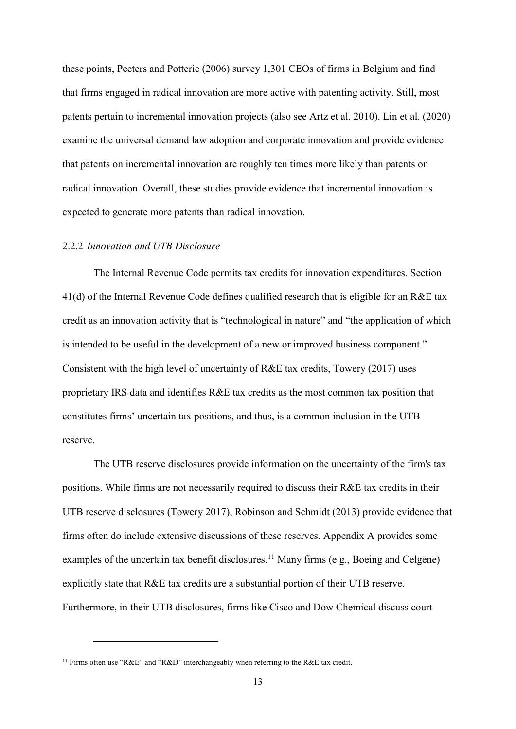these points, Peeters and Potterie (2006) survey 1,301 CEOs of firms in Belgium and find that firms engaged in radical innovation are more active with patenting activity. Still, most patents pertain to incremental innovation projects (also see Artz et al. 2010). Lin et al. (2020) examine the universal demand law adoption and corporate innovation and provide evidence that patents on incremental innovation are roughly ten times more likely than patents on radical innovation. Overall, these studies provide evidence that incremental innovation is expected to generate more patents than radical innovation.

### 2.2.2 *Innovation and UTB Disclosure*

The Internal Revenue Code permits tax credits for innovation expenditures. Section 41(d) of the Internal Revenue Code defines qualified research that is eligible for an R&E tax credit as an innovation activity that is "technological in nature" and "the application of which is intended to be useful in the development of a new or improved business component." Consistent with the high level of uncertainty of R&E tax credits, Towery (2017) uses proprietary IRS data and identifies R&E tax credits as the most common tax position that constitutes firms' uncertain tax positions, and thus, is a common inclusion in the UTB reserve.

The UTB reserve disclosures provide information on the uncertainty of the firm's tax positions. While firms are not necessarily required to discuss their R&E tax credits in their UTB reserve disclosures (Towery 2017), Robinson and Schmidt (2013) provide evidence that firms often do include extensive discussions of these reserves. Appendix A provides some examples of the uncertain tax benefit disclosures.[11] Many firms (e.g., Boeing and Celgene) explicitly state that R&E tax credits are a substantial portion of their UTB reserve. Furthermore, in their UTB disclosures, firms like Cisco and Dow Chemical discuss court

[11] Firms often use "R&E" and "R&D" interchangeably when referring to the R&E tax credit.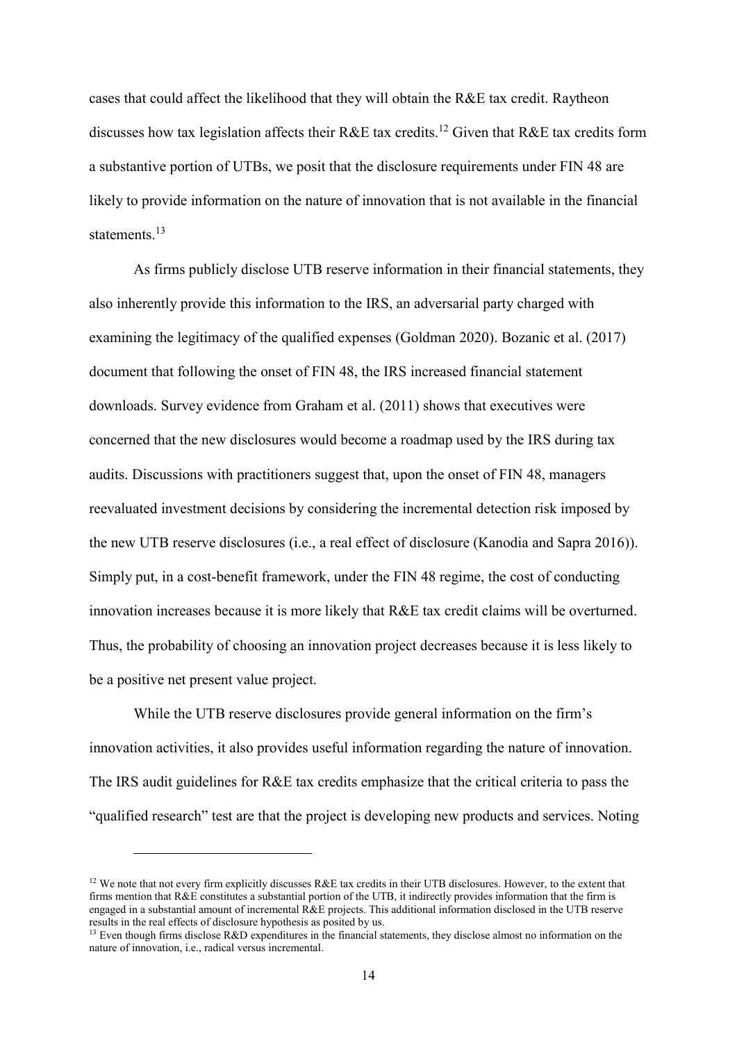cases that could affect the likelihood that they will obtain the R&E tax credit. Raytheon discusses how tax legislation affects their R&E tax credits.[12] Given that R&E tax credits form a substantive portion of UTBs, we posit that the disclosure requirements under FIN 48 are likely to provide information on the nature of innovation that is not available in the financial statements.[13]

As firms publicly disclose UTB reserve information in their financial statements, they also inherently provide this information to the IRS, an adversarial party charged with examining the legitimacy of the qualified expenses (Goldman 2020). Bozanic et al. (2017) document that following the onset of FIN 48, the IRS increased financial statement downloads. Survey evidence from Graham et al. (2011) shows that executives were concerned that the new disclosures would become a roadmap used by the IRS during tax audits. Discussions with practitioners suggest that, upon the onset of FIN 48, managers reevaluated investment decisions by considering the incremental detection risk imposed by the new UTB reserve disclosures (i.e., a real effect of disclosure (Kanodia and Sapra 2016)). Simply put, in a cost-benefit framework, under the FIN 48 regime, the cost of conducting innovation increases because it is more likely that R&E tax credit claims will be overturned. Thus, the probability of choosing an innovation project decreases because it is less likely to be a positive net present value project.

While the UTB reserve disclosures provide general information on the firm's innovation activities, it also provides useful information regarding the nature of innovation. The IRS audit guidelines for R&E tax credits emphasize that the critical criteria to pass the "qualified research" test are that the project is developing new products and services. Noting

[12] We note that not every firm explicitly discusses R&E tax credits in their UTB disclosures. However, to the extent that firms mention that R&E constitutes a substantial portion of the UTB, it indirectly provides information that the firm is engaged in a substantial amount of incremental R&E projects. This additional information disclosed in the UTB reserve results in the real effects of disclosure hypothesis as posited by us.

[13] Even though firms disclose R&D expenditures in the financial statements, they disclose almost no information on the nature of innovation, i.e., radical versus incremental.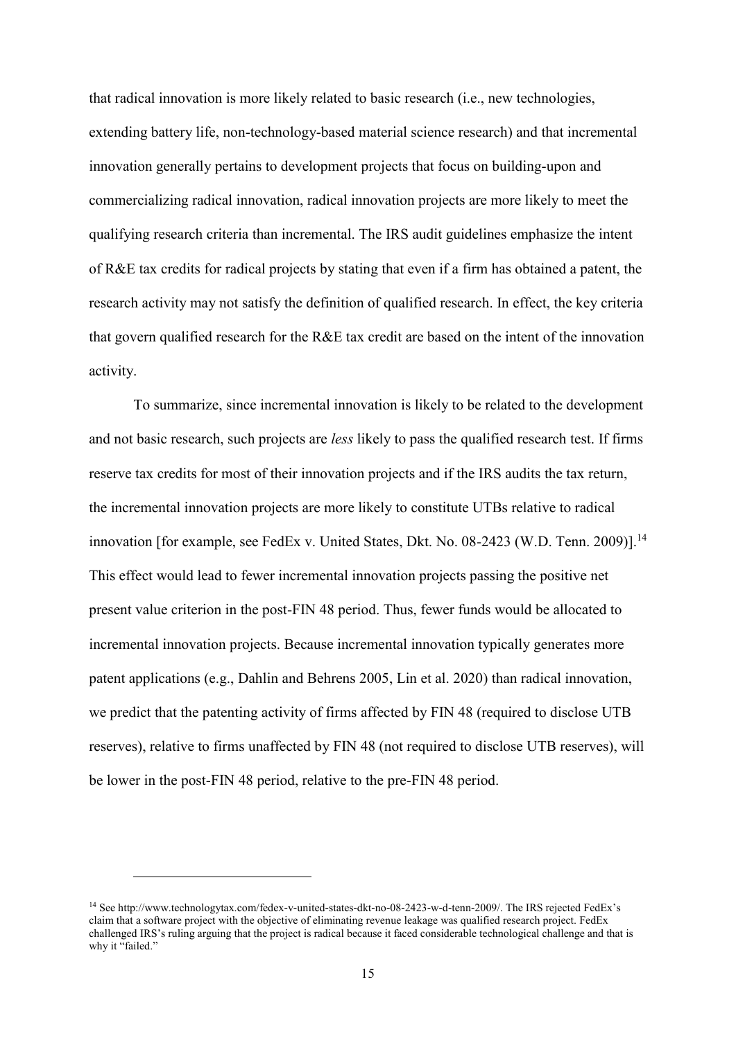that radical innovation is more likely related to basic research (i.e., new technologies, extending battery life, non-technology-based material science research) and that incremental innovation generally pertains to development projects that focus on building-upon and commercializing radical innovation, radical innovation projects are more likely to meet the qualifying research criteria than incremental. The IRS audit guidelines emphasize the intent of R&E tax credits for radical projects by stating that even if a firm has obtained a patent, the research activity may not satisfy the definition of qualified research. In effect, the key criteria that govern qualified research for the R&E tax credit are based on the intent of the innovation activity.

To summarize, since incremental innovation is likely to be related to the development and not basic research, such projects are *less* likely to pass the qualified research test. If firms reserve tax credits for most of their innovation projects and if the IRS audits the tax return, the incremental innovation projects are more likely to constitute UTBs relative to radical innovation [for example, see FedEx v. United States, Dkt. No. 08-2423 (W.D. Tenn. 2009)].[14] This effect would lead to fewer incremental innovation projects passing the positive net present value criterion in the post-FIN 48 period. Thus, fewer funds would be allocated to incremental innovation projects. Because incremental innovation typically generates more patent applications (e.g., Dahlin and Behrens 2005, Lin et al. 2020) than radical innovation, we predict that the patenting activity of firms affected by FIN 48 (required to disclose UTB reserves), relative to firms unaffected by FIN 48 (not required to disclose UTB reserves), will be lower in the post-FIN 48 period, relative to the pre-FIN 48 period.

[14] See http://www.technologytax.com/fedex-v-united-states-dkt-no-08-2423-w-d-tenn-2009/. The IRS rejected FedEx's claim that a software project with the objective of eliminating revenue leakage was qualified research project. FedEx challenged IRS's ruling arguing that the project is radical because it faced considerable technological challenge and that is why it "failed."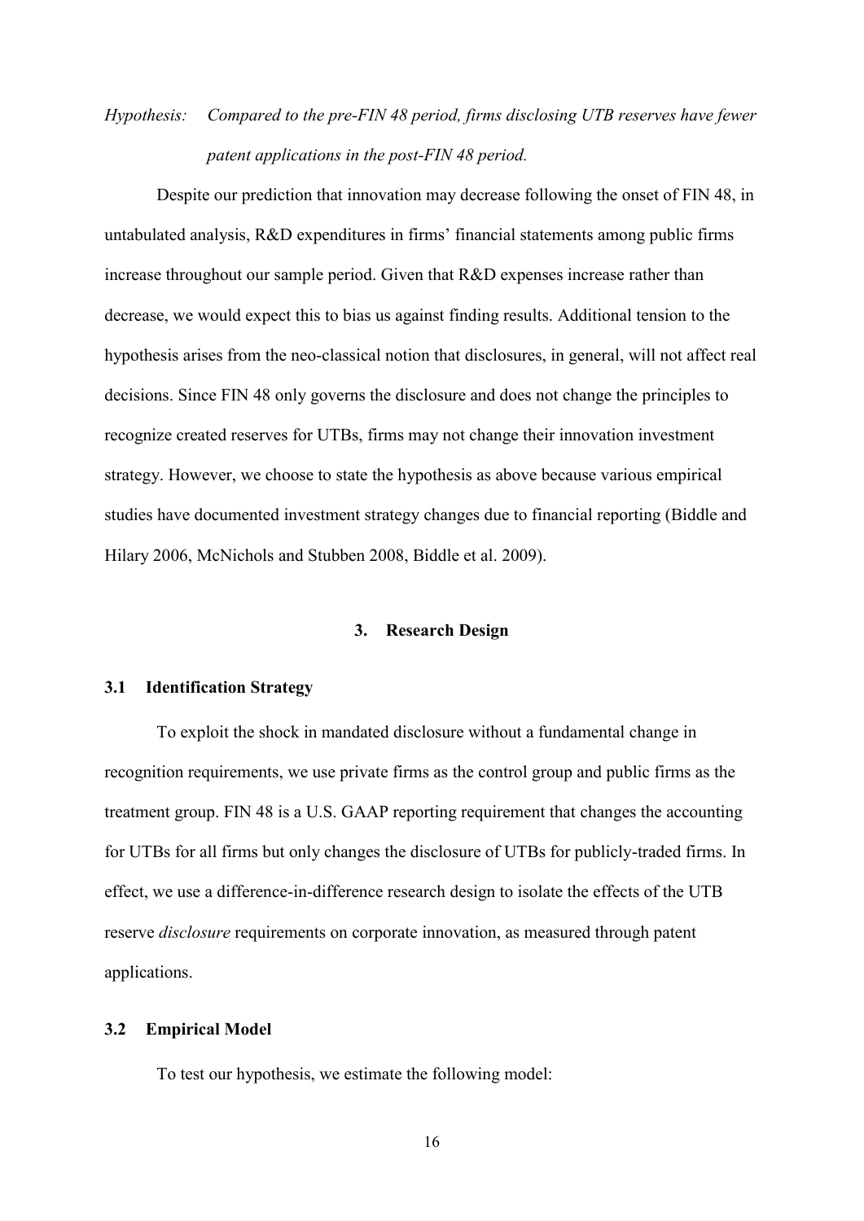*Hypothesis: Compared to the pre-FIN 48 period, firms disclosing UTB reserves have fewer patent applications in the post-FIN 48 period.*

Despite our prediction that innovation may decrease following the onset of FIN 48, in untabulated analysis, R&D expenditures in firms' financial statements among public firms increase throughout our sample period. Given that R&D expenses increase rather than decrease, we would expect this to bias us against finding results. Additional tension to the hypothesis arises from the neo-classical notion that disclosures, in general, will not affect real decisions. Since FIN 48 only governs the disclosure and does not change the principles to recognize created reserves for UTBs, firms may not change their innovation investment strategy. However, we choose to state the hypothesis as above because various empirical studies have documented investment strategy changes due to financial reporting (Biddle and Hilary 2006, McNichols and Stubben 2008, Biddle et al. 2009).

## 3. Research Design

### 3.1 Identification Strategy

To exploit the shock in mandated disclosure without a fundamental change in recognition requirements, we use private firms as the control group and public firms as the treatment group. FIN 48 is a U.S. GAAP reporting requirement that changes the accounting for UTBs for all firms but only changes the disclosure of UTBs for publicly-traded firms. In effect, we use a difference-in-difference research design to isolate the effects of the UTB reserve *disclosure* requirements on corporate innovation, as measured through patent applications.

### 3.2 Empirical Model

To test our hypothesis, we estimate the following model: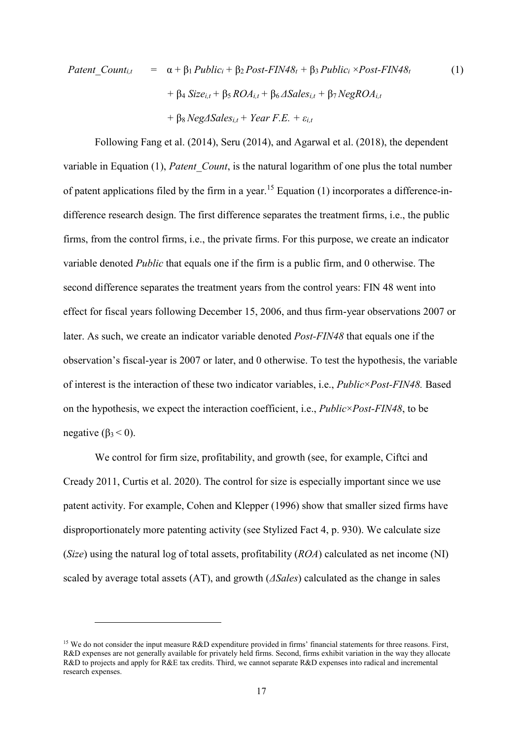$$
\begin{aligned}
Patent\_Count_{i,t} \quad = \quad & \alpha + \beta_1\, Public_i + \beta_2\, Post\text{-}FIN48_t + \beta_3\, Public_i \times Post\text{-}FIN48_t \qquad (1) \\
& + \beta_4\, Size_{i,t} + \beta_5\, ROA_{i,t} + \beta_6\, \Delta Sales_{i,t} + \beta_7\, NegROA_{i,t} \\
& + \beta_8\, Neg\Delta Sales_{i,t} + Year\ F.E. + \varepsilon_{i,t}
\end{aligned}
$$

Following Fang et al. (2014), Seru (2014), and Agarwal et al. (2018), the dependent variable in Equation (1), *Patent_Count*, is the natural logarithm of one plus the total number of patent applications filed by the firm in a year.[15] Equation (1) incorporates a difference-in-difference research design. The first difference separates the treatment firms, i.e., the public firms, from the control firms, i.e., the private firms. For this purpose, we create an indicator variable denoted *Public* that equals one if the firm is a public firm, and 0 otherwise. The second difference separates the treatment years from the control years: FIN 48 went into effect for fiscal years following December 15, 2006, and thus firm-year observations 2007 or later. As such, we create an indicator variable denoted *Post-FIN48* that equals one if the observation's fiscal-year is 2007 or later, and 0 otherwise. To test the hypothesis, the variable of interest is the interaction of these two indicator variables, i.e., *Public×Post-FIN48.* Based on the hypothesis, we expect the interaction coefficient, i.e., *Public×Post-FIN48*, to be negative ($\beta_3 < 0$).

We control for firm size, profitability, and growth (see, for example, Ciftci and Cready 2011, Curtis et al. 2020). The control for size is especially important since we use patent activity. For example, Cohen and Klepper (1996) show that smaller sized firms have disproportionately more patenting activity (see Stylized Fact 4, p. 930). We calculate size (*Size*) using the natural log of total assets, profitability (*ROA*) calculated as net income (NI) scaled by average total assets (AT), and growth (*ΔSales*) calculated as the change in sales

[15] We do not consider the input measure R&D expenditure provided in firms' financial statements for three reasons. First, R&D expenses are not generally available for privately held firms. Second, firms exhibit variation in the way they allocate R&D to projects and apply for R&E tax credits. Third, we cannot separate R&D expenses into radical and incremental research expenses.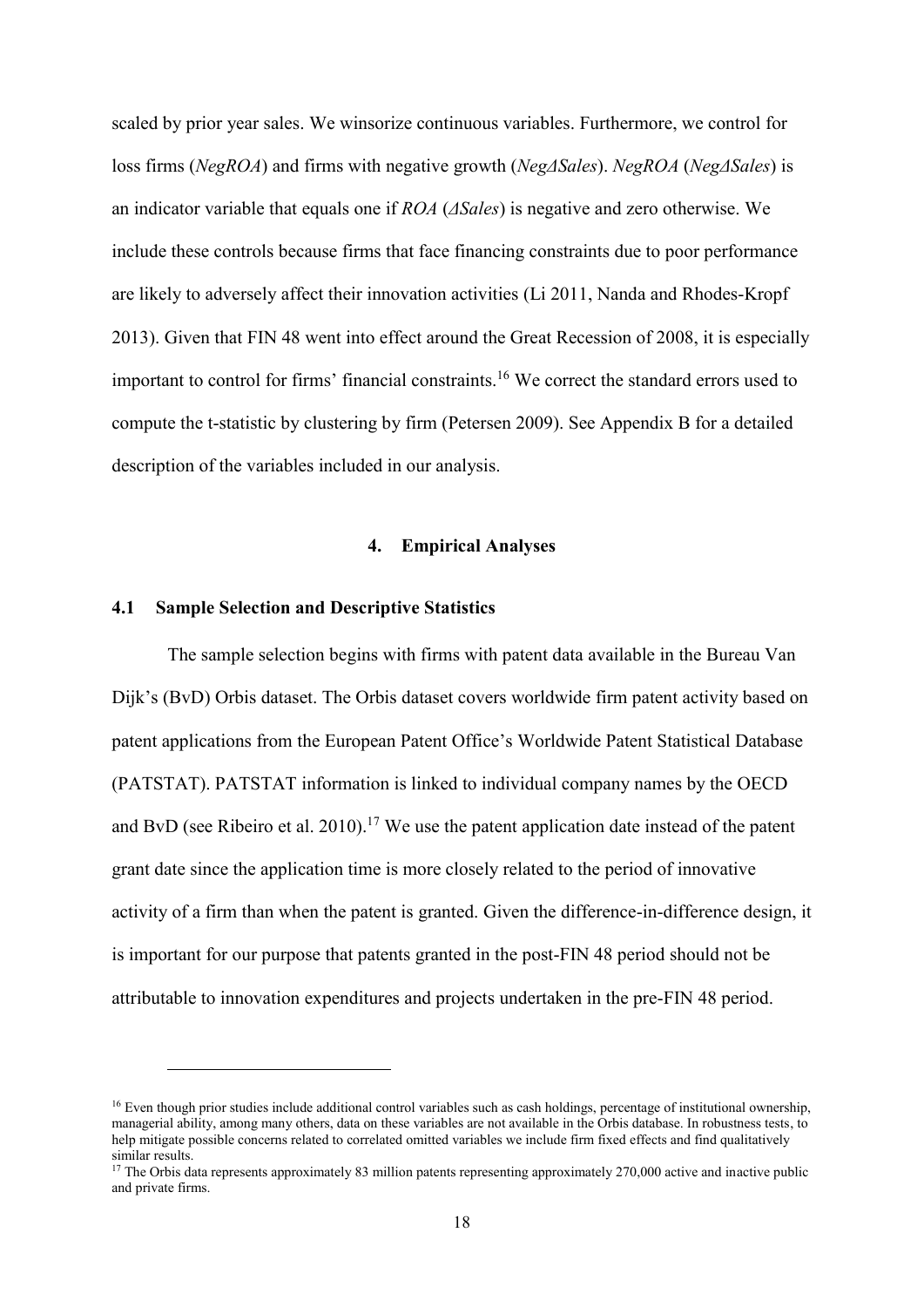scaled by prior year sales. We winsorize continuous variables. Furthermore, we control for loss firms (*NegROA*) and firms with negative growth (*NegΔSales*). *NegROA* (*NegΔSales*) is an indicator variable that equals one if *ROA* (*ΔSales*) is negative and zero otherwise. We include these controls because firms that face financing constraints due to poor performance are likely to adversely affect their innovation activities (Li 2011, Nanda and Rhodes-Kropf 2013). Given that FIN 48 went into effect around the Great Recession of 2008, it is especially important to control for firms' financial constraints.[16] We correct the standard errors used to compute the t-statistic by clustering by firm (Petersen 2009). See Appendix B for a detailed description of the variables included in our analysis.

## 4. Empirical Analyses

### 4.1 Sample Selection and Descriptive Statistics

The sample selection begins with firms with patent data available in the Bureau Van Dijk's (BvD) Orbis dataset. The Orbis dataset covers worldwide firm patent activity based on patent applications from the European Patent Office's Worldwide Patent Statistical Database (PATSTAT). PATSTAT information is linked to individual company names by the OECD and BvD (see Ribeiro et al. 2010).[17] We use the patent application date instead of the patent grant date since the application time is more closely related to the period of innovative activity of a firm than when the patent is granted. Given the difference-in-difference design, it is important for our purpose that patents granted in the post-FIN 48 period should not be attributable to innovation expenditures and projects undertaken in the pre-FIN 48 period.

[16] Even though prior studies include additional control variables such as cash holdings, percentage of institutional ownership, managerial ability, among many others, data on these variables are not available in the Orbis database. In robustness tests, to help mitigate possible concerns related to correlated omitted variables we include firm fixed effects and find qualitatively similar results.

[17] The Orbis data represents approximately 83 million patents representing approximately 270,000 active and inactive public and private firms.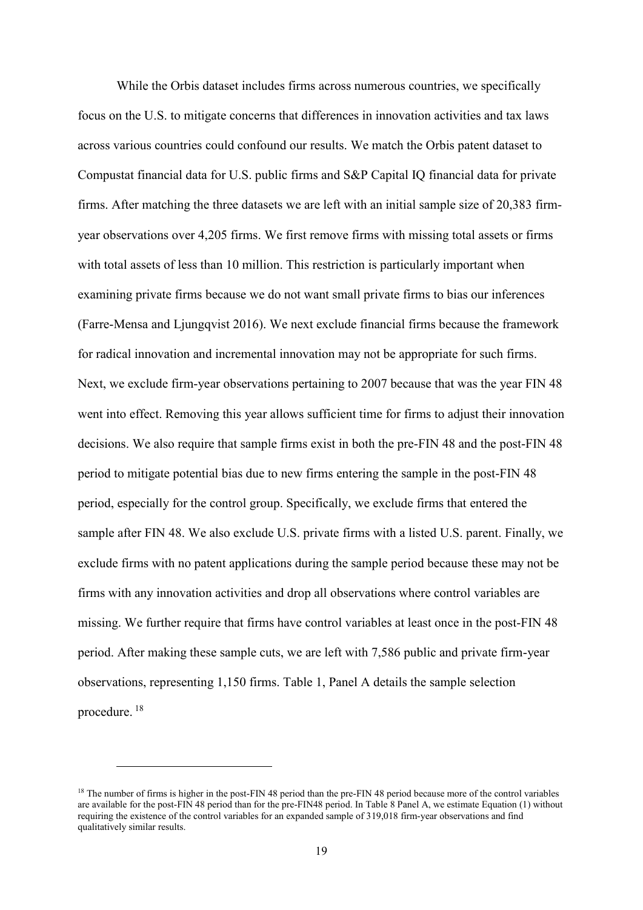While the Orbis dataset includes firms across numerous countries, we specifically focus on the U.S. to mitigate concerns that differences in innovation activities and tax laws across various countries could confound our results. We match the Orbis patent dataset to Compustat financial data for U.S. public firms and S&P Capital IQ financial data for private firms. After matching the three datasets we are left with an initial sample size of 20,383 firm-year observations over 4,205 firms. We first remove firms with missing total assets or firms with total assets of less than 10 million. This restriction is particularly important when examining private firms because we do not want small private firms to bias our inferences (Farre-Mensa and Ljungqvist 2016). We next exclude financial firms because the framework for radical innovation and incremental innovation may not be appropriate for such firms. Next, we exclude firm-year observations pertaining to 2007 because that was the year FIN 48 went into effect. Removing this year allows sufficient time for firms to adjust their innovation decisions. We also require that sample firms exist in both the pre-FIN 48 and the post-FIN 48 period to mitigate potential bias due to new firms entering the sample in the post-FIN 48 period, especially for the control group. Specifically, we exclude firms that entered the sample after FIN 48. We also exclude U.S. private firms with a listed U.S. parent. Finally, we exclude firms with no patent applications during the sample period because these may not be firms with any innovation activities and drop all observations where control variables are missing. We further require that firms have control variables at least once in the post-FIN 48 period. After making these sample cuts, we are left with 7,586 public and private firm-year observations, representing 1,150 firms. Table 1, Panel A details the sample selection procedure. [18]

[18] The number of firms is higher in the post-FIN 48 period than the pre-FIN 48 period because more of the control variables are available for the post-FIN 48 period than for the pre-FIN48 period. In Table 8 Panel A, we estimate Equation (1) without requiring the existence of the control variables for an expanded sample of 319,018 firm-year observations and find qualitatively similar results.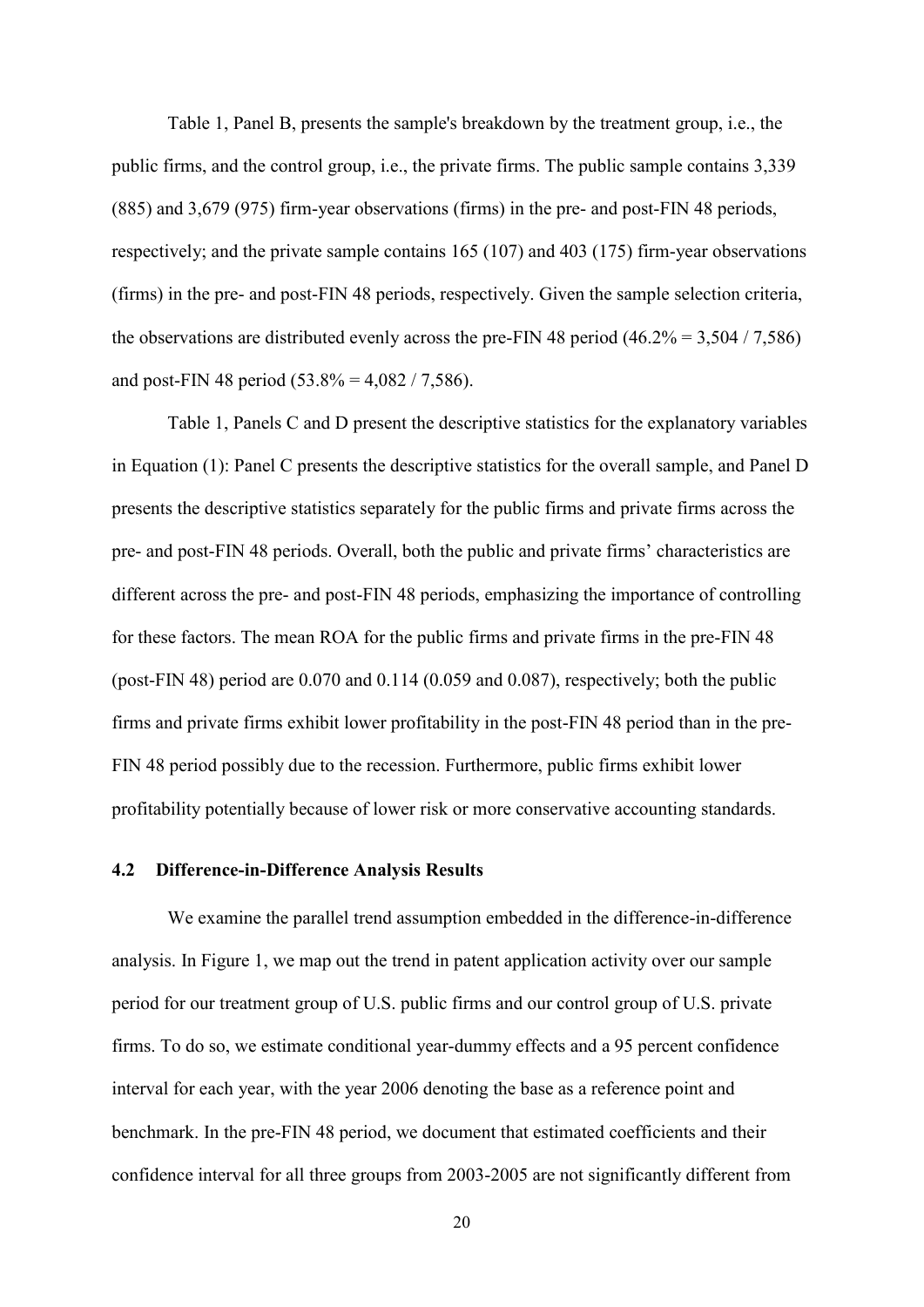Table 1, Panel B, presents the sample's breakdown by the treatment group, i.e., the public firms, and the control group, i.e., the private firms. The public sample contains 3,339 (885) and 3,679 (975) firm-year observations (firms) in the pre- and post-FIN 48 periods, respectively; and the private sample contains 165 (107) and 403 (175) firm-year observations (firms) in the pre- and post-FIN 48 periods, respectively. Given the sample selection criteria, the observations are distributed evenly across the pre-FIN 48 period (46.2% = 3,504 / 7,586) and post-FIN 48 period (53.8% = 4,082 / 7,586).

Table 1, Panels C and D present the descriptive statistics for the explanatory variables in Equation (1): Panel C presents the descriptive statistics for the overall sample, and Panel D presents the descriptive statistics separately for the public firms and private firms across the pre- and post-FIN 48 periods. Overall, both the public and private firms' characteristics are different across the pre- and post-FIN 48 periods, emphasizing the importance of controlling for these factors. The mean ROA for the public firms and private firms in the pre-FIN 48 (post-FIN 48) period are 0.070 and 0.114 (0.059 and 0.087), respectively; both the public firms and private firms exhibit lower profitability in the post-FIN 48 period than in the pre-FIN 48 period possibly due to the recession. Furthermore, public firms exhibit lower profitability potentially because of lower risk or more conservative accounting standards.

### 4.2 Difference-in-Difference Analysis Results

We examine the parallel trend assumption embedded in the difference-in-difference analysis. In Figure 1, we map out the trend in patent application activity over our sample period for our treatment group of U.S. public firms and our control group of U.S. private firms. To do so, we estimate conditional year-dummy effects and a 95 percent confidence interval for each year, with the year 2006 denoting the base as a reference point and benchmark. In the pre-FIN 48 period, we document that estimated coefficients and their confidence interval for all three groups from 2003-2005 are not significantly different from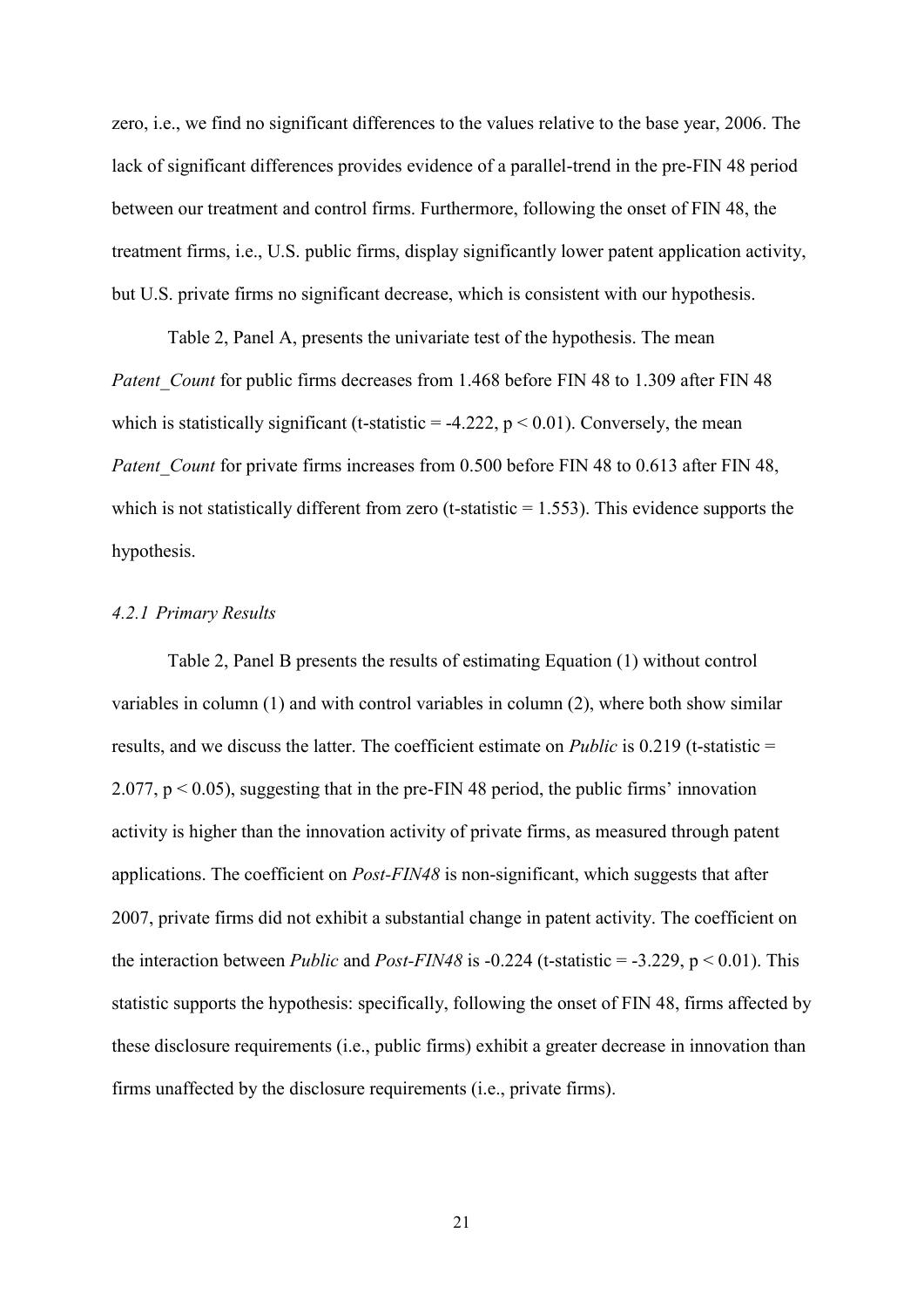zero, i.e., we find no significant differences to the values relative to the base year, 2006. The lack of significant differences provides evidence of a parallel-trend in the pre-FIN 48 period between our treatment and control firms. Furthermore, following the onset of FIN 48, the treatment firms, i.e., U.S. public firms, display significantly lower patent application activity, but U.S. private firms no significant decrease, which is consistent with our hypothesis.

Table 2, Panel A, presents the univariate test of the hypothesis. The mean *Patent_Count* for public firms decreases from 1.468 before FIN 48 to 1.309 after FIN 48 which is statistically significant (t-statistic = -4.222, $p < 0.01$). Conversely, the mean *Patent_Count* for private firms increases from 0.500 before FIN 48 to 0.613 after FIN 48, which is not statistically different from zero (t-statistic = 1.553). This evidence supports the hypothesis.

*4.2.1 Primary Results*

Table 2, Panel B presents the results of estimating Equation (1) without control variables in column (1) and with control variables in column (2), where both show similar results, and we discuss the latter. The coefficient estimate on *Public* is 0.219 (t-statistic = 2.077, $p < 0.05$), suggesting that in the pre-FIN 48 period, the public firms' innovation activity is higher than the innovation activity of private firms, as measured through patent applications. The coefficient on *Post-FIN48* is non-significant, which suggests that after 2007, private firms did not exhibit a substantial change in patent activity. The coefficient on the interaction between *Public* and *Post-FIN48* is -0.224 (t-statistic = -3.229, $p < 0.01$). This statistic supports the hypothesis: specifically, following the onset of FIN 48, firms affected by these disclosure requirements (i.e., public firms) exhibit a greater decrease in innovation than firms unaffected by the disclosure requirements (i.e., private firms).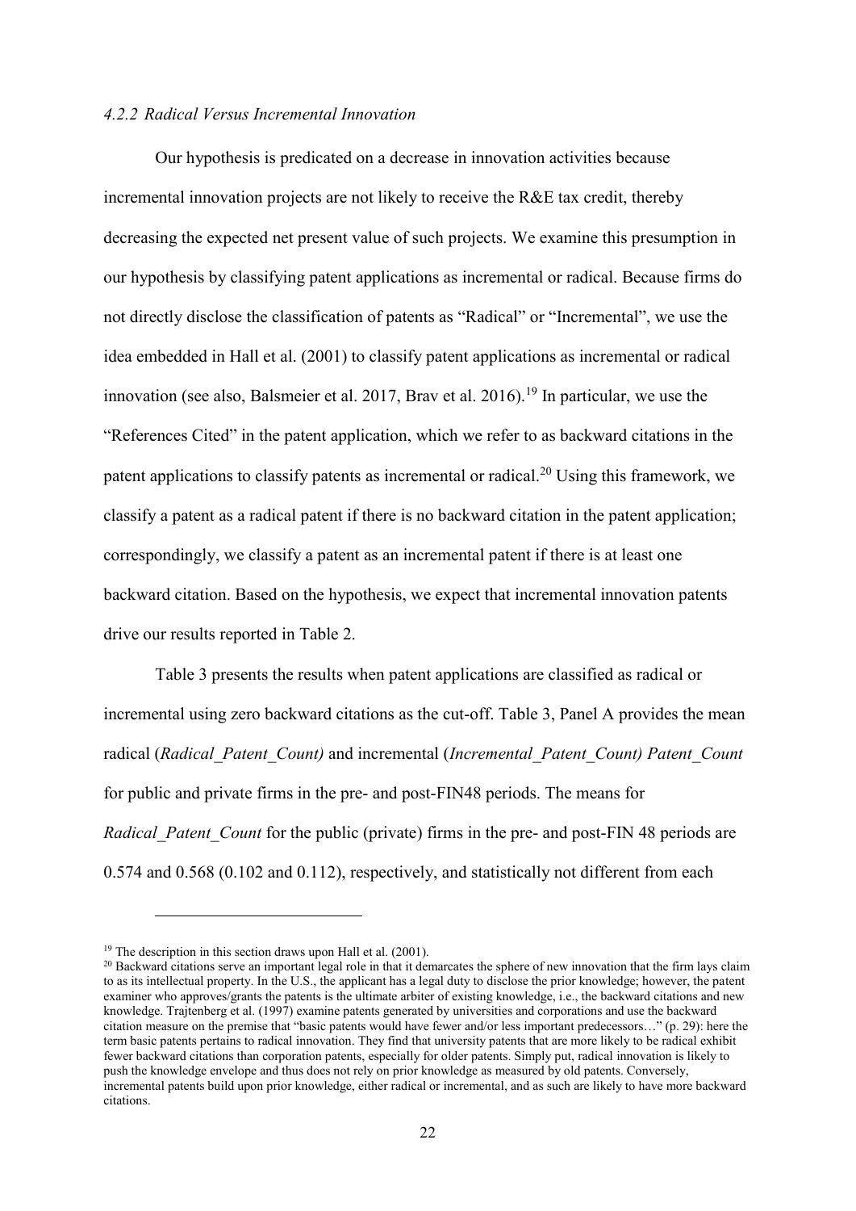#### *4.2.2 Radical Versus Incremental Innovation*

Our hypothesis is predicated on a decrease in innovation activities because incremental innovation projects are not likely to receive the R&E tax credit, thereby decreasing the expected net present value of such projects. We examine this presumption in our hypothesis by classifying patent applications as incremental or radical. Because firms do not directly disclose the classification of patents as "Radical" or "Incremental", we use the idea embedded in Hall et al. (2001) to classify patent applications as incremental or radical innovation (see also, Balsmeier et al. 2017, Brav et al. 2016).[19] In particular, we use the "References Cited" in the patent application, which we refer to as backward citations in the patent applications to classify patents as incremental or radical.[20] Using this framework, we classify a patent as a radical patent if there is no backward citation in the patent application; correspondingly, we classify a patent as an incremental patent if there is at least one backward citation. Based on the hypothesis, we expect that incremental innovation patents drive our results reported in Table 2.

Table 3 presents the results when patent applications are classified as radical or incremental using zero backward citations as the cut-off. Table 3, Panel A provides the mean radical (*Radical_Patent_Count)* and incremental (*Incremental_Patent_Count) Patent_Count* for public and private firms in the pre- and post-FIN48 periods. The means for *Radical_Patent_Count* for the public (private) firms in the pre- and post-FIN 48 periods are 0.574 and 0.568 (0.102 and 0.112), respectively, and statistically not different from each

---

[19] The description in this section draws upon Hall et al. (2001).

[20] Backward citations serve an important legal role in that it demarcates the sphere of new innovation that the firm lays claim to as its intellectual property. In the U.S., the applicant has a legal duty to disclose the prior knowledge; however, the patent examiner who approves/grants the patents is the ultimate arbiter of existing knowledge, i.e., the backward citations and new knowledge. Trajtenberg et al. (1997) examine patents generated by universities and corporations and use the backward citation measure on the premise that "basic patents would have fewer and/or less important predecessors…" (p. 29): here the term basic patents pertains to radical innovation. They find that university patents that are more likely to be radical exhibit fewer backward citations than corporation patents, especially for older patents. Simply put, radical innovation is likely to push the knowledge envelope and thus does not rely on prior knowledge as measured by old patents. Conversely, incremental patents build upon prior knowledge, either radical or incremental, and as such are likely to have more backward citations.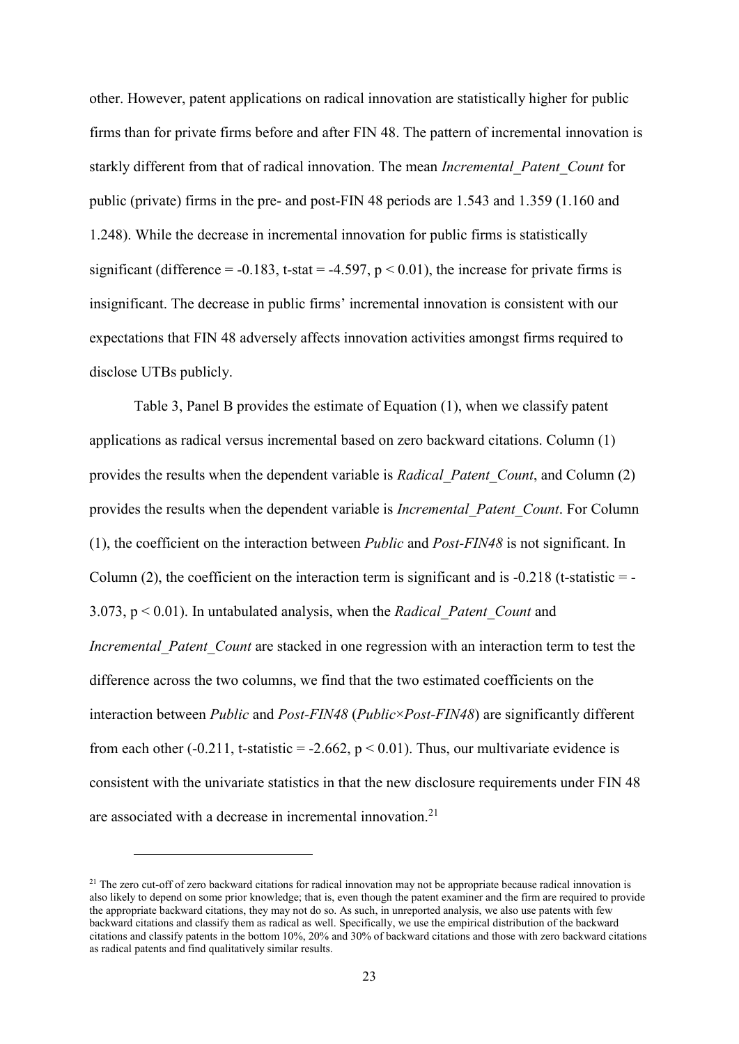other. However, patent applications on radical innovation are statistically higher for public firms than for private firms before and after FIN 48. The pattern of incremental innovation is starkly different from that of radical innovation. The mean *Incremental_Patent_Count* for public (private) firms in the pre- and post-FIN 48 periods are 1.543 and 1.359 (1.160 and 1.248). While the decrease in incremental innovation for public firms is statistically significant (difference = -0.183, t-stat = -4.597, $p < 0.01$), the increase for private firms is insignificant. The decrease in public firms' incremental innovation is consistent with our expectations that FIN 48 adversely affects innovation activities amongst firms required to disclose UTBs publicly.

Table 3, Panel B provides the estimate of Equation (1), when we classify patent applications as radical versus incremental based on zero backward citations. Column (1) provides the results when the dependent variable is *Radical_Patent_Count*, and Column (2) provides the results when the dependent variable is *Incremental_Patent_Count*. For Column (1), the coefficient on the interaction between *Public* and *Post-FIN48* is not significant. In Column (2), the coefficient on the interaction term is significant and is -0.218 (t-statistic = -3.073, $p < 0.01$). In untabulated analysis, when the *Radical_Patent_Count* and *Incremental_Patent_Count* are stacked in one regression with an interaction term to test the difference across the two columns, we find that the two estimated coefficients on the interaction between *Public* and *Post-FIN48* (*Public×Post-FIN48*) are significantly different from each other (-0.211, t-statistic = -2.662, $p < 0.01$). Thus, our multivariate evidence is consistent with the univariate statistics in that the new disclosure requirements under FIN 48 are associated with a decrease in incremental innovation.[21]

---

[21] The zero cut-off of zero backward citations for radical innovation may not be appropriate because radical innovation is also likely to depend on some prior knowledge; that is, even though the patent examiner and the firm are required to provide the appropriate backward citations, they may not do so. As such, in unreported analysis, we also use patents with few backward citations and classify them as radical as well. Specifically, we use the empirical distribution of the backward citations and classify patents in the bottom 10%, 20% and 30% of backward citations and those with zero backward citations as radical patents and find qualitatively similar results.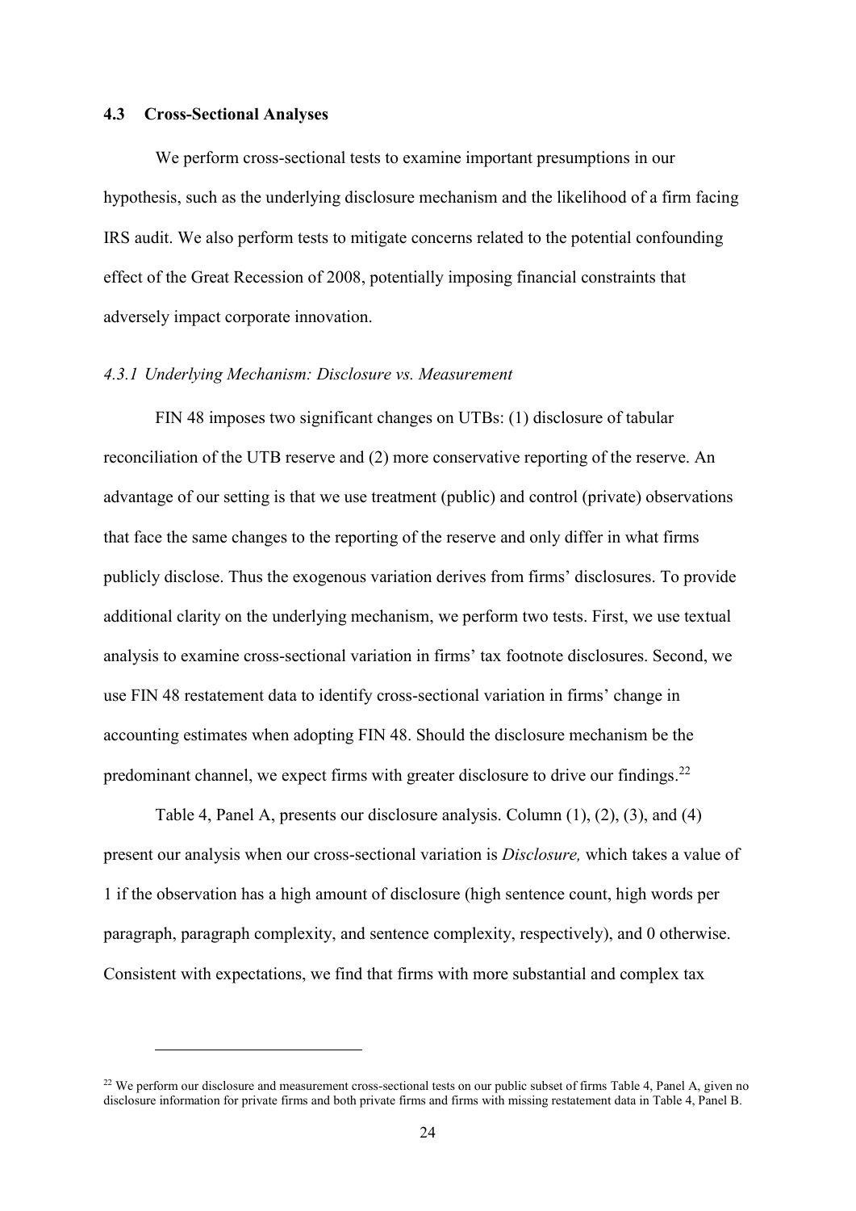### 4.3 Cross-Sectional Analyses

We perform cross-sectional tests to examine important presumptions in our hypothesis, such as the underlying disclosure mechanism and the likelihood of a firm facing IRS audit. We also perform tests to mitigate concerns related to the potential confounding effect of the Great Recession of 2008, potentially imposing financial constraints that adversely impact corporate innovation.

#### *4.3.1 Underlying Mechanism: Disclosure vs. Measurement*

FIN 48 imposes two significant changes on UTBs: (1) disclosure of tabular reconciliation of the UTB reserve and (2) more conservative reporting of the reserve. An advantage of our setting is that we use treatment (public) and control (private) observations that face the same changes to the reporting of the reserve and only differ in what firms publicly disclose. Thus the exogenous variation derives from firms' disclosures. To provide additional clarity on the underlying mechanism, we perform two tests. First, we use textual analysis to examine cross-sectional variation in firms' tax footnote disclosures. Second, we use FIN 48 restatement data to identify cross-sectional variation in firms' change in accounting estimates when adopting FIN 48. Should the disclosure mechanism be the predominant channel, we expect firms with greater disclosure to drive our findings.[22]

Table 4, Panel A, presents our disclosure analysis. Column (1), (2), (3), and (4) present our analysis when our cross-sectional variation is *Disclosure,* which takes a value of 1 if the observation has a high amount of disclosure (high sentence count, high words per paragraph, paragraph complexity, and sentence complexity, respectively), and 0 otherwise. Consistent with expectations, we find that firms with more substantial and complex tax

[22] We perform our disclosure and measurement cross-sectional tests on our public subset of firms Table 4, Panel A, given no disclosure information for private firms and both private firms and firms with missing restatement data in Table 4, Panel B.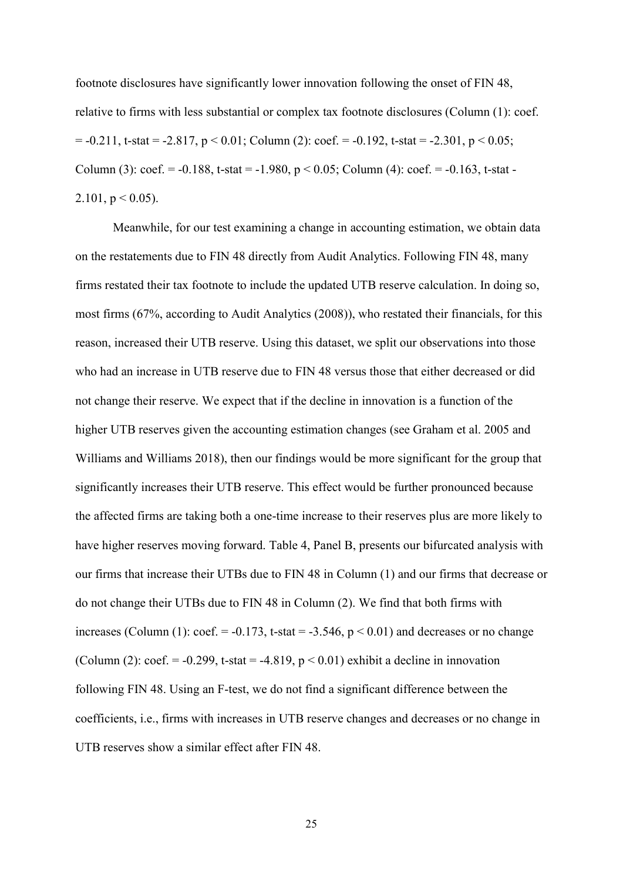footnote disclosures have significantly lower innovation following the onset of FIN 48, relative to firms with less substantial or complex tax footnote disclosures (Column (1): coef. = -0.211, t-stat = -2.817, $p < 0.01$; Column (2): coef. = -0.192, t-stat = -2.301, $p < 0.05$; Column (3): coef. = -0.188, t-stat = -1.980, $p < 0.05$; Column (4): coef. = -0.163, t-stat -2.101, $p < 0.05$).

Meanwhile, for our test examining a change in accounting estimation, we obtain data on the restatements due to FIN 48 directly from Audit Analytics. Following FIN 48, many firms restated their tax footnote to include the updated UTB reserve calculation. In doing so, most firms (67%, according to Audit Analytics (2008)), who restated their financials, for this reason, increased their UTB reserve. Using this dataset, we split our observations into those who had an increase in UTB reserve due to FIN 48 versus those that either decreased or did not change their reserve. We expect that if the decline in innovation is a function of the higher UTB reserves given the accounting estimation changes (see Graham et al. 2005 and Williams and Williams 2018), then our findings would be more significant for the group that significantly increases their UTB reserve. This effect would be further pronounced because the affected firms are taking both a one-time increase to their reserves plus are more likely to have higher reserves moving forward. Table 4, Panel B, presents our bifurcated analysis with our firms that increase their UTBs due to FIN 48 in Column (1) and our firms that decrease or do not change their UTBs due to FIN 48 in Column (2). We find that both firms with increases (Column (1): coef. = -0.173, t-stat = -3.546, $p < 0.01$) and decreases or no change (Column (2): coef. = -0.299, t-stat = -4.819, $p < 0.01$) exhibit a decline in innovation following FIN 48. Using an F-test, we do not find a significant difference between the coefficients, i.e., firms with increases in UTB reserve changes and decreases or no change in UTB reserves show a similar effect after FIN 48.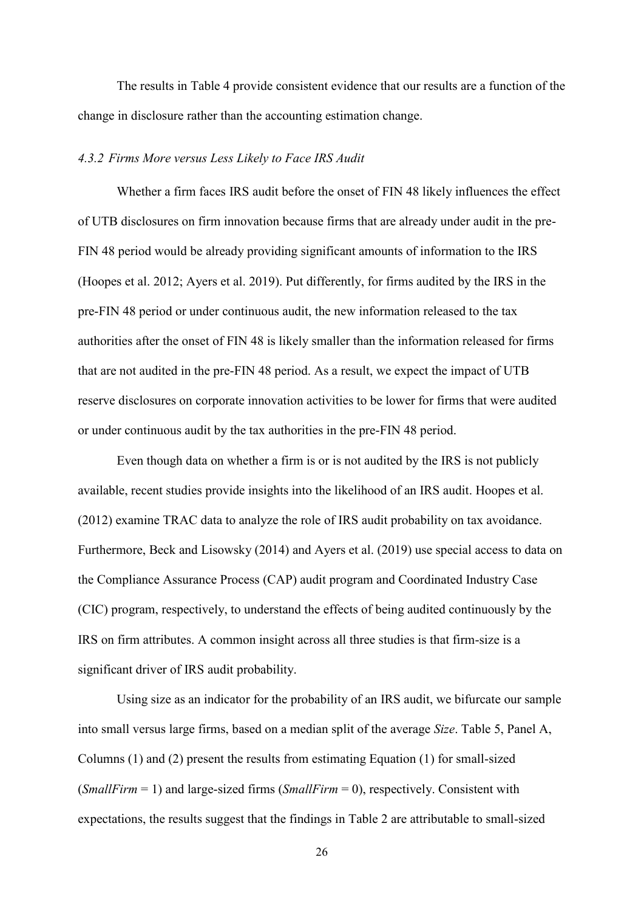The results in Table 4 provide consistent evidence that our results are a function of the change in disclosure rather than the accounting estimation change.

#### *4.3.2 Firms More versus Less Likely to Face IRS Audit*

Whether a firm faces IRS audit before the onset of FIN 48 likely influences the effect of UTB disclosures on firm innovation because firms that are already under audit in the pre-FIN 48 period would be already providing significant amounts of information to the IRS (Hoopes et al. 2012; Ayers et al. 2019). Put differently, for firms audited by the IRS in the pre-FIN 48 period or under continuous audit, the new information released to the tax authorities after the onset of FIN 48 is likely smaller than the information released for firms that are not audited in the pre-FIN 48 period. As a result, we expect the impact of UTB reserve disclosures on corporate innovation activities to be lower for firms that were audited or under continuous audit by the tax authorities in the pre-FIN 48 period.

Even though data on whether a firm is or is not audited by the IRS is not publicly available, recent studies provide insights into the likelihood of an IRS audit. Hoopes et al. (2012) examine TRAC data to analyze the role of IRS audit probability on tax avoidance. Furthermore, Beck and Lisowsky (2014) and Ayers et al. (2019) use special access to data on the Compliance Assurance Process (CAP) audit program and Coordinated Industry Case (CIC) program, respectively, to understand the effects of being audited continuously by the IRS on firm attributes. A common insight across all three studies is that firm-size is a significant driver of IRS audit probability.

Using size as an indicator for the probability of an IRS audit, we bifurcate our sample into small versus large firms, based on a median split of the average *Size*. Table 5, Panel A, Columns (1) and (2) present the results from estimating Equation (1) for small-sized (*SmallFirm* = 1) and large-sized firms (*SmallFirm* = 0), respectively. Consistent with expectations, the results suggest that the findings in Table 2 are attributable to small-sized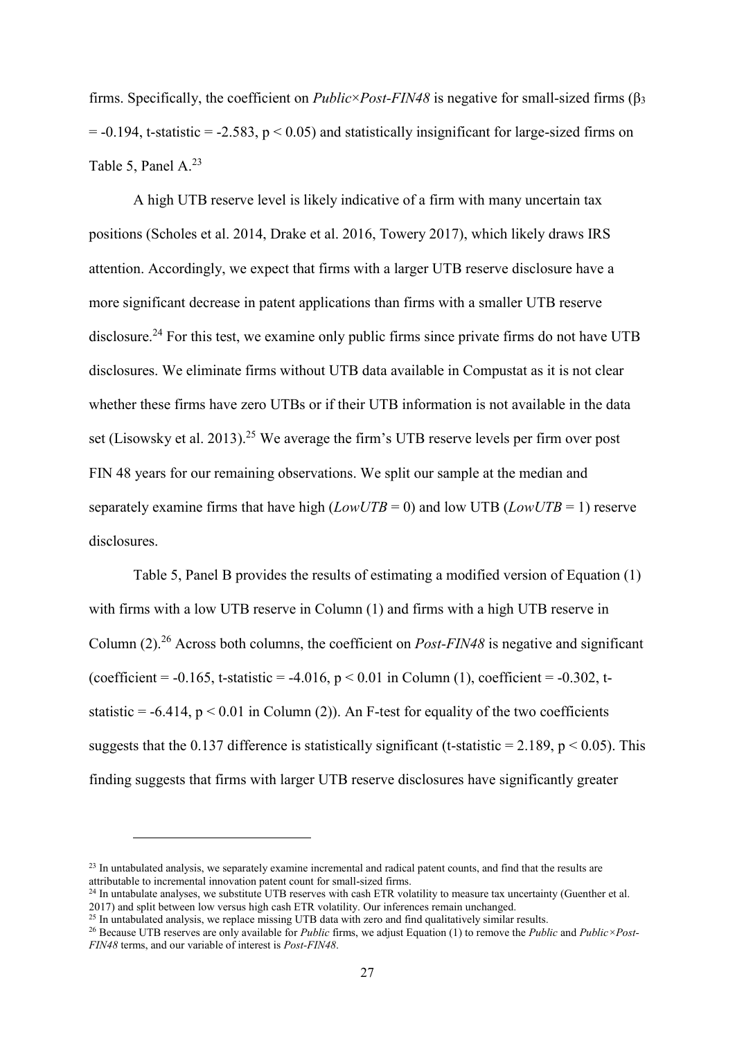firms. Specifically, the coefficient on *Public×Post-FIN48* is negative for small-sized firms ($\beta_3$ $= -0.194$, t-statistic $= -2.583$, $p < 0.05$) and statistically insignificant for large-sized firms on Table 5, Panel A.[23]

A high UTB reserve level is likely indicative of a firm with many uncertain tax positions (Scholes et al. 2014, Drake et al. 2016, Towery 2017), which likely draws IRS attention. Accordingly, we expect that firms with a larger UTB reserve disclosure have a more significant decrease in patent applications than firms with a smaller UTB reserve disclosure.[24] For this test, we examine only public firms since private firms do not have UTB disclosures. We eliminate firms without UTB data available in Compustat as it is not clear whether these firms have zero UTBs or if their UTB information is not available in the data set (Lisowsky et al. 2013).[25] We average the firm's UTB reserve levels per firm over post FIN 48 years for our remaining observations. We split our sample at the median and separately examine firms that have high (*LowUTB* = 0) and low UTB (*LowUTB* = 1) reserve disclosures.

Table 5, Panel B provides the results of estimating a modified version of Equation (1) with firms with a low UTB reserve in Column (1) and firms with a high UTB reserve in Column (2).[26] Across both columns, the coefficient on *Post-FIN48* is negative and significant (coefficient $= -0.165$, t-statistic $= -4.016$, $p < 0.01$ in Column (1), coefficient $= -0.302$, t-statistic $= -6.414$, $p < 0.01$ in Column (2)). An F-test for equality of the two coefficients suggests that the 0.137 difference is statistically significant (t-statistic $= 2.189$, $p < 0.05$). This finding suggests that firms with larger UTB reserve disclosures have significantly greater

---

[23] In untabulated analysis, we separately examine incremental and radical patent counts, and find that the results are attributable to incremental innovation patent count for small-sized firms.

[24] In untabulate analyses, we substitute UTB reserves with cash ETR volatility to measure tax uncertainty (Guenther et al. 2017) and split between low versus high cash ETR volatility. Our inferences remain unchanged.

[25] In untabulated analysis, we replace missing UTB data with zero and find qualitatively similar results.

[26] Because UTB reserves are only available for *Public* firms, we adjust Equation (1) to remove the *Public* and *Public×Post-FIN48* terms, and our variable of interest is *Post-FIN48*.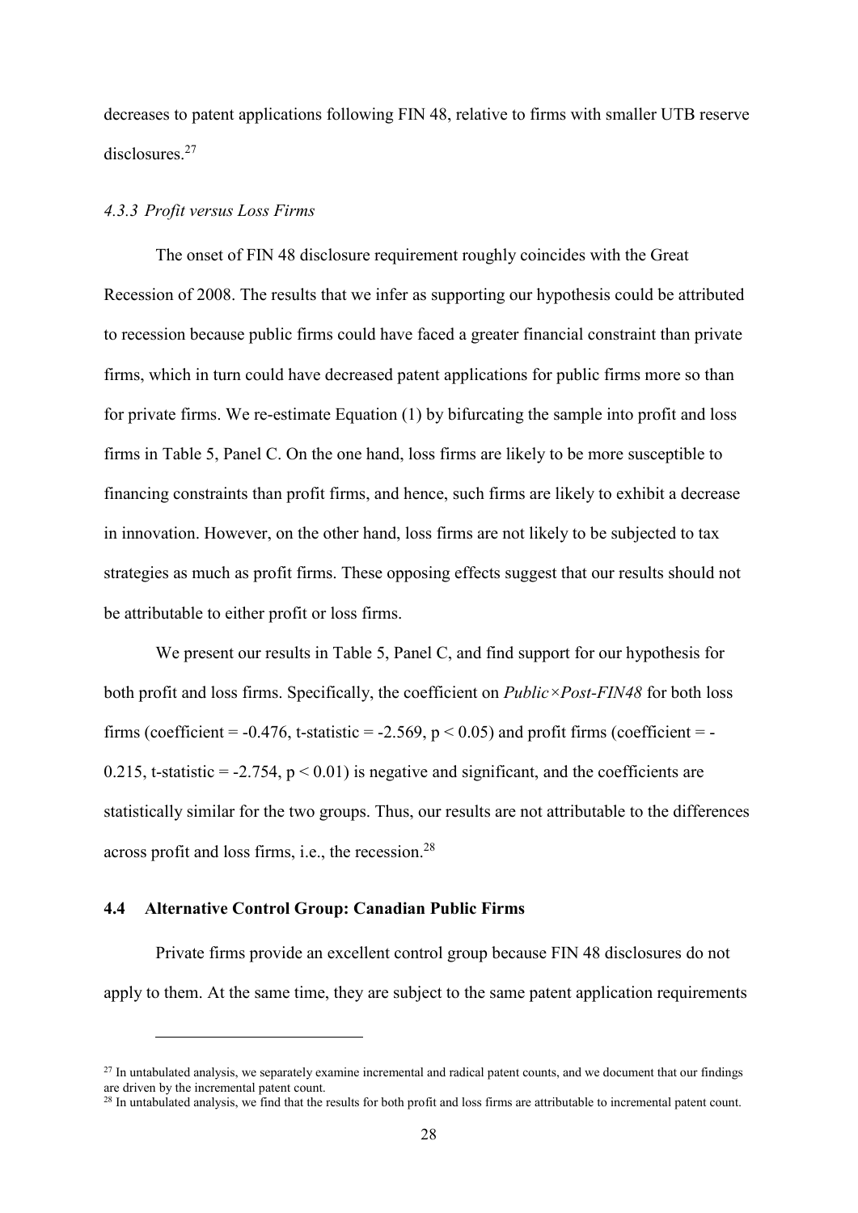decreases to patent applications following FIN 48, relative to firms with smaller UTB reserve disclosures.[27]

#### *4.3.3 Profit versus Loss Firms*

The onset of FIN 48 disclosure requirement roughly coincides with the Great Recession of 2008. The results that we infer as supporting our hypothesis could be attributed to recession because public firms could have faced a greater financial constraint than private firms, which in turn could have decreased patent applications for public firms more so than for private firms. We re-estimate Equation (1) by bifurcating the sample into profit and loss firms in Table 5, Panel C. On the one hand, loss firms are likely to be more susceptible to financing constraints than profit firms, and hence, such firms are likely to exhibit a decrease in innovation. However, on the other hand, loss firms are not likely to be subjected to tax strategies as much as profit firms. These opposing effects suggest that our results should not be attributable to either profit or loss firms.

We present our results in Table 5, Panel C, and find support for our hypothesis for both profit and loss firms. Specifically, the coefficient on *Public×Post-FIN48* for both loss firms (coefficient = -0.476, t-statistic = -2.569, $p < 0.05$) and profit firms (coefficient = -0.215, t-statistic = -2.754, $p < 0.01$) is negative and significant, and the coefficients are statistically similar for the two groups. Thus, our results are not attributable to the differences across profit and loss firms, i.e., the recession.[28]

### 4.4 Alternative Control Group: Canadian Public Firms

Private firms provide an excellent control group because FIN 48 disclosures do not apply to them. At the same time, they are subject to the same patent application requirements

---

[27] In untabulated analysis, we separately examine incremental and radical patent counts, and we document that our findings are driven by the incremental patent count.

[28] In untabulated analysis, we find that the results for both profit and loss firms are attributable to incremental patent count.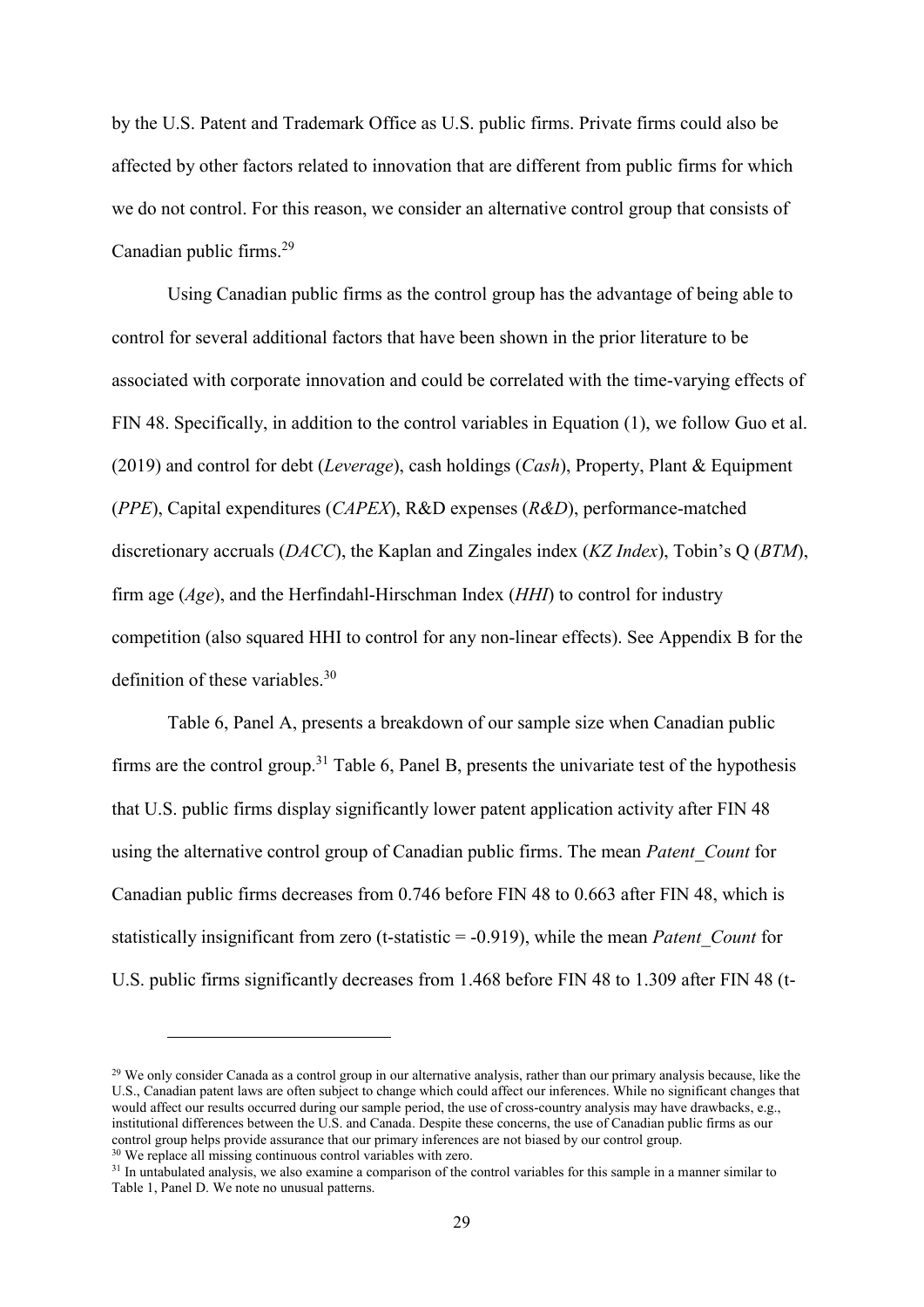by the U.S. Patent and Trademark Office as U.S. public firms. Private firms could also be affected by other factors related to innovation that are different from public firms for which we do not control. For this reason, we consider an alternative control group that consists of Canadian public firms.[29]

Using Canadian public firms as the control group has the advantage of being able to control for several additional factors that have been shown in the prior literature to be associated with corporate innovation and could be correlated with the time-varying effects of FIN 48. Specifically, in addition to the control variables in Equation (1), we follow Guo et al. (2019) and control for debt (*Leverage*), cash holdings (*Cash*), Property, Plant & Equipment (*PPE*), Capital expenditures (*CAPEX*), R&D expenses (*R&D*), performance-matched discretionary accruals (*DACC*), the Kaplan and Zingales index (*KZ Index*), Tobin's Q (*BTM*), firm age (*Age*), and the Herfindahl-Hirschman Index (*HHI*) to control for industry competition (also squared HHI to control for any non-linear effects). See Appendix B for the definition of these variables.[30]

Table 6, Panel A, presents a breakdown of our sample size when Canadian public firms are the control group.[31] Table 6, Panel B, presents the univariate test of the hypothesis that U.S. public firms display significantly lower patent application activity after FIN 48 using the alternative control group of Canadian public firms. The mean *Patent_Count* for Canadian public firms decreases from 0.746 before FIN 48 to 0.663 after FIN 48, which is statistically insignificant from zero (t-statistic = -0.919), while the mean *Patent_Count* for U.S. public firms significantly decreases from 1.468 before FIN 48 to 1.309 after FIN 48 (t-

[29] We only consider Canada as a control group in our alternative analysis, rather than our primary analysis because, like the U.S., Canadian patent laws are often subject to change which could affect our inferences. While no significant changes that would affect our results occurred during our sample period, the use of cross-country analysis may have drawbacks, e.g., institutional differences between the U.S. and Canada. Despite these concerns, the use of Canadian public firms as our control group helps provide assurance that our primary inferences are not biased by our control group.

[30] We replace all missing continuous control variables with zero.

[31] In untabulated analysis, we also examine a comparison of the control variables for this sample in a manner similar to Table 1, Panel D. We note no unusual patterns.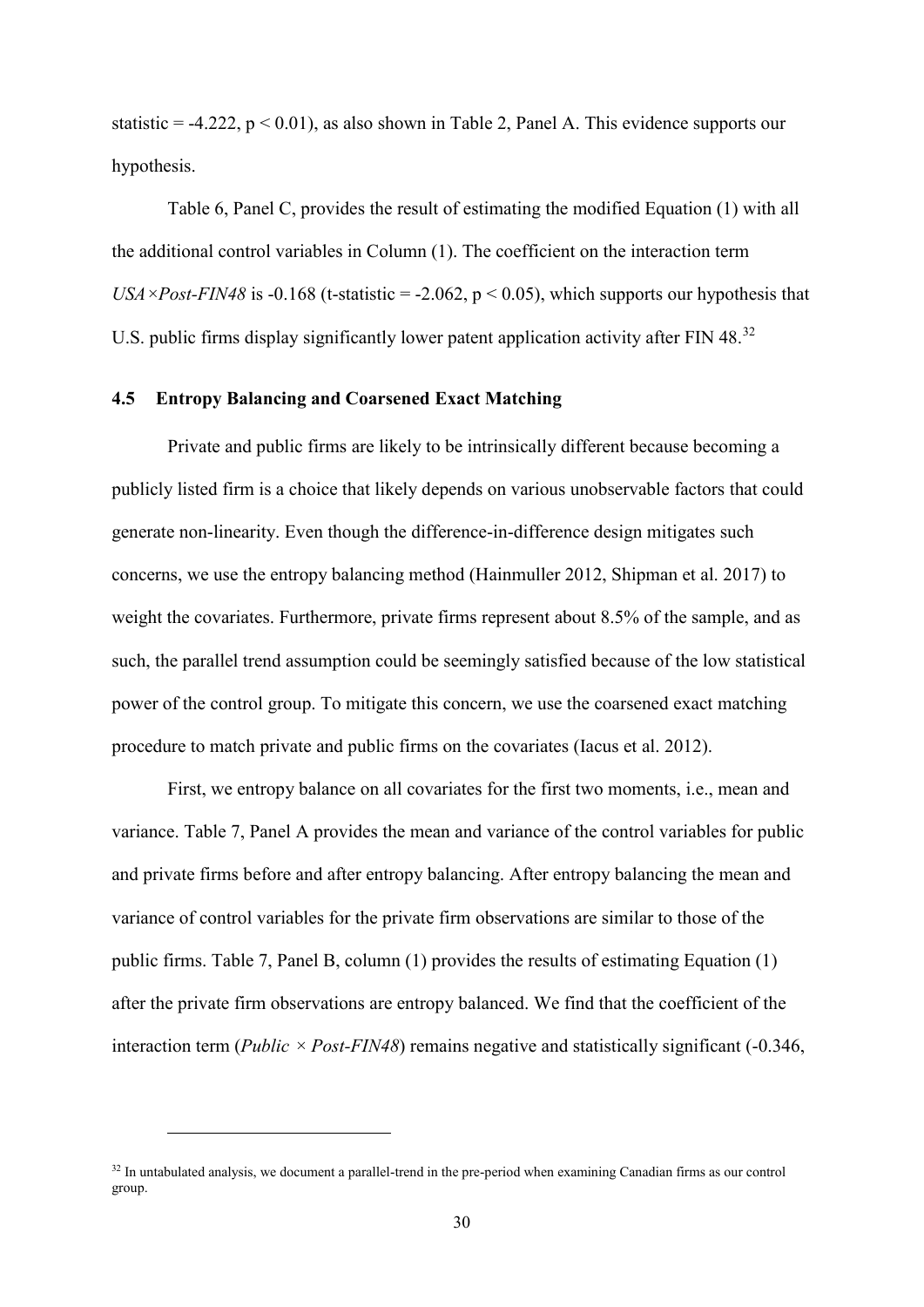statistic = -4.222, $p < 0.01$), as also shown in Table 2, Panel A. This evidence supports our hypothesis.

Table 6, Panel C, provides the result of estimating the modified Equation (1) with all the additional control variables in Column (1). The coefficient on the interaction term *USA×Post-FIN48* is -0.168 (t-statistic = -2.062, $p < 0.05$), which supports our hypothesis that U.S. public firms display significantly lower patent application activity after FIN 48.[32]

### 4.5 Entropy Balancing and Coarsened Exact Matching

Private and public firms are likely to be intrinsically different because becoming a publicly listed firm is a choice that likely depends on various unobservable factors that could generate non-linearity. Even though the difference-in-difference design mitigates such concerns, we use the entropy balancing method (Hainmuller 2012, Shipman et al. 2017) to weight the covariates. Furthermore, private firms represent about 8.5% of the sample, and as such, the parallel trend assumption could be seemingly satisfied because of the low statistical power of the control group. To mitigate this concern, we use the coarsened exact matching procedure to match private and public firms on the covariates (Iacus et al. 2012).

First, we entropy balance on all covariates for the first two moments, i.e., mean and variance. Table 7, Panel A provides the mean and variance of the control variables for public and private firms before and after entropy balancing. After entropy balancing the mean and variance of control variables for the private firm observations are similar to those of the public firms. Table 7, Panel B, column (1) provides the results of estimating Equation (1) after the private firm observations are entropy balanced. We find that the coefficient of the interaction term (*Public × Post-FIN48*) remains negative and statistically significant (-0.346,

[32] In untabulated analysis, we document a parallel-trend in the pre-period when examining Canadian firms as our control group.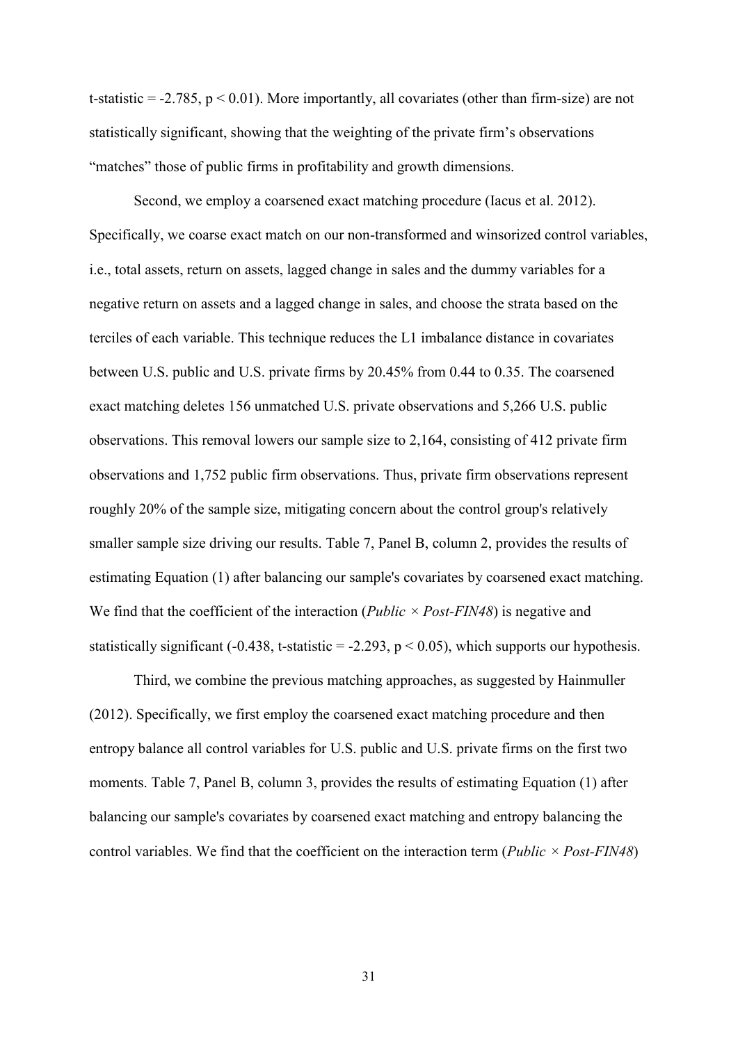t-statistic = -2.785, $p < 0.01$). More importantly, all covariates (other than firm-size) are not statistically significant, showing that the weighting of the private firm's observations "matches" those of public firms in profitability and growth dimensions.

Second, we employ a coarsened exact matching procedure (Iacus et al. 2012). Specifically, we coarse exact match on our non-transformed and winsorized control variables, i.e., total assets, return on assets, lagged change in sales and the dummy variables for a negative return on assets and a lagged change in sales, and choose the strata based on the terciles of each variable. This technique reduces the L1 imbalance distance in covariates between U.S. public and U.S. private firms by 20.45% from 0.44 to 0.35. The coarsened exact matching deletes 156 unmatched U.S. private observations and 5,266 U.S. public observations. This removal lowers our sample size to 2,164, consisting of 412 private firm observations and 1,752 public firm observations. Thus, private firm observations represent roughly 20% of the sample size, mitigating concern about the control group's relatively smaller sample size driving our results. Table 7, Panel B, column 2, provides the results of estimating Equation (1) after balancing our sample's covariates by coarsened exact matching. We find that the coefficient of the interaction (*Public × Post-FIN48*) is negative and statistically significant (-0.438, t-statistic = -2.293, $p < 0.05$), which supports our hypothesis.

Third, we combine the previous matching approaches, as suggested by Hainmuller (2012). Specifically, we first employ the coarsened exact matching procedure and then entropy balance all control variables for U.S. public and U.S. private firms on the first two moments. Table 7, Panel B, column 3, provides the results of estimating Equation (1) after balancing our sample's covariates by coarsened exact matching and entropy balancing the control variables. We find that the coefficient on the interaction term (*Public × Post-FIN48*)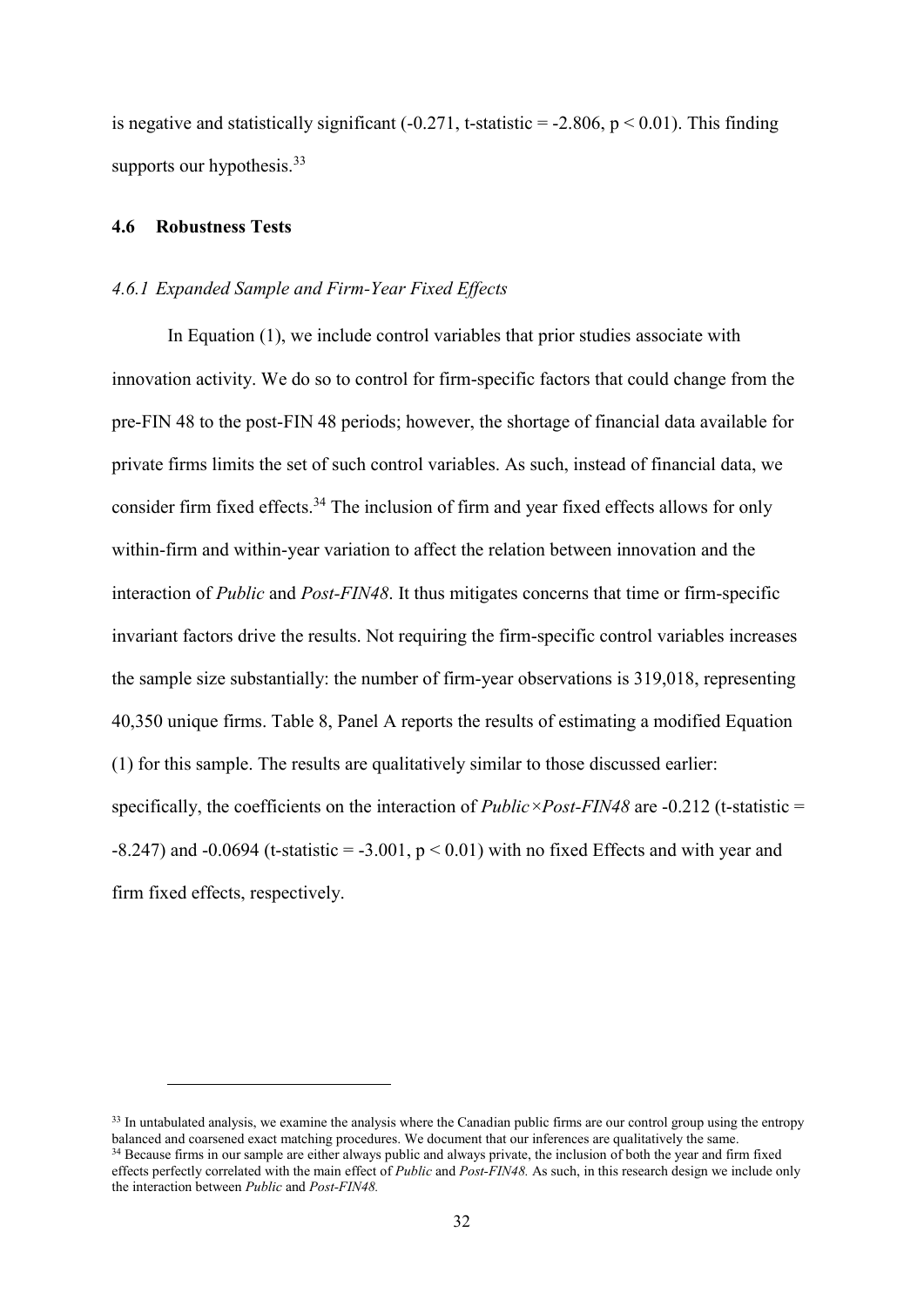is negative and statistically significant (-0.271, t-statistic = -2.806, $p < 0.01$). This finding supports our hypothesis.[33]

### 4.6 Robustness Tests

#### *4.6.1 Expanded Sample and Firm-Year Fixed Effects*

In Equation (1), we include control variables that prior studies associate with innovation activity. We do so to control for firm-specific factors that could change from the pre-FIN 48 to the post-FIN 48 periods; however, the shortage of financial data available for private firms limits the set of such control variables. As such, instead of financial data, we consider firm fixed effects.[34] The inclusion of firm and year fixed effects allows for only within-firm and within-year variation to affect the relation between innovation and the interaction of *Public* and *Post-FIN48*. It thus mitigates concerns that time or firm-specific invariant factors drive the results. Not requiring the firm-specific control variables increases the sample size substantially: the number of firm-year observations is 319,018, representing 40,350 unique firms. Table 8, Panel A reports the results of estimating a modified Equation (1) for this sample. The results are qualitatively similar to those discussed earlier: specifically, the coefficients on the interaction of *Public×Post-FIN48* are -0.212 (t-statistic = -8.247) and -0.0694 (t-statistic = -3.001, $p < 0.01$) with no fixed Effects and with year and firm fixed effects, respectively.

---

[33] In untabulated analysis, we examine the analysis where the Canadian public firms are our control group using the entropy balanced and coarsened exact matching procedures. We document that our inferences are qualitatively the same.

[34] Because firms in our sample are either always public and always private, the inclusion of both the year and firm fixed effects perfectly correlated with the main effect of *Public* and *Post-FIN48.* As such, in this research design we include only the interaction between *Public* and *Post-FIN48.*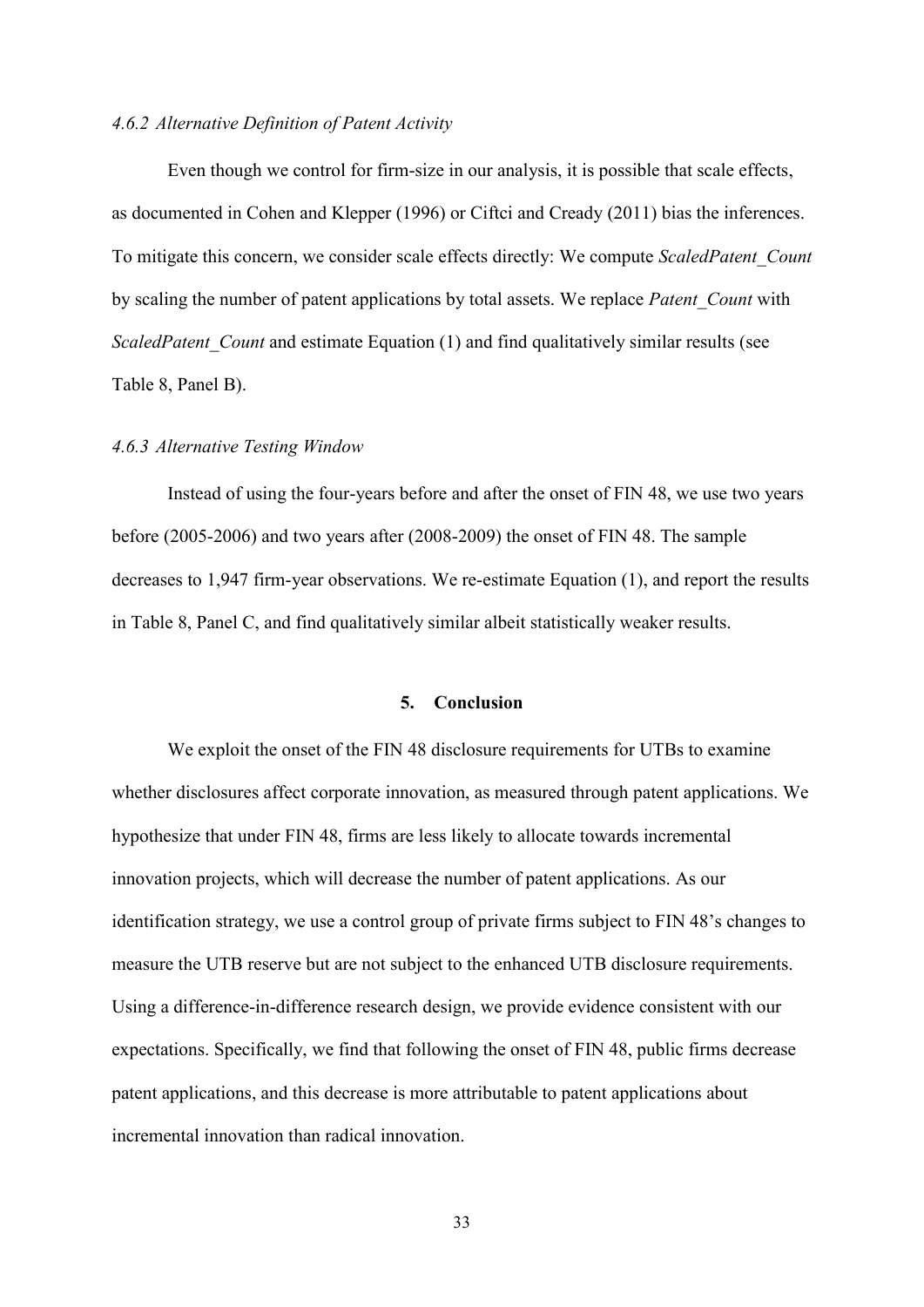#### *4.6.2 Alternative Definition of Patent Activity*

Even though we control for firm-size in our analysis, it is possible that scale effects, as documented in Cohen and Klepper (1996) or Ciftci and Cready (2011) bias the inferences. To mitigate this concern, we consider scale effects directly: We compute *ScaledPatent_Count* by scaling the number of patent applications by total assets. We replace *Patent_Count* with *ScaledPatent_Count* and estimate Equation (1) and find qualitatively similar results (see Table 8, Panel B).

#### *4.6.3 Alternative Testing Window*

Instead of using the four-years before and after the onset of FIN 48, we use two years before (2005-2006) and two years after (2008-2009) the onset of FIN 48. The sample decreases to 1,947 firm-year observations. We re-estimate Equation (1), and report the results in Table 8, Panel C, and find qualitatively similar albeit statistically weaker results.

## 5. Conclusion

We exploit the onset of the FIN 48 disclosure requirements for UTBs to examine whether disclosures affect corporate innovation, as measured through patent applications. We hypothesize that under FIN 48, firms are less likely to allocate towards incremental innovation projects, which will decrease the number of patent applications. As our identification strategy, we use a control group of private firms subject to FIN 48's changes to measure the UTB reserve but are not subject to the enhanced UTB disclosure requirements. Using a difference-in-difference research design, we provide evidence consistent with our expectations. Specifically, we find that following the onset of FIN 48, public firms decrease patent applications, and this decrease is more attributable to patent applications about incremental innovation than radical innovation.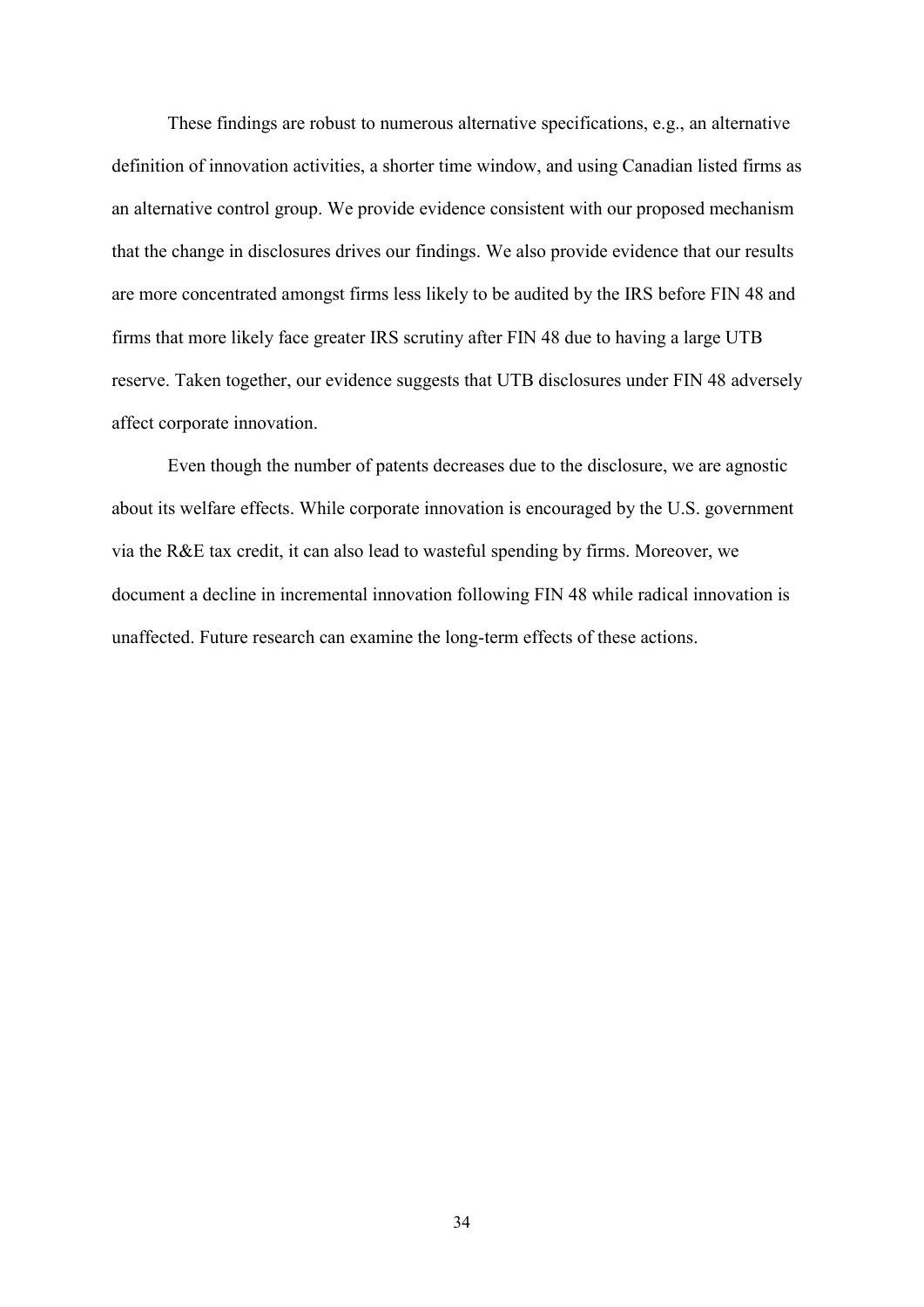These findings are robust to numerous alternative specifications, e.g., an alternative definition of innovation activities, a shorter time window, and using Canadian listed firms as an alternative control group. We provide evidence consistent with our proposed mechanism that the change in disclosures drives our findings. We also provide evidence that our results are more concentrated amongst firms less likely to be audited by the IRS before FIN 48 and firms that more likely face greater IRS scrutiny after FIN 48 due to having a large UTB reserve. Taken together, our evidence suggests that UTB disclosures under FIN 48 adversely affect corporate innovation.

Even though the number of patents decreases due to the disclosure, we are agnostic about its welfare effects. While corporate innovation is encouraged by the U.S. government via the R&E tax credit, it can also lead to wasteful spending by firms. Moreover, we document a decline in incremental innovation following FIN 48 while radical innovation is unaffected. Future research can examine the long-term effects of these actions.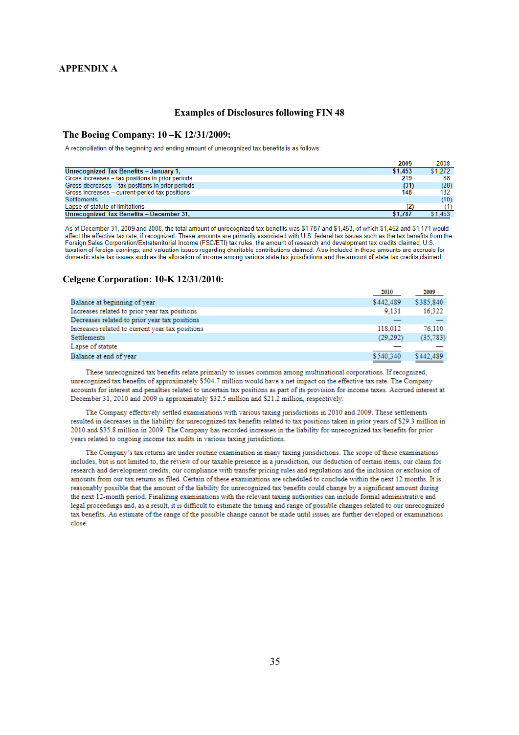# APPENDIX A

## Examples of Disclosures following FIN 48

### The Boeing Company: 10 –K 12/31/2009:

A reconciliation of the beginning and ending amount of unrecognized tax benefits is as follows:

| | 2009 | 2008 |
|---|---|---|
| **Unrecognized Tax Benefits – January 1,** | **$1,453** | $1,272 |
| Gross increases – tax positions in prior periods | **219** | 88 |
| Gross decreases – tax positions in prior periods | **(31)** | (28) |
| Gross increases – current-period tax positions | **148** | 132 |
| Settlements | | (10) |
| Lapse of statute of limitations | **(2)** | (1) |
| **Unrecognized Tax Benefits – December 31,** | **$1,787** | $1,453 |

As of December 31, 2009 and 2008, the total amount of unrecognized tax benefits was $1,787 and $1,453, of which $1,452 and $1,171 would affect the effective tax rate, if recognized. These amounts are primarily associated with U.S. federal tax issues such as the tax benefits from the Foreign Sales Corporation/Extraterritorial Income (FSC/ETI) tax rules, the amount of research and development tax credits claimed, U.S. taxation of foreign earnings, and valuation issues regarding charitable contributions claimed. Also included in these amounts are accruals for domestic state tax issues such as the allocation of income among various state tax jurisdictions and the amount of state tax credits claimed.

### Celgene Corporation: 10-K 12/31/2010:

| | 2010 | 2009 |
|---|---|---|
| Balance at beginning of year | $442,489 | $385,840 |
| Increases related to prior year tax positions | 9,131 | 16,322 |
| Decreases related to prior year tax positions | — | — |
| Increases related to current year tax positions | 118,012 | 76,110 |
| Settlements | (29,292) | (35,783) |
| Lapse of statute | — | — |
| Balance at end of year | $540,340 | $442,489 |

These unrecognized tax benefits relate primarily to issues common among multinational corporations. If recognized, unrecognized tax benefits of approximately $504.7 million would have a net impact on the effective tax rate. The Company accounts for interest and penalties related to uncertain tax positions as part of its provision for income taxes. Accrued interest at December 31, 2010 and 2009 is approximately $32.5 million and $21.2 million, respectively.

The Company effectively settled examinations with various taxing jurisdictions in 2010 and 2009. These settlements resulted in decreases in the liability for unrecognized tax benefits related to tax positions taken in prior years of $29.3 million in 2010 and $35.8 million in 2009. The Company has recorded increases in the liability for unrecognized tax benefits for prior years related to ongoing income tax audits in various taxing jurisdictions.

The Company's tax returns are under routine examination in many taxing jurisdictions. The scope of these examinations includes, but is not limited to, the review of our taxable presence in a jurisdiction, our deduction of certain items, our claim for research and development credits, our compliance with transfer pricing rules and regulations and the inclusion or exclusion of amounts from our tax returns as filed. Certain of these examinations are scheduled to conclude within the next 12 months. It is reasonably possible that the amount of the liability for unrecognized tax benefits could change by a significant amount during the next 12-month period. Finalizing examinations with the relevant taxing authorities can include formal administrative and legal proceedings and, as a result, it is difficult to estimate the timing and range of possible changes related to our unrecognized tax benefits. An estimate of the range of the possible change cannot be made until issues are further developed or examinations close.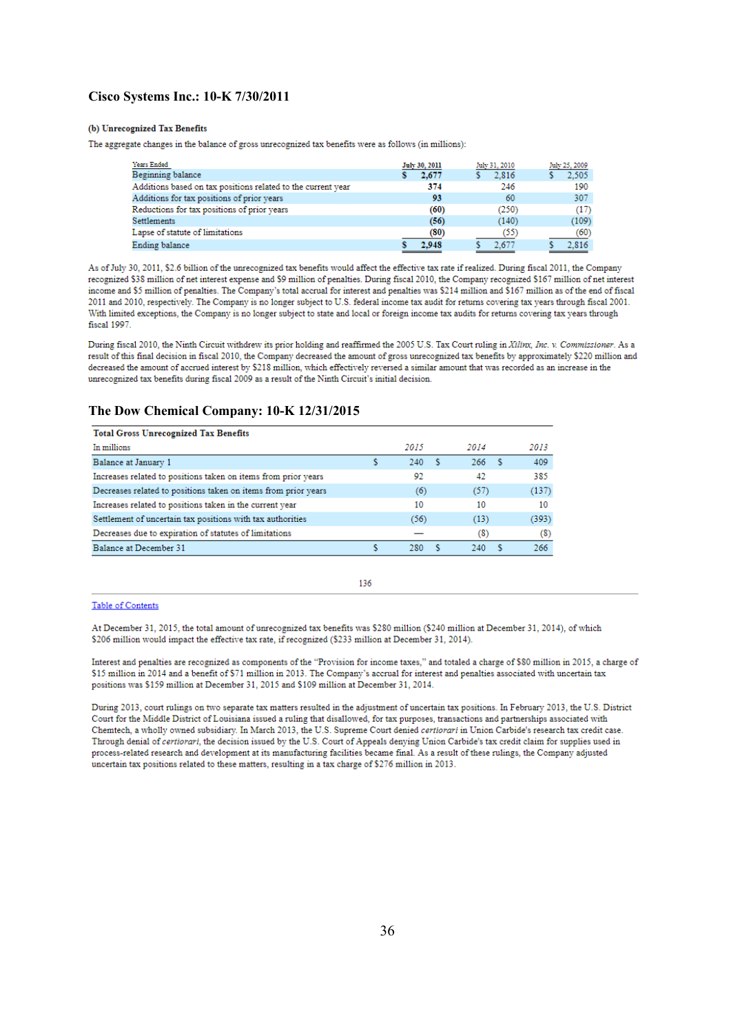## Cisco Systems Inc.: 10-K 7/30/2011

**(b) Unrecognized Tax Benefits**

The aggregate changes in the balance of gross unrecognized tax benefits were as follows (in millions):

| Years Ended | July 30, 2011 | July 31, 2010 | July 25, 2009 |
|---|---|---|---|
| Beginning balance | $ 2,677 | $ 2,816 | $ 2,505 |
| Additions based on tax positions related to the current year | 374 | 246 | 190 |
| Additions for tax positions of prior years | 93 | 60 | 307 |
| Reductions for tax positions of prior years | (60) | (250) | (17) |
| Settlements | (56) | (140) | (109) |
| Lapse of statute of limitations | (80) | (55) | (60) |
| Ending balance | $ 2,948 | $ 2,677 | $ 2,816 |

As of July 30, 2011, $2.6 billion of the unrecognized tax benefits would affect the effective tax rate if realized. During fiscal 2011, the Company recognized $38 million of net interest expense and $9 million of penalties. During fiscal 2010, the Company recognized $167 million of net interest income and $5 million of penalties. The Company's total accrual for interest and penalties was $214 million and $167 million as of the end of fiscal 2011 and 2010, respectively. The Company is no longer subject to U.S. federal income tax audit for returns covering tax years through fiscal 2001. With limited exceptions, the Company is no longer subject to state and local or foreign income tax audits for returns covering tax years through fiscal 1997.

During fiscal 2010, the Ninth Circuit withdrew its prior holding and reaffirmed the 2005 U.S. Tax Court ruling in *Xilinx, Inc. v. Commissioner*. As a result of this final decision in fiscal 2010, the Company decreased the amount of gross unrecognized tax benefits by approximately $220 million and decreased the amount of accrued interest by $218 million, which effectively reversed a similar amount that was recorded as an increase in the unrecognized tax benefits during fiscal 2009 as a result of the Ninth Circuit's initial decision.

## The Dow Chemical Company: 10-K 12/31/2015

| Total Gross Unrecognized Tax Benefits | | | |
|---|---|---|---|
| In millions | 2015 | 2014 | 2013 |
| Balance at January 1 | $ 240 | $ 266 | $ 409 |
| Increases related to positions taken on items from prior years | 92 | 42 | 385 |
| Decreases related to positions taken on items from prior years | (6) | (57) | (137) |
| Increases related to positions taken in the current year | 10 | 10 | 10 |
| Settlement of uncertain tax positions with tax authorities | (56) | (13) | (393) |
| Decreases due to expiration of statutes of limitations | — | (8) | (8) |
| Balance at December 31 | $ 280 | $ 240 | $ 266 |

At December 31, 2015, the total amount of unrecognized tax benefits was $280 million ($240 million at December 31, 2014), of which $206 million would impact the effective tax rate, if recognized ($233 million at December 31, 2014).

Interest and penalties are recognized as components of the "Provision for income taxes," and totaled a charge of $80 million in 2015, a charge of $15 million in 2014 and a benefit of $71 million in 2013. The Company's accrual for interest and penalties associated with uncertain tax positions was $159 million at December 31, 2015 and $109 million at December 31, 2014.

During 2013, court rulings on two separate tax matters resulted in the adjustment of uncertain tax positions. In February 2013, the U.S. District Court for the Middle District of Louisiana issued a ruling that disallowed, for tax purposes, transactions and partnerships associated with Chemtech, a wholly owned subsidiary. In March 2013, the U.S. Supreme Court denied *certiorari* in Union Carbide's research tax credit case. Through denial of *certiorari*, the decision issued by the U.S. Court of Appeals denying Union Carbide's tax credit claim for supplies used in process-related research and development at its manufacturing facilities became final. As a result of these rulings, the Company adjusted uncertain tax positions related to these matters, resulting in a tax charge of $276 million in 2013.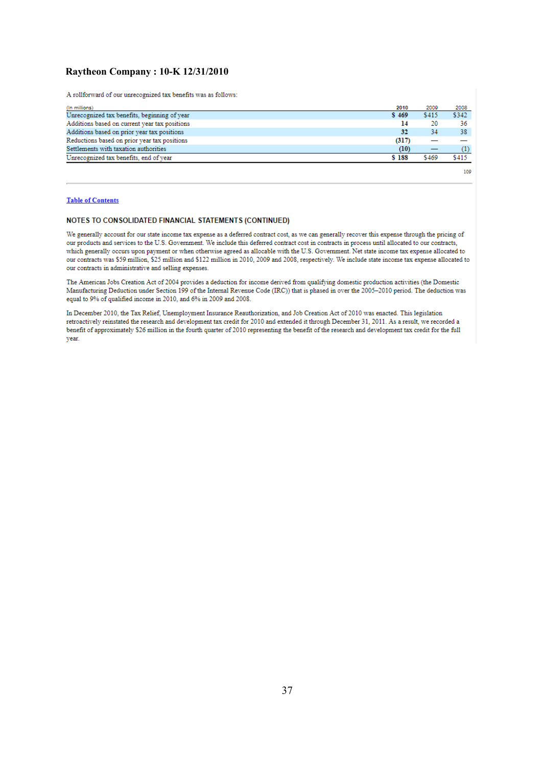## Raytheon Company : 10-K 12/31/2010

A rollforward of our unrecognized tax benefits was as follows:

| (In millions) | 2010 | 2009 | 2008 |
|---|---|---|---|
| Unrecognized tax benefits, beginning of year | $ 469 | $415 | $342 |
| Additions based on current year tax positions | 14 | 20 | 36 |
| Additions based on prior year tax positions | 32 | 34 | 38 |
| Reductions based on prior year tax positions | (317) | — | — |
| Settlements with taxation authorities | (10) | — | (1) |
| Unrecognized tax benefits, end of year | $ 188 | $469 | $415 |

Table of Contents

### NOTES TO CONSOLIDATED FINANCIAL STATEMENTS (CONTINUED)

We generally account for our state income tax expense as a deferred contract cost, as we can generally recover this expense through the pricing of our products and services to the U.S. Government. We include this deferred contract cost in contracts in process until allocated to our contracts, which generally occurs upon payment or when otherwise agreed as allocable with the U.S. Government. Net state income tax expense allocated to our contracts was $59 million, $25 million and $122 million in 2010, 2009 and 2008, respectively. We include state income tax expense allocated to our contracts in administrative and selling expenses.

The American Jobs Creation Act of 2004 provides a deduction for income derived from qualifying domestic production activities (the Domestic Manufacturing Deduction under Section 199 of the Internal Revenue Code (IRC)) that is phased in over the 2005–2010 period. The deduction was equal to 9% of qualified income in 2010, and 6% in 2009 and 2008.

In December 2010, the Tax Relief, Unemployment Insurance Reauthorization, and Job Creation Act of 2010 was enacted. This legislation retroactively reinstated the research and development tax credit for 2010 and extended it through December 31, 2011. As a result, we recorded a benefit of approximately $26 million in the fourth quarter of 2010 representing the benefit of the research and development tax credit for the full year.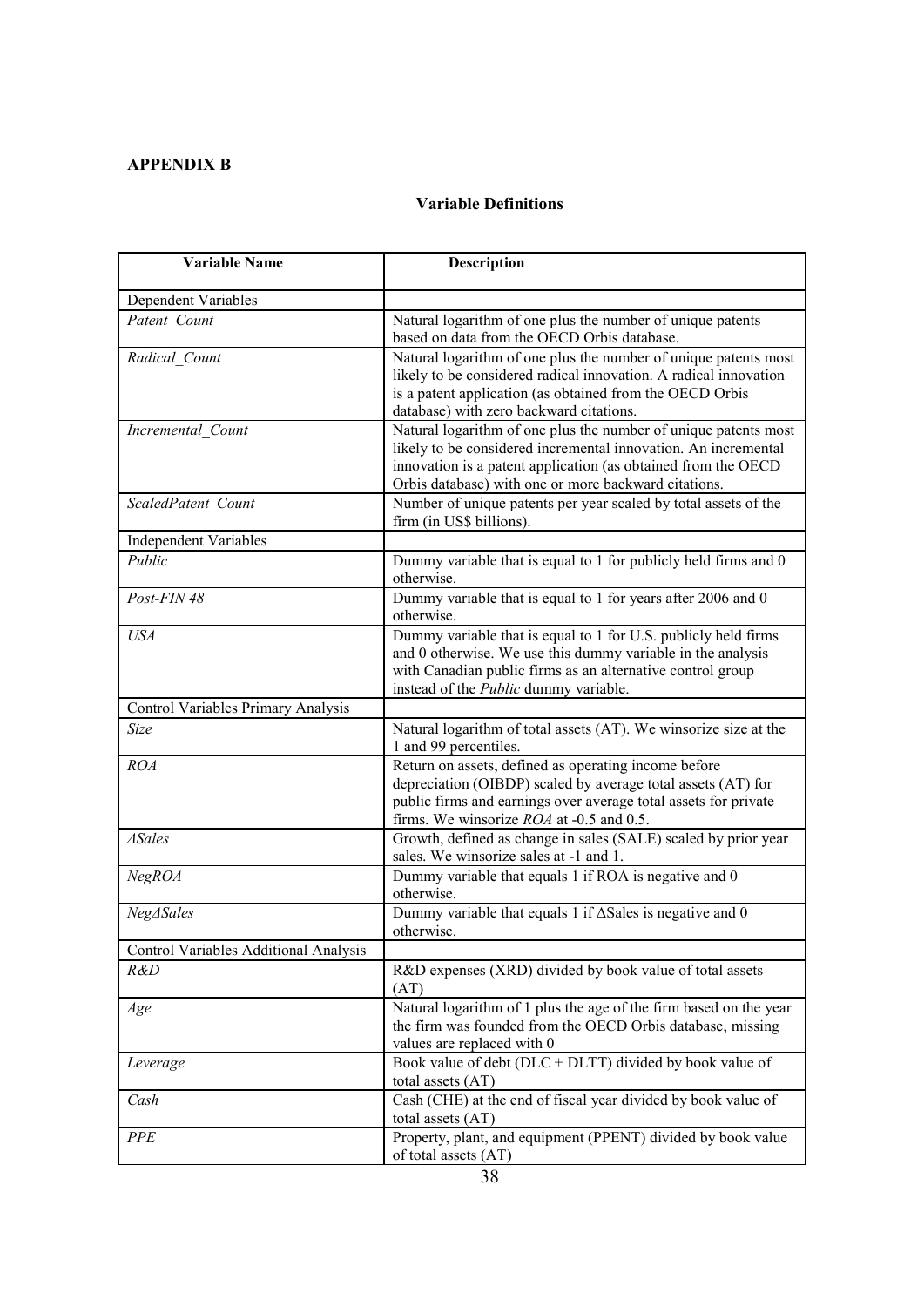## APPENDIX B

### Variable Definitions

| Variable Name | Description |
|---|---|
| Dependent Variables | |
| *Patent_Count* | Natural logarithm of one plus the number of unique patents based on data from the OECD Orbis database. |
| *Radical_Count* | Natural logarithm of one plus the number of unique patents most likely to be considered radical innovation. A radical innovation is a patent application (as obtained from the OECD Orbis database) with zero backward citations. |
| *Incremental_Count* | Natural logarithm of one plus the number of unique patents most likely to be considered incremental innovation. An incremental innovation is a patent application (as obtained from the OECD Orbis database) with one or more backward citations. |
| *ScaledPatent_Count* | Number of unique patents per year scaled by total assets of the firm (in US$ billions). |
| Independent Variables | |
| *Public* | Dummy variable that is equal to 1 for publicly held firms and 0 otherwise. |
| *Post-FIN 48* | Dummy variable that is equal to 1 for years after 2006 and 0 otherwise. |
| *USA* | Dummy variable that is equal to 1 for U.S. publicly held firms and 0 otherwise. We use this dummy variable in the analysis with Canadian public firms as an alternative control group instead of the *Public* dummy variable. |
| Control Variables Primary Analysis | |
| *Size* | Natural logarithm of total assets (AT). We winsorize size at the 1 and 99 percentiles. |
| *ROA* | Return on assets, defined as operating income before depreciation (OIBDP) scaled by average total assets (AT) for public firms and earnings over average total assets for private firms. We winsorize *ROA* at -0.5 and 0.5. |
| *ΔSales* | Growth, defined as change in sales (SALE) scaled by prior year sales. We winsorize sales at -1 and 1. |
| *NegROA* | Dummy variable that equals 1 if ROA is negative and 0 otherwise. |
| *NegΔSales* | Dummy variable that equals 1 if ΔSales is negative and 0 otherwise. |
| Control Variables Additional Analysis | |
| *R&D* | R&D expenses (XRD) divided by book value of total assets (AT) |
| *Age* | Natural logarithm of 1 plus the age of the firm based on the year the firm was founded from the OECD Orbis database, missing values are replaced with 0 |
| *Leverage* | Book value of debt (DLC + DLTT) divided by book value of total assets (AT) |
| *Cash* | Cash (CHE) at the end of fiscal year divided by book value of total assets (AT) |
| *PPE* | Property, plant, and equipment (PPENT) divided by book value of total assets (AT) |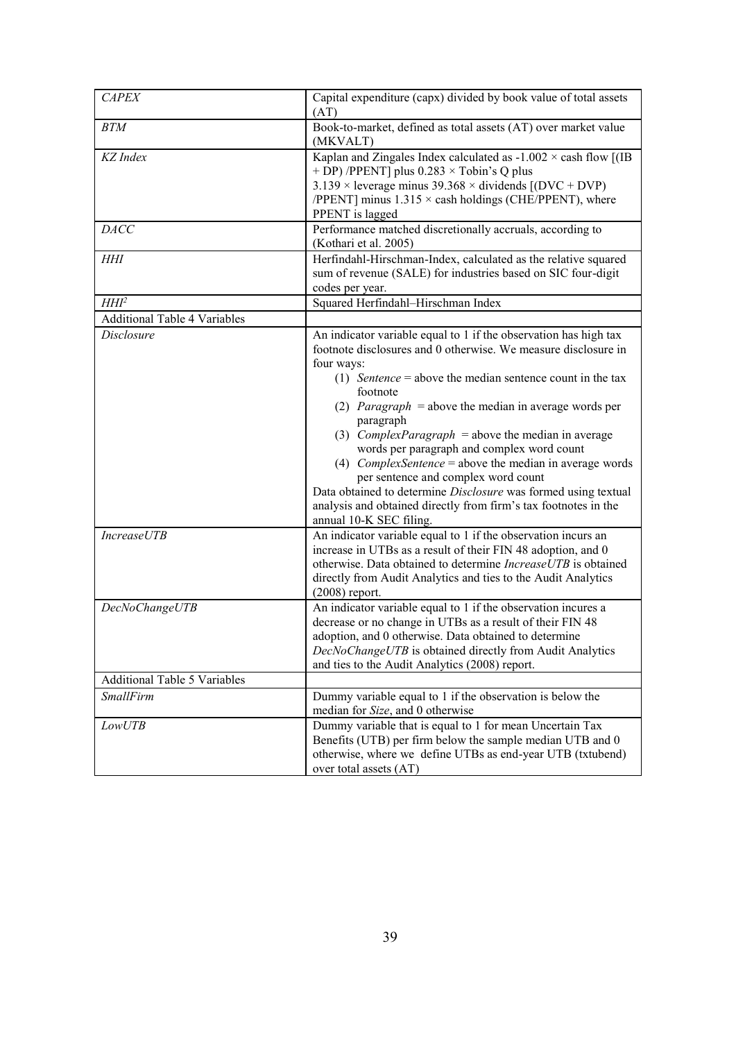| | |
|---|---|
| *CAPEX* | Capital expenditure (capx) divided by book value of total assets (AT) |
| *BTM* | Book-to-market, defined as total assets (AT) over market value (MKVALT) |
| *KZ Index* | Kaplan and Zingales Index calculated as -1.002 × cash flow [(IB + DP) /PPENT] plus 0.283 × Tobin's Q plus 3.139 × leverage minus 39.368 × dividends [(DVC + DVP) /PPENT] minus 1.315 × cash holdings (CHE/PPENT), where PPENT is lagged |
| *DACC* | Performance matched discretionally accruals, according to (Kothari et al. 2005) |
| *HHI* | Herfindahl-Hirschman-Index, calculated as the relative squared sum of revenue (SALE) for industries based on SIC four-digit codes per year. |
| *HHI²* | Squared Herfindahl–Hirschman Index |
| Additional Table 4 Variables | |
| *Disclosure* | An indicator variable equal to 1 if the observation has high tax footnote disclosures and 0 otherwise. We measure disclosure in four ways: (1) *Sentence* = above the median sentence count in the tax footnote (2) *Paragraph* = above the median in average words per paragraph (3) *ComplexParagraph* = above the median in average words per paragraph and complex word count (4) *ComplexSentence* = above the median in average words per sentence and complex word count. Data obtained to determine *Disclosure* was formed using textual analysis and obtained directly from firm's tax footnotes in the annual 10-K SEC filing. |
| *IncreaseUTB* | An indicator variable equal to 1 if the observation incurs an increase in UTBs as a result of their FIN 48 adoption, and 0 otherwise. Data obtained to determine *IncreaseUTB* is obtained directly from Audit Analytics and ties to the Audit Analytics (2008) report. |
| *DecNoChangeUTB* | An indicator variable equal to 1 if the observation incures a decrease or no change in UTBs as a result of their FIN 48 adoption, and 0 otherwise. Data obtained to determine *DecNoChangeUTB* is obtained directly from Audit Analytics and ties to the Audit Analytics (2008) report. |
| Additional Table 5 Variables | |
| *SmallFirm* | Dummy variable equal to 1 if the observation is below the median for *Size*, and 0 otherwise |
| *LowUTB* | Dummy variable that is equal to 1 for mean Uncertain Tax Benefits (UTB) per firm below the sample median UTB and 0 otherwise, where we define UTBs as end-year UTB (txtubend) over total assets (AT) |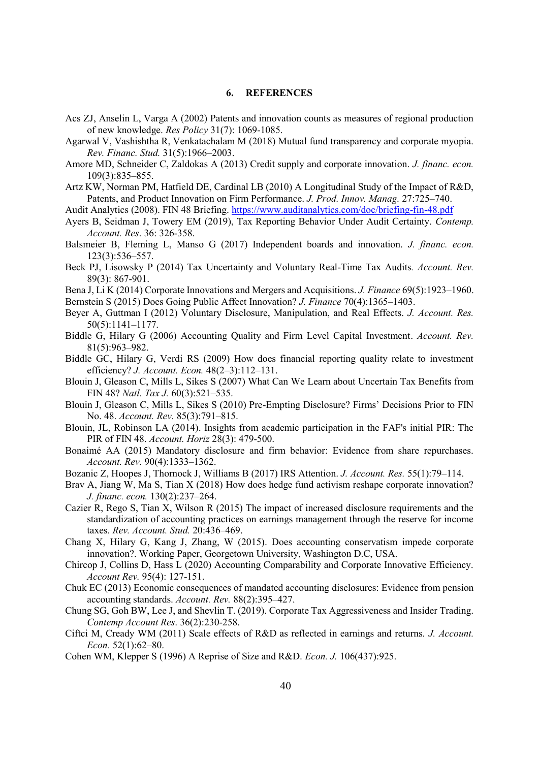## 6. REFERENCES

Acs ZJ, Anselin L, Varga A (2002) Patents and innovation counts as measures of regional production of new knowledge. *Res Policy* 31(7): 1069-1085.

Agarwal V, Vashishtha R, Venkatachalam M (2018) Mutual fund transparency and corporate myopia. *Rev. Financ. Stud.* 31(5):1966–2003.

Amore MD, Schneider C, Zaldokas A (2013) Credit supply and corporate innovation. *J. financ. econ.* 109(3):835–855.

Artz KW, Norman PM, Hatfield DE, Cardinal LB (2010) A Longitudinal Study of the Impact of R&D, Patents, and Product Innovation on Firm Performance. *J. Prod. Innov. Manag.* 27:725–740.

Audit Analytics (2008). FIN 48 Briefing. https://www.auditanalytics.com/doc/briefing-fin-48.pdf

Ayers B, Seidman J, Towery EM (2019), Tax Reporting Behavior Under Audit Certainty. *Contemp. Account. Res*. 36: 326-358.

Balsmeier B, Fleming L, Manso G (2017) Independent boards and innovation. *J. financ. econ.* 123(3):536–557.

Beck PJ, Lisowsky P (2014) Tax Uncertainty and Voluntary Real-Time Tax Audits*. Account. Rev.* 89(3): 867-901.

Bena J, Li K (2014) Corporate Innovations and Mergers and Acquisitions. *J. Finance* 69(5):1923–1960.

Bernstein S (2015) Does Going Public Affect Innovation? *J. Finance* 70(4):1365–1403.

Beyer A, Guttman I (2012) Voluntary Disclosure, Manipulation, and Real Effects. *J. Account. Res.* 50(5):1141–1177.

Biddle G, Hilary G (2006) Accounting Quality and Firm Level Capital Investment. *Account. Rev.* 81(5):963–982.

Biddle GC, Hilary G, Verdi RS (2009) How does financial reporting quality relate to investment efficiency? *J. Account. Econ.* 48(2–3):112–131.

Blouin J, Gleason C, Mills L, Sikes S (2007) What Can We Learn about Uncertain Tax Benefits from FIN 48? *Natl. Tax J.* 60(3):521–535.

Blouin J, Gleason C, Mills L, Sikes S (2010) Pre-Empting Disclosure? Firms' Decisions Prior to FIN No. 48. *Account. Rev.* 85(3):791–815.

Blouin, JL, Robinson LA (2014). Insights from academic participation in the FAF's initial PIR: The PIR of FIN 48. *Account. Horiz* 28(3): 479-500.

Bonaimé AA (2015) Mandatory disclosure and firm behavior: Evidence from share repurchases. *Account. Rev.* 90(4):1333–1362.

Bozanic Z, Hoopes J, Thornock J, Williams B (2017) IRS Attention. *J. Account. Res.* 55(1):79–114.

Brav A, Jiang W, Ma S, Tian X (2018) How does hedge fund activism reshape corporate innovation? *J. financ. econ.* 130(2):237–264.

Cazier R, Rego S, Tian X, Wilson R (2015) The impact of increased disclosure requirements and the standardization of accounting practices on earnings management through the reserve for income taxes. *Rev. Account. Stud.* 20:436–469.

Chang X, Hilary G, Kang J, Zhang, W (2015). Does accounting conservatism impede corporate innovation?. Working Paper, Georgetown University, Washington D.C, USA.

Chircop J, Collins D, Hass L (2020) Accounting Comparability and Corporate Innovative Efficiency. *Account Rev.* 95(4): 127-151.

Chuk EC (2013) Economic consequences of mandated accounting disclosures: Evidence from pension accounting standards. *Account. Rev.* 88(2):395–427.

Chung SG, Goh BW, Lee J, and Shevlin T. (2019). Corporate Tax Aggressiveness and Insider Trading. *Contemp Account Res*. 36(2):230-258.

Ciftci M, Cready WM (2011) Scale effects of R&D as reflected in earnings and returns. *J. Account. Econ.* 52(1):62–80.

Cohen WM, Klepper S (1996) A Reprise of Size and R&D. *Econ. J.* 106(437):925.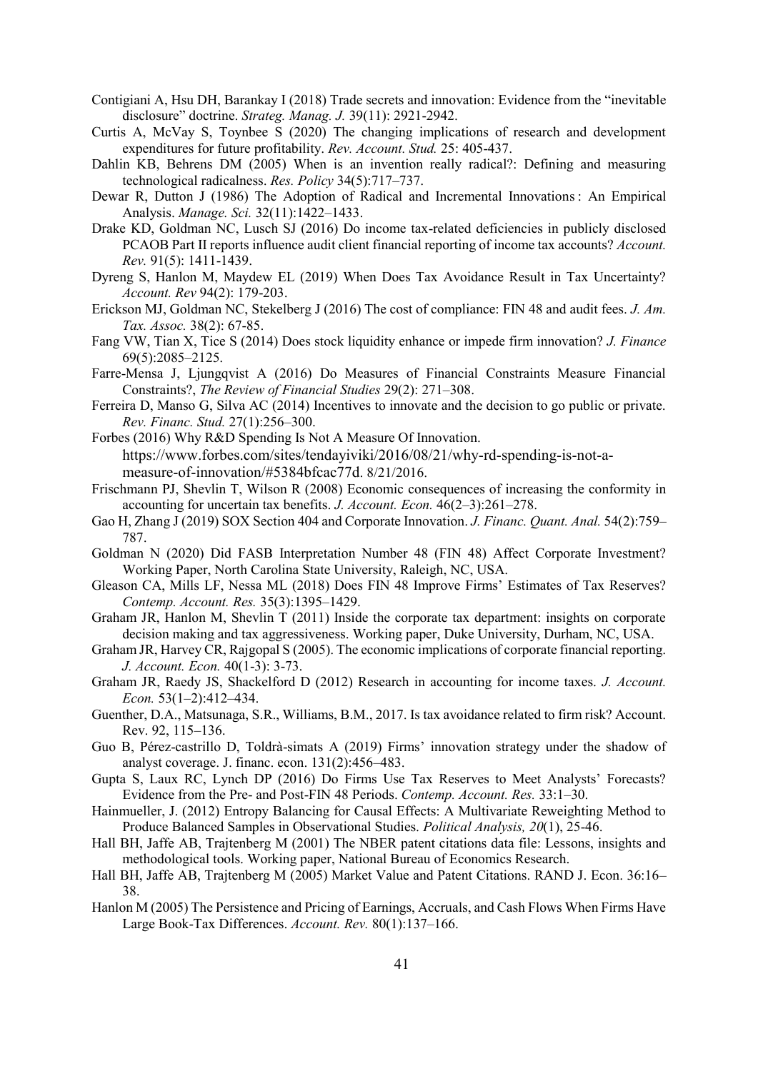Contigiani A, Hsu DH, Barankay I (2018) Trade secrets and innovation: Evidence from the "inevitable disclosure" doctrine. *Strateg. Manag. J.* 39(11): 2921-2942.

Curtis A, McVay S, Toynbee S (2020) The changing implications of research and development expenditures for future profitability. *Rev. Account. Stud.* 25: 405-437.

Dahlin KB, Behrens DM (2005) When is an invention really radical?: Defining and measuring technological radicalness. *Res. Policy* 34(5):717–737.

Dewar R, Dutton J (1986) The Adoption of Radical and Incremental Innovations : An Empirical Analysis. *Manage. Sci.* 32(11):1422–1433.

Drake KD, Goldman NC, Lusch SJ (2016) Do income tax-related deficiencies in publicly disclosed PCAOB Part II reports influence audit client financial reporting of income tax accounts? *Account. Rev.* 91(5): 1411-1439.

Dyreng S, Hanlon M, Maydew EL (2019) When Does Tax Avoidance Result in Tax Uncertainty? *Account. Rev* 94(2): 179-203.

Erickson MJ, Goldman NC, Stekelberg J (2016) The cost of compliance: FIN 48 and audit fees. *J. Am. Tax. Assoc.* 38(2): 67-85.

Fang VW, Tian X, Tice S (2014) Does stock liquidity enhance or impede firm innovation? *J. Finance* 69(5):2085–2125.

Farre-Mensa J, Ljungqvist A (2016) Do Measures of Financial Constraints Measure Financial Constraints?, *The Review of Financial Studies* 29(2): 271–308.

Ferreira D, Manso G, Silva AC (2014) Incentives to innovate and the decision to go public or private. *Rev. Financ. Stud.* 27(1):256–300.

Forbes (2016) Why R&D Spending Is Not A Measure Of Innovation. https://www.forbes.com/sites/tendayiviki/2016/08/21/why-rd-spending-is-not-a-measure-of-innovation/#5384bfcac77d. 8/21/2016.

Frischmann PJ, Shevlin T, Wilson R (2008) Economic consequences of increasing the conformity in accounting for uncertain tax benefits. *J. Account. Econ.* 46(2–3):261–278.

Gao H, Zhang J (2019) SOX Section 404 and Corporate Innovation. *J. Financ. Quant. Anal.* 54(2):759–787.

Goldman N (2020) Did FASB Interpretation Number 48 (FIN 48) Affect Corporate Investment? Working Paper, North Carolina State University, Raleigh, NC, USA.

Gleason CA, Mills LF, Nessa ML (2018) Does FIN 48 Improve Firms' Estimates of Tax Reserves? *Contemp. Account. Res.* 35(3):1395–1429.

Graham JR, Hanlon M, Shevlin T (2011) Inside the corporate tax department: insights on corporate decision making and tax aggressiveness. Working paper, Duke University, Durham, NC, USA.

Graham JR, Harvey CR, Rajgopal S (2005). The economic implications of corporate financial reporting. *J. Account. Econ.* 40(1-3): 3-73.

Graham JR, Raedy JS, Shackelford D (2012) Research in accounting for income taxes. *J. Account. Econ.* 53(1–2):412–434.

Guenther, D.A., Matsunaga, S.R., Williams, B.M., 2017. Is tax avoidance related to firm risk? Account. Rev. 92, 115–136.

Guo B, Pérez-castrillo D, Toldrà-simats A (2019) Firms' innovation strategy under the shadow of analyst coverage. J. financ. econ. 131(2):456–483.

Gupta S, Laux RC, Lynch DP (2016) Do Firms Use Tax Reserves to Meet Analysts' Forecasts? Evidence from the Pre- and Post-FIN 48 Periods. *Contemp. Account. Res.* 33:1–30.

Hainmueller, J. (2012) Entropy Balancing for Causal Effects: A Multivariate Reweighting Method to Produce Balanced Samples in Observational Studies. *Political Analysis, 20*(1), 25-46.

Hall BH, Jaffe AB, Trajtenberg M (2001) The NBER patent citations data file: Lessons, insights and methodological tools. Working paper, National Bureau of Economics Research.

Hall BH, Jaffe AB, Trajtenberg M (2005) Market Value and Patent Citations. RAND J. Econ. 36:16–38.

Hanlon M (2005) The Persistence and Pricing of Earnings, Accruals, and Cash Flows When Firms Have Large Book-Tax Differences. *Account. Rev.* 80(1):137–166.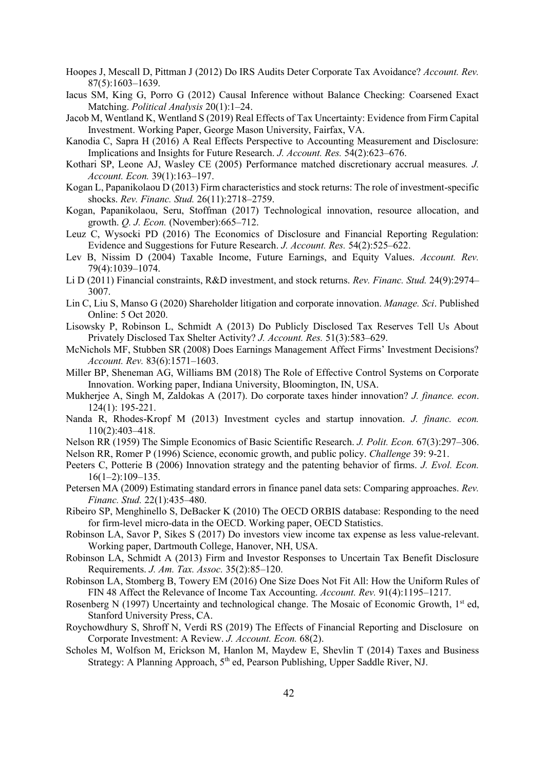Hoopes J, Mescall D, Pittman J (2012) Do IRS Audits Deter Corporate Tax Avoidance? *Account. Rev.* 87(5):1603–1639.

Iacus SM, King G, Porro G (2012) Causal Inference without Balance Checking: Coarsened Exact Matching. *Political Analysis* 20(1):1–24.

Jacob M, Wentland K, Wentland S (2019) Real Effects of Tax Uncertainty: Evidence from Firm Capital Investment. Working Paper, George Mason University, Fairfax, VA.

Kanodia C, Sapra H (2016) A Real Effects Perspective to Accounting Measurement and Disclosure: Implications and Insights for Future Research. *J. Account. Res.* 54(2):623–676.

Kothari SP, Leone AJ, Wasley CE (2005) Performance matched discretionary accrual measures*. J. Account. Econ.* 39(1):163–197.

Kogan L, Papanikolaou D (2013) Firm characteristics and stock returns: The role of investment-specific shocks. *Rev. Financ. Stud.* 26(11):2718–2759.

Kogan, Papanikolaou, Seru, Stoffman (2017) Technological innovation, resource allocation, and growth. *Q. J. Econ.* (November):665–712.

Leuz C, Wysocki PD (2016) The Economics of Disclosure and Financial Reporting Regulation: Evidence and Suggestions for Future Research. *J. Account. Res.* 54(2):525–622.

Lev B, Nissim D (2004) Taxable Income, Future Earnings, and Equity Values. *Account. Rev.* 79(4):1039–1074.

Li D (2011) Financial constraints, R&D investment, and stock returns. *Rev. Financ. Stud.* 24(9):2974–3007.

Lin C, Liu S, Manso G (2020) Shareholder litigation and corporate innovation. *Manage. Sci*. Published Online: 5 Oct 2020.

Lisowsky P, Robinson L, Schmidt A (2013) Do Publicly Disclosed Tax Reserves Tell Us About Privately Disclosed Tax Shelter Activity? *J. Account. Res.* 51(3):583–629.

McNichols MF, Stubben SR (2008) Does Earnings Management Affect Firms' Investment Decisions? *Account. Rev.* 83(6):1571–1603.

Miller BP, Sheneman AG, Williams BM (2018) The Role of Effective Control Systems on Corporate Innovation. Working paper, Indiana University, Bloomington, IN, USA.

Mukherjee A, Singh M, Zaldokas A (2017). Do corporate taxes hinder innovation? *J. finance. econ*. 124(1): 195-221.

Nanda R, Rhodes-Kropf M (2013) Investment cycles and startup innovation. *J. financ. econ.* 110(2):403–418.

Nelson RR (1959) The Simple Economics of Basic Scientific Research. *J. Polit. Econ.* 67(3):297–306.

Nelson RR, Romer P (1996) Science, economic growth, and public policy. *Challenge* 39: 9-21.

Peeters C, Potterie B (2006) Innovation strategy and the patenting behavior of firms. *J. Evol. Econ.* 16(1–2):109–135.

Petersen MA (2009) Estimating standard errors in finance panel data sets: Comparing approaches. *Rev. Financ. Stud.* 22(1):435–480.

Ribeiro SP, Menghinello S, DeBacker K (2010) The OECD ORBIS database: Responding to the need for firm-level micro-data in the OECD. Working paper, OECD Statistics.

Robinson LA, Savor P, Sikes S (2017) Do investors view income tax expense as less value-relevant. Working paper, Dartmouth College, Hanover, NH, USA.

Robinson LA, Schmidt A (2013) Firm and Investor Responses to Uncertain Tax Benefit Disclosure Requirements. *J. Am. Tax. Assoc.* 35(2):85–120.

Robinson LA, Stomberg B, Towery EM (2016) One Size Does Not Fit All: How the Uniform Rules of FIN 48 Affect the Relevance of Income Tax Accounting. *Account. Rev.* 91(4):1195–1217.

Rosenberg N (1997) Uncertainty and technological change. The Mosaic of Economic Growth, 1st ed, Stanford University Press, CA.

Roychowdhury S, Shroff N, Verdi RS (2019) The Effects of Financial Reporting and Disclosure on Corporate Investment: A Review. *J. Account. Econ.* 68(2).

Scholes M, Wolfson M, Erickson M, Hanlon M, Maydew E, Shevlin T (2014) Taxes and Business Strategy: A Planning Approach, 5th ed, Pearson Publishing, Upper Saddle River, NJ.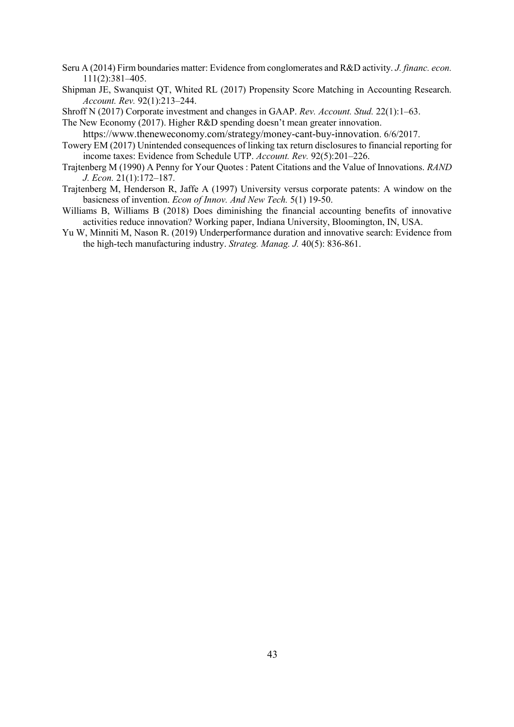Seru A (2014) Firm boundaries matter: Evidence from conglomerates and R&D activity. *J. financ. econ.* 111(2):381–405.

Shipman JE, Swanquist QT, Whited RL (2017) Propensity Score Matching in Accounting Research. *Account. Rev.* 92(1):213–244.

Shroff N (2017) Corporate investment and changes in GAAP. *Rev. Account. Stud.* 22(1):1–63.

The New Economy (2017). Higher R&D spending doesn't mean greater innovation. https://www.theneweconomy.com/strategy/money-cant-buy-innovation. 6/6/2017.

Towery EM (2017) Unintended consequences of linking tax return disclosures to financial reporting for income taxes: Evidence from Schedule UTP. *Account. Rev.* 92(5):201–226.

Trajtenberg M (1990) A Penny for Your Quotes : Patent Citations and the Value of Innovations. *RAND J. Econ.* 21(1):172–187.

Trajtenberg M, Henderson R, Jaffe A (1997) University versus corporate patents: A window on the basicness of invention. *Econ of Innov. And New Tech.* 5(1) 19-50.

Williams B, Williams B (2018) Does diminishing the financial accounting benefits of innovative activities reduce innovation? Working paper, Indiana University, Bloomington, IN, USA.

Yu W, Minniti M, Nason R. (2019) Underperformance duration and innovative search: Evidence from the high-tech manufacturing industry. *Strateg. Manag. J.* 40(5): 836-861.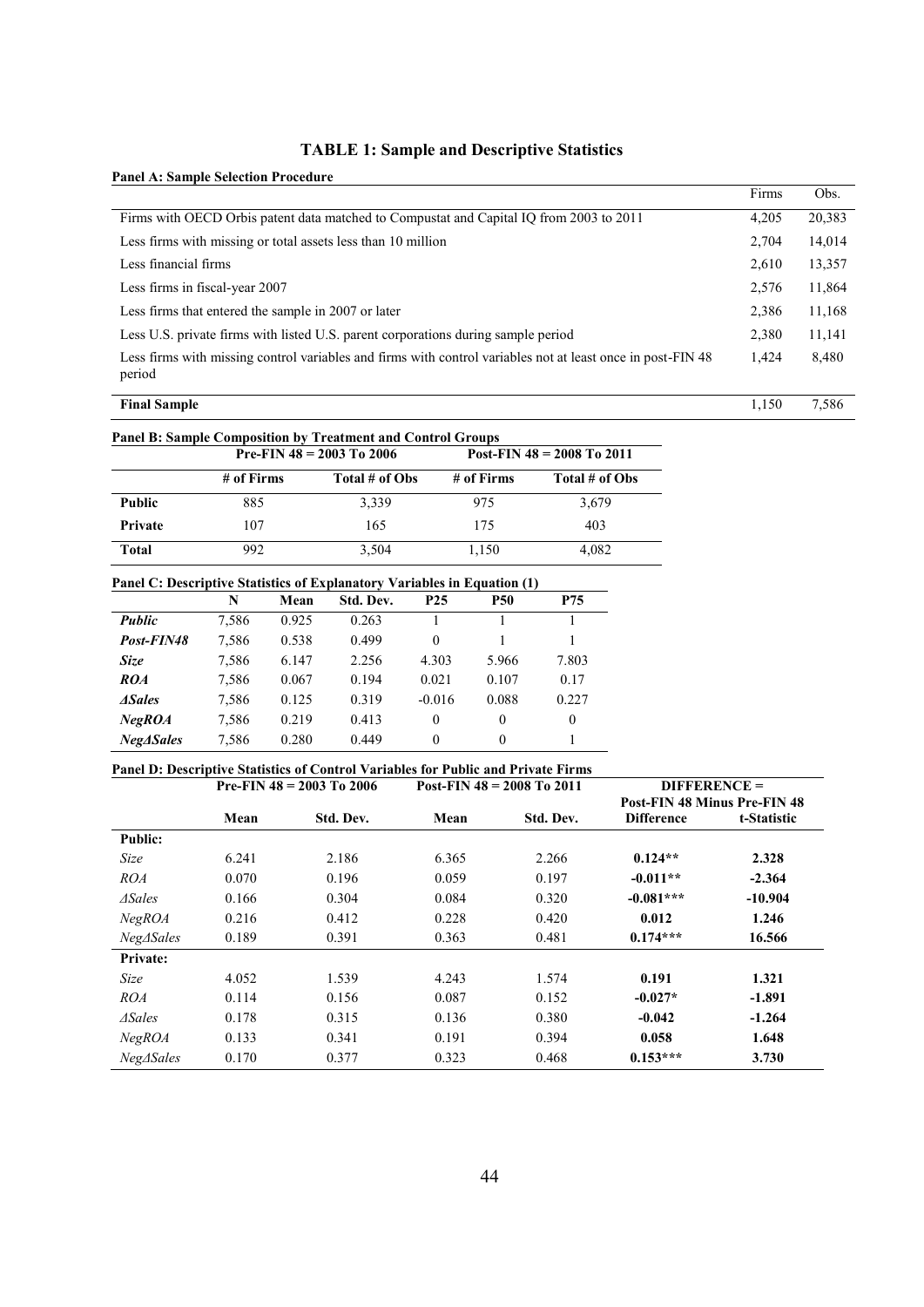# TABLE 1: Sample and Descriptive Statistics

**Panel A: Sample Selection Procedure**

| | Firms | Obs. |
|---|---|---|
| Firms with OECD Orbis patent data matched to Compustat and Capital IQ from 2003 to 2011 | 4,205 | 20,383 |
| Less firms with missing or total assets less than 10 million | 2,704 | 14,014 |
| Less financial firms | 2,610 | 13,357 |
| Less firms in fiscal-year 2007 | 2,576 | 11,864 |
| Less firms that entered the sample in 2007 or later | 2,386 | 11,168 |
| Less U.S. private firms with listed U.S. parent corporations during sample period | 2,380 | 11,141 |
| Less firms with missing control variables and firms with control variables not at least once in post-FIN 48 period | 1,424 | 8,480 |
| **Final Sample** | 1,150 | 7,586 |

**Panel B: Sample Composition by Treatment and Control Groups**

| | Pre-FIN 48 = 2003 To 2006 | | Post-FIN 48 = 2008 To 2011 | |
|---|---|---|---|---|
| | **# of Firms** | **Total # of Obs** | **# of Firms** | **Total # of Obs** |
| **Public** | 885 | 3,339 | 975 | 3,679 |
| **Private** | 107 | 165 | 175 | 403 |
| **Total** | 992 | 3,504 | 1,150 | 4,082 |

**Panel C: Descriptive Statistics of Explanatory Variables in Equation (1)**

| | N | Mean | Std. Dev. | P25 | P50 | P75 |
|---|---|---|---|---|---|---|
| ***Public*** | 7,586 | 0.925 | 0.263 | 1 | 1 | 1 |
| ***Post-FIN48*** | 7,586 | 0.538 | 0.499 | 0 | 1 | 1 |
| ***Size*** | 7,586 | 6.147 | 2.256 | 4.303 | 5.966 | 7.803 |
| ***ROA*** | 7,586 | 0.067 | 0.194 | 0.021 | 0.107 | 0.17 |
| ***ΔSales*** | 7,586 | 0.125 | 0.319 | -0.016 | 0.088 | 0.227 |
| ***NegROA*** | 7,586 | 0.219 | 0.413 | 0 | 0 | 0 |
| ***NegΔSales*** | 7,586 | 0.280 | 0.449 | 0 | 0 | 1 |

**Panel D: Descriptive Statistics of Control Variables for Public and Private Firms**

| | Pre-FIN 48 = 2003 To 2006 | | Post-FIN 48 = 2008 To 2011 | | DIFFERENCE = Post-FIN 48 Minus Pre-FIN 48 | |
|---|---|---|---|---|---|---|
| | **Mean** | **Std. Dev.** | **Mean** | **Std. Dev.** | **Difference** | **t-Statistic** |
| **Public:** | | | | | | |
| *Size* | 6.241 | 2.186 | 6.365 | 2.266 | **0.124\*\*** | **2.328** |
| *ROA* | 0.070 | 0.196 | 0.059 | 0.197 | **-0.011\*\*** | **-2.364** |
| *ΔSales* | 0.166 | 0.304 | 0.084 | 0.320 | **-0.081\*\*\*** | **-10.904** |
| *NegROA* | 0.216 | 0.412 | 0.228 | 0.420 | **0.012** | **1.246** |
| *NegΔSales* | 0.189 | 0.391 | 0.363 | 0.481 | **0.174\*\*\*** | **16.566** |
| **Private:** | | | | | | |
| *Size* | 4.052 | 1.539 | 4.243 | 1.574 | **0.191** | **1.321** |
| *ROA* | 0.114 | 0.156 | 0.087 | 0.152 | **-0.027\*** | **-1.891** |
| *ΔSales* | 0.178 | 0.315 | 0.136 | 0.380 | **-0.042** | **-1.264** |
| *NegROA* | 0.133 | 0.341 | 0.191 | 0.394 | **0.058** | **1.648** |
| *NegΔSales* | 0.170 | 0.377 | 0.323 | 0.468 | **0.153\*\*\*** | **3.730** |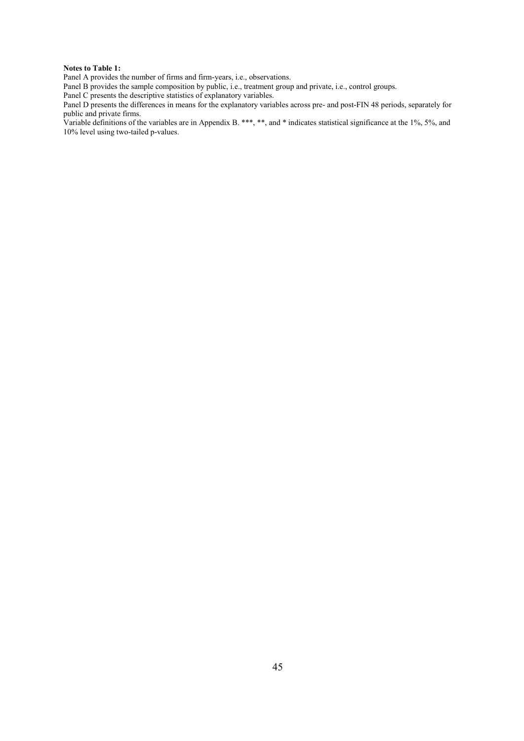**Notes to Table 1:**

Panel A provides the number of firms and firm-years, i.e., observations.

Panel B provides the sample composition by public, i.e., treatment group and private, i.e., control groups.

Panel C presents the descriptive statistics of explanatory variables.

Panel D presents the differences in means for the explanatory variables across pre- and post-FIN 48 periods, separately for public and private firms.

Variable definitions of the variables are in Appendix B. ***, **, and * indicates statistical significance at the 1%, 5%, and 10% level using two-tailed p-values.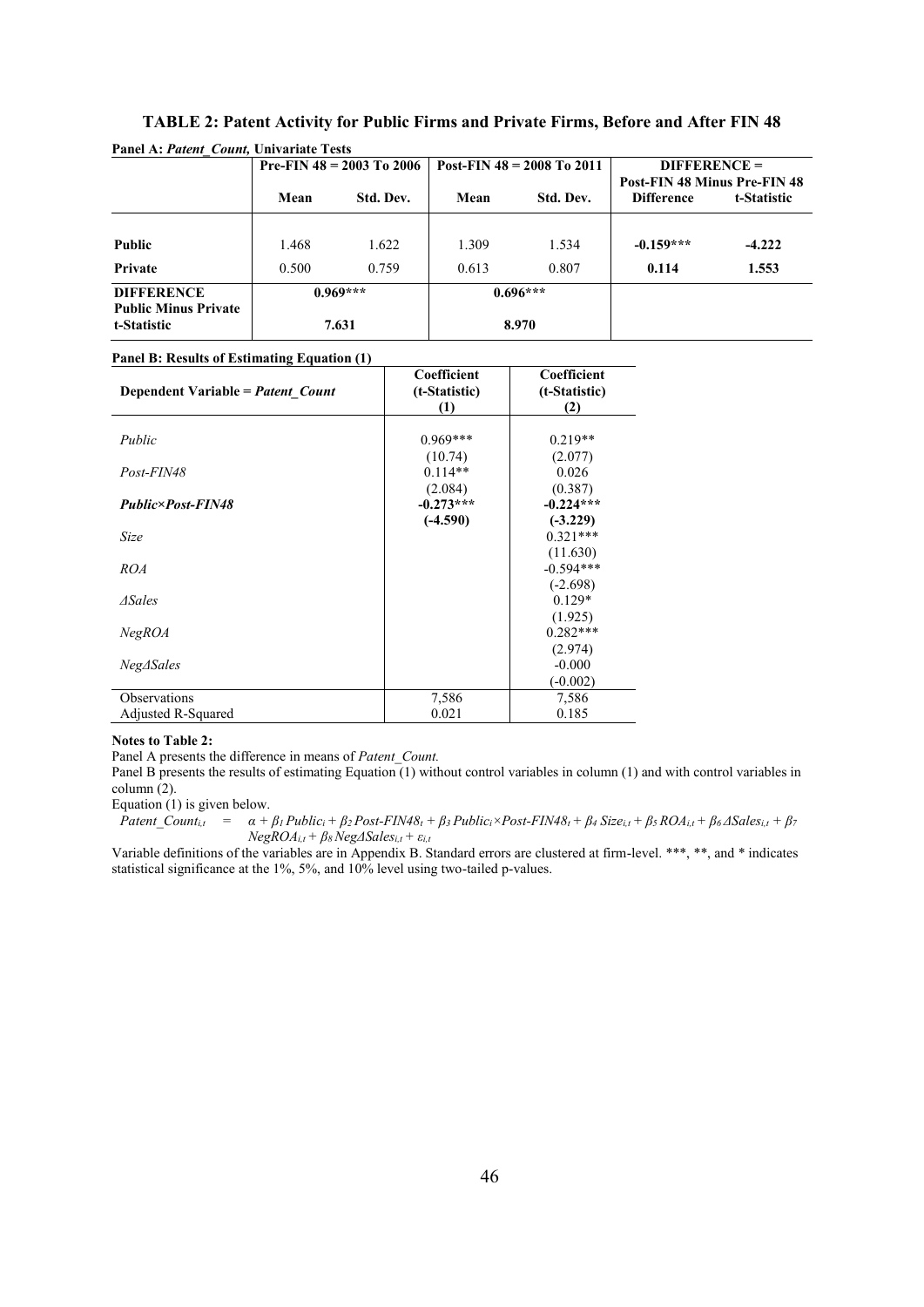### TABLE 2: Patent Activity for Public Firms and Private Firms, Before and After FIN 48

**Panel A: *Patent_Count*, Univariate Tests**

| | Pre-FIN 48 = 2003 To 2006 | | Post-FIN 48 = 2008 To 2011 | | DIFFERENCE = Post-FIN 48 Minus Pre-FIN 48 | |
|---|---|---|---|---|---|---|
| | Mean | Std. Dev. | Mean | Std. Dev. | Difference | t-Statistic |
| **Public** | 1.468 | 1.622 | 1.309 | 1.534 | **-0.159\*\*\*** | **-4.222** |
| **Private** | 0.500 | 0.759 | 0.613 | 0.807 | **0.114** | **1.553** |
| **DIFFERENCE Public Minus Private** | **0.969\*\*\*** | | **0.696\*\*\*** | | | |
| **t-Statistic** | **7.631** | | **8.970** | | | |

**Panel B: Results of Estimating Equation (1)**

| Dependent Variable = *Patent_Count* | Coefficient (t-Statistic) (1) | Coefficient (t-Statistic) (2) |
|---|---|---|
| *Public* | 0.969\*\*\* | 0.219\*\* |
| | (10.74) | (2.077) |
| *Post-FIN48* | 0.114\*\* | 0.026 |
| | (2.084) | (0.387) |
| ***Public×Post-FIN48*** | **-0.273\*\*\*** | **-0.224\*\*\*** |
| | **(-4.590)** | **(-3.229)** |
| *Size* | | 0.321\*\*\* |
| | | (11.630) |
| *ROA* | | -0.594\*\*\* |
| | | (-2.698) |
| *ΔSales* | | 0.129\* |
| | | (1.925) |
| *NegROA* | | 0.282\*\*\* |
| | | (2.974) |
| *NegΔSales* | | -0.000 |
| | | (-0.002) |
| Observations | 7,586 | 7,586 |
| Adjusted R-Squared | 0.021 | 0.185 |

**Notes to Table 2:**

Panel A presents the difference in means of *Patent_Count.*

Panel B presents the results of estimating Equation (1) without control variables in column (1) and with control variables in column (2).

Equation (1) is given below.

$$Patent\_Count_{i,t} = \alpha + \beta_1 Public_i + \beta_2 Post\text{-}FIN48_t + \beta_3 Public_i \times Post\text{-}FIN48_t + \beta_4 Size_{i,t} + \beta_5 ROA_{i,t} + \beta_6 \Delta Sales_{i,t} + \beta_7 NegROA_{i,t} + \beta_8 Neg\Delta Sales_{i,t} + \varepsilon_{i,t}$$

Variable definitions of the variables are in Appendix B. Standard errors are clustered at firm-level. \*\*\*, \*\*, and \* indicates statistical significance at the 1%, 5%, and 10% level using two-tailed p-values.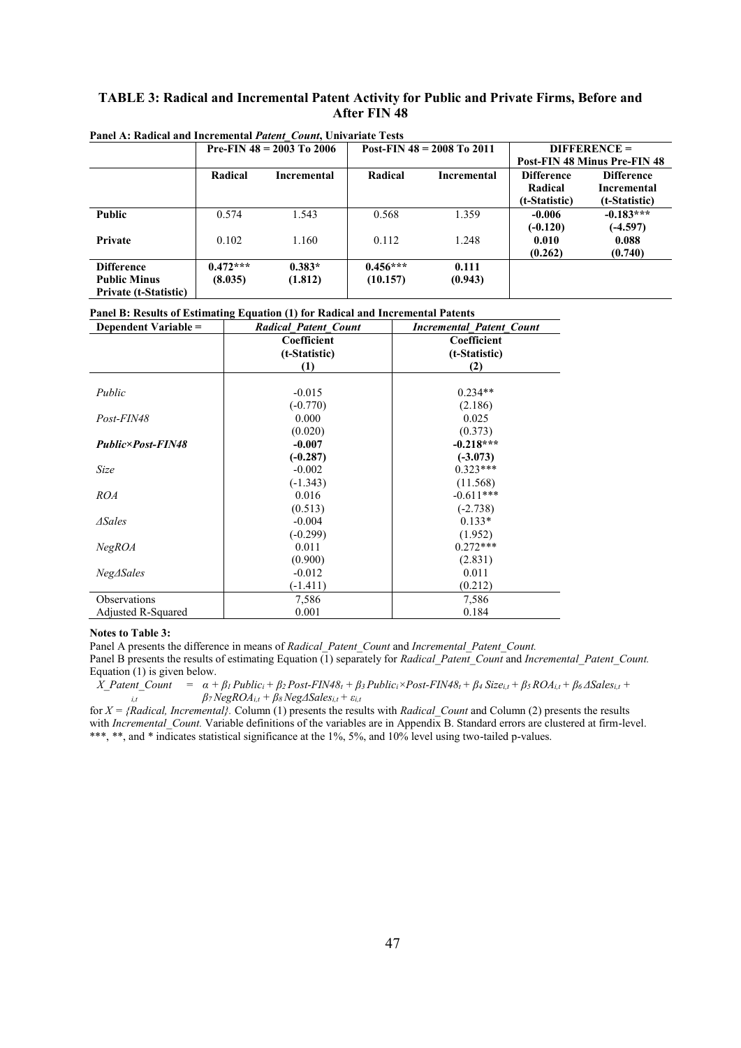# TABLE 3: Radical and Incremental Patent Activity for Public and Private Firms, Before and After FIN 48

**Panel A: Radical and Incremental *Patent_Count*, Univariate Tests**

| | Pre-FIN 48 = 2003 To 2006 | | Post-FIN 48 = 2008 To 2011 | | DIFFERENCE = Post-FIN 48 Minus Pre-FIN 48 | |
|---|---|---|---|---|---|---|
| | **Radical** | **Incremental** | **Radical** | **Incremental** | **Difference Radical (t-Statistic)** | **Difference Incremental (t-Statistic)** |
| **Public** | 0.574 | 1.543 | 0.568 | 1.359 | **-0.006** | **-0.183*** ** |
| | | | | | **(-0.120)** | **(-4.597)** |
| **Private** | 0.102 | 1.160 | 0.112 | 1.248 | **0.010** | **0.088** |
| | | | | | **(0.262)** | **(0.740)** |
| **Difference Public Minus Private (t-Statistic)** | **0.472*** ** | **0.383*** | **0.456*** ** | **0.111** | | |
| | **(8.035)** | **(1.812)** | **(10.157)** | **(0.943)** | | |

**Panel B: Results of Estimating Equation (1) for Radical and Incremental Patents**

| Dependent Variable = | *Radical_Patent_Count* | *Incremental_Patent_Count* |
|---|---|---|
| | Coefficient (t-Statistic) (1) | Coefficient (t-Statistic) (2) |
| *Public* | -0.015 | 0.234** |
| | (-0.770) | (2.186) |
| *Post-FIN48* | 0.000 | 0.025 |
| | (0.020) | (0.373) |
| ***Public×Post-FIN48*** | **-0.007** | **-0.218*** ** |
| | **(-0.287)** | **(-3.073)** |
| *Size* | -0.002 | 0.323*** |
| | (-1.343) | (11.568) |
| *ROA* | 0.016 | -0.611*** |
| | (0.513) | (-2.738) |
| *ΔSales* | -0.004 | 0.133* |
| | (-0.299) | (1.952) |
| *NegROA* | 0.011 | 0.272*** |
| | (0.900) | (2.831) |
| *NegΔSales* | -0.012 | 0.011 |
| | (-1.411) | (0.212) |
| Observations | 7,586 | 7,586 |
| Adjusted R-Squared | 0.001 | 0.184 |

**Notes to Table 3:**

Panel A presents the difference in means of *Radical_Patent_Count* and *Incremental_Patent_Count.*

Panel B presents the results of estimating Equation (1) separately for *Radical_Patent_Count* and *Incremental_Patent_Count.* Equation (1) is given below.

$$X\_Patent\_Count_{i,t} = \alpha + \beta_1 Public_i + \beta_2 Post\text{-}FIN48_t + \beta_3 Public_i \times Post\text{-}FIN48_t + \beta_4 Size_{i,t} + \beta_5 ROA_{i,t} + \beta_6 \Delta Sales_{i,t} + \beta_7 NegROA_{i,t} + \beta_8 Neg\Delta Sales_{i,t} + \varepsilon_{i,t}$$

for $X = \{Radical, Incremental\}$. Column (1) presents the results with *Radical_Count* and Column (2) presents the results with *Incremental_Count.* Variable definitions of the variables are in Appendix B. Standard errors are clustered at firm-level. ***, **, and * indicates statistical significance at the 1%, 5%, and 10% level using two-tailed p-values.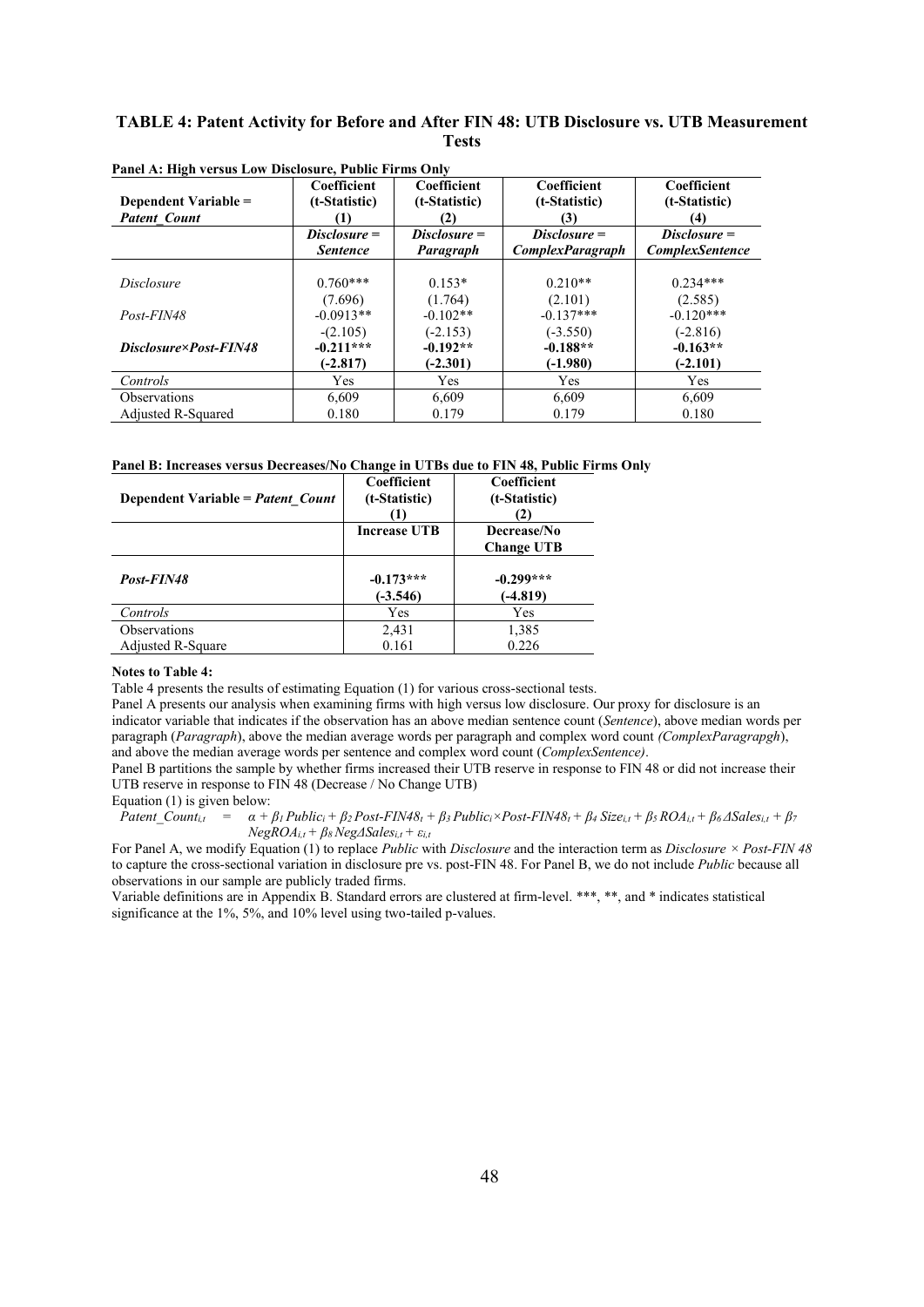# TABLE 4: Patent Activity for Before and After FIN 48: UTB Disclosure vs. UTB Measurement Tests

**Panel A: High versus Low Disclosure, Public Firms Only**

| Dependent Variable = *Patent_Count* | Coefficient (t-Statistic) (1) | Coefficient (t-Statistic) (2) | Coefficient (t-Statistic) (3) | Coefficient (t-Statistic) (4) |
|---|---|---|---|---|
| | ***Disclosure** = Sentence* | ***Disclosure** = Paragraph* | ***Disclosure** = ComplexParagraph* | ***Disclosure** = ComplexSentence* |
| *Disclosure* | 0.760*** | 0.153* | 0.210** | 0.234*** |
| | (7.696) | (1.764) | (2.101) | (2.585) |
| *Post-FIN48* | -0.0913** | -0.102** | -0.137*** | -0.120*** |
| | -(2.105) | (-2.153) | (-3.550) | (-2.816) |
| ***Disclosure×Post-FIN48*** | **-0.211*** ** | **-0.192** ** | **-0.188** ** | **-0.163** ** |
| | **(-2.817)** | **(-2.301)** | **(-1.980)** | **(-2.101)** |
| *Controls* | Yes | Yes | Yes | Yes |
| Observations | 6,609 | 6,609 | 6,609 | 6,609 |
| Adjusted R-Squared | 0.180 | 0.179 | 0.179 | 0.180 |

**Panel B: Increases versus Decreases/No Change in UTBs due to FIN 48, Public Firms Only**

| Dependent Variable = *Patent_Count* | Coefficient (t-Statistic) (1) | Coefficient (t-Statistic) (2) |
|---|---|---|
| | **Increase UTB** | **Decrease/No Change UTB** |
| ***Post-FIN48*** | **-0.173*** ** | **-0.299*** ** |
| | **(-3.546)** | **(-4.819)** |
| *Controls* | Yes | Yes |
| Observations | 2,431 | 1,385 |
| Adjusted R-Square | 0.161 | 0.226 |

**Notes to Table 4:**

Table 4 presents the results of estimating Equation (1) for various cross-sectional tests.

Panel A presents our analysis when examining firms with high versus low disclosure. Our proxy for disclosure is an indicator variable that indicates if the observation has an above median sentence count (*Sentence*), above median words per paragraph (*Paragraph*), above the median average words per paragraph and complex word count *(ComplexParagrapgh*), and above the median average words per sentence and complex word count (*ComplexSentence)*.

Panel B partitions the sample by whether firms increased their UTB reserve in response to FIN 48 or did not increase their UTB reserve in response to FIN 48 (Decrease / No Change UTB)

Equation (1) is given below:

$$Patent\_Count_{i,t} = \alpha + \beta_1 Public_i + \beta_2 Post\text{-}FIN48_t + \beta_3 Public_i \times Post\text{-}FIN48_t + \beta_4 Size_{i,t} + \beta_5 ROA_{i,t} + \beta_6 \Delta Sales_{i,t} + \beta_7 NegROA_{i,t} + \beta_8 Neg\Delta Sales_{i,t} + \varepsilon_{i,t}$$

For Panel A, we modify Equation (1) to replace *Public* with *Disclosure* and the interaction term as *Disclosure × Post-FIN 48* to capture the cross-sectional variation in disclosure pre vs. post-FIN 48. For Panel B, we do not include *Public* because all observations in our sample are publicly traded firms.

Variable definitions are in Appendix B. Standard errors are clustered at firm-level. ***, **, and * indicates statistical significance at the 1%, 5%, and 10% level using two-tailed p-values.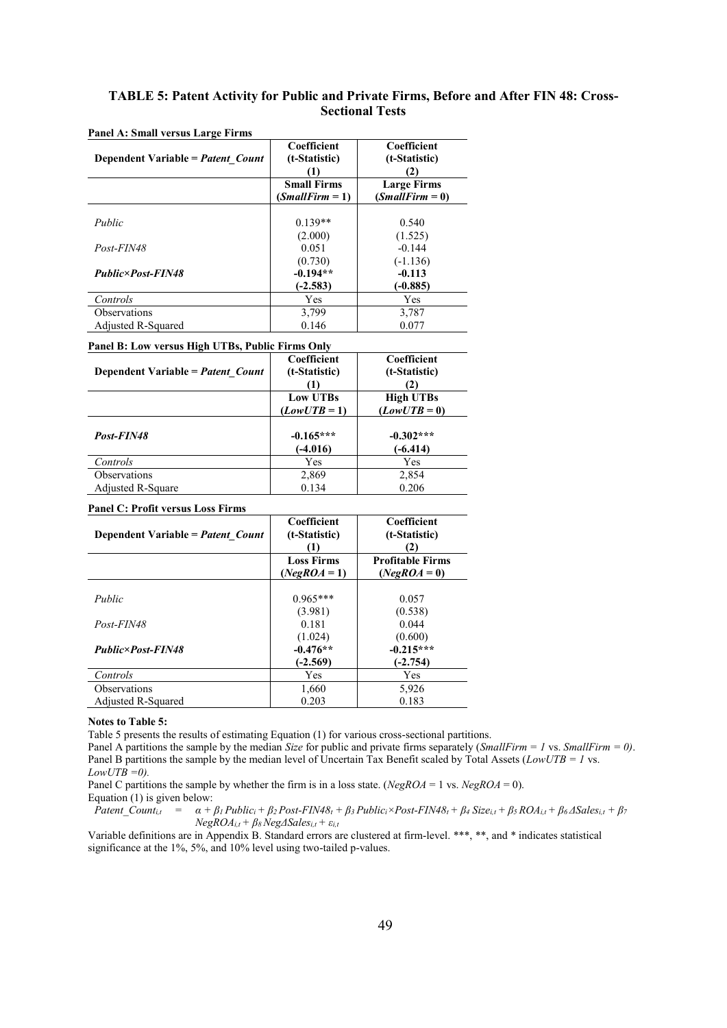### TABLE 5: Patent Activity for Public and Private Firms, Before and After FIN 48: Cross-Sectional Tests

**Panel A: Small versus Large Firms**

| Dependent Variable = *Patent_Count* | Coefficient (t-Statistic) (1) | Coefficient (t-Statistic) (2) |
|---|---|---|
| | **Small Firms (*SmallFirm* = 1)** | **Large Firms (*SmallFirm* = 0)** |
| *Public* | 0.139** | 0.540 |
| | (2.000) | (1.525) |
| *Post-FIN48* | 0.051 | -0.144 |
| | (0.730) | (-1.136) |
| ***Public×Post-FIN48*** | **-0.194**** | **-0.113** |
| | **(-2.583)** | **(-0.885)** |
| *Controls* | Yes | Yes |
| Observations | 3,799 | 3,787 |
| Adjusted R-Squared | 0.146 | 0.077 |

**Panel B: Low versus High UTBs, Public Firms Only**

| Dependent Variable = *Patent_Count* | Coefficient (t-Statistic) (1) | Coefficient (t-Statistic) (2) |
|---|---|---|
| | **Low UTBs (*LowUTB* = 1)** | **High UTBs (*LowUTB* = 0)** |
| ***Post-FIN48*** | **-0.165***** | **-0.302***** |
| | **(-4.016)** | **(-6.414)** |
| *Controls* | Yes | Yes |
| Observations | 2,869 | 2,854 |
| Adjusted R-Square | 0.134 | 0.206 |

**Panel C: Profit versus Loss Firms**

| Dependent Variable = *Patent_Count* | Coefficient (t-Statistic) (1) | Coefficient (t-Statistic) (2) |
|---|---|---|
| | **Loss Firms (*NegROA* = 1)** | **Profitable Firms (*NegROA* = 0)** |
| *Public* | 0.965*** | 0.057 |
| | (3.981) | (0.538) |
| *Post-FIN48* | 0.181 | 0.044 |
| | (1.024) | (0.600) |
| ***Public×Post-FIN48*** | **-0.476**** | **-0.215***** |
| | **(-2.569)** | **(-2.754)** |
| *Controls* | Yes | Yes |
| Observations | 1,660 | 5,926 |
| Adjusted R-Squared | 0.203 | 0.183 |

**Notes to Table 5:**

Table 5 presents the results of estimating Equation (1) for various cross-sectional partitions.

Panel A partitions the sample by the median *Size* for public and private firms separately (*SmallFirm = 1* vs. *SmallFirm = 0)*.

Panel B partitions the sample by the median level of Uncertain Tax Benefit scaled by Total Assets (*LowUTB = 1* vs. *LowUTB =0).*

Panel C partitions the sample by whether the firm is in a loss state. (*NegROA* = 1 vs. *NegROA* = 0).

Equation (1) is given below:

$$Patent\_Count_{i,t} = \alpha + \beta_1 Public_i + \beta_2 Post\text{-}FIN48_t + \beta_3 Public_i \times Post\text{-}FIN48_t + \beta_4 Size_{i,t} + \beta_5 ROA_{i,t} + \beta_6 \Delta Sales_{i,t} + \beta_7 NegROA_{i,t} + \beta_8 Neg\Delta Sales_{i,t} + \varepsilon_{i,t}$$

Variable definitions are in Appendix B. Standard errors are clustered at firm-level. ***, **, and * indicates statistical significance at the 1%, 5%, and 10% level using two-tailed p-values.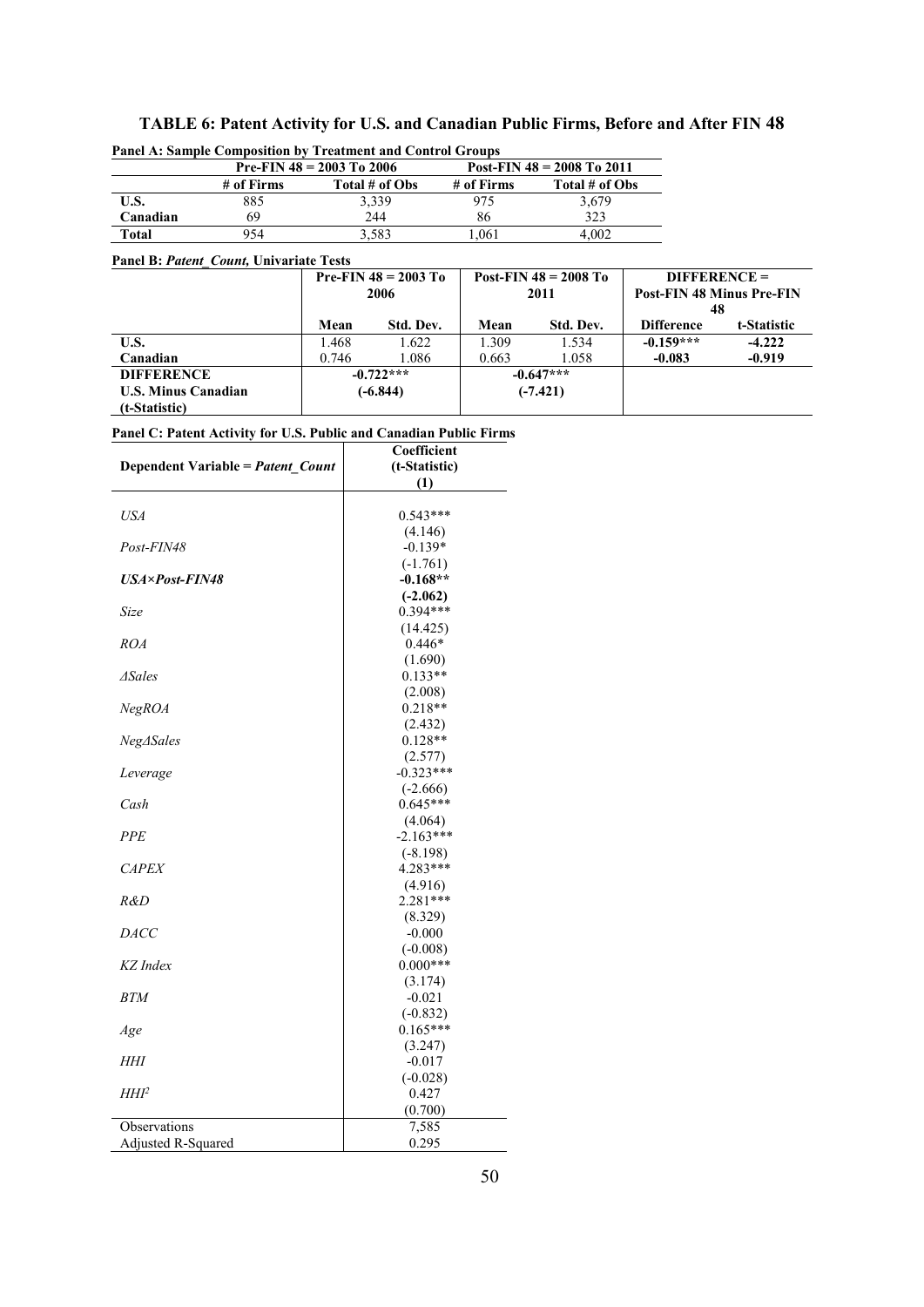# TABLE 6: Patent Activity for U.S. and Canadian Public Firms, Before and After FIN 48

**Panel A: Sample Composition by Treatment and Control Groups**

| | Pre-FIN 48 = 2003 To 2006 | | Post-FIN 48 = 2008 To 2011 | |
|---|---|---|---|---|
| | # of Firms | Total # of Obs | # of Firms | Total # of Obs |
| **U.S.** | 885 | 3,339 | 975 | 3,679 |
| **Canadian** | 69 | 244 | 86 | 323 |
| **Total** | 954 | 3,583 | 1,061 | 4,002 |

**Panel B: *Patent_Count*, Univariate Tests**

| | Pre-FIN 48 = 2003 To 2006 | | Post-FIN 48 = 2008 To 2011 | | DIFFERENCE = Post-FIN 48 Minus Pre-FIN 48 | |
|---|---|---|---|---|---|---|
| | Mean | Std. Dev. | Mean | Std. Dev. | Difference | t-Statistic |
| **U.S.** | 1.468 | 1.622 | 1.309 | 1.534 | **-0.159*** ** | **-4.222** |
| **Canadian** | 0.746 | 1.086 | 0.663 | 1.058 | **-0.083** | **-0.919** |
| **DIFFERENCE U.S. Minus Canadian (t-Statistic)** | **-0.722*** (-6.844)** | | **-0.647*** (-7.421)** | | | |

**Panel C: Patent Activity for U.S. Public and Canadian Public Firms**

| Dependent Variable = *Patent_Count* | Coefficient (t-Statistic) (1) |
|---|---|
| *USA* | 0.543*** |
| | (4.146) |
| *Post-FIN48* | -0.139* |
| | (-1.761) |
| ***USA×Post-FIN48*** | **-0.168*** ** |
| | **(-2.062)** |
| *Size* | 0.394*** |
| | (14.425) |
| *ROA* | 0.446* |
| | (1.690) |
| *ΔSales* | 0.133** |
| | (2.008) |
| *NegROA* | 0.218** |
| | (2.432) |
| *NegΔSales* | 0.128** |
| | (2.577) |
| *Leverage* | -0.323*** |
| | (-2.666) |
| *Cash* | 0.645*** |
| | (4.064) |
| *PPE* | -2.163*** |
| | (-8.198) |
| *CAPEX* | 4.283*** |
| | (4.916) |
| *R&D* | 2.281*** |
| | (8.329) |
| *DACC* | -0.000 |
| | (-0.008) |
| *KZ Index* | 0.000*** |
| | (3.174) |
| *BTM* | -0.021 |
| | (-0.832) |
| *Age* | 0.165*** |
| | (3.247) |
| *HHI* | -0.017 |
| | (-0.028) |
| *$HHI^2$* | 0.427 |
| | (0.700) |
| Observations | 7,585 |
| Adjusted R-Squared | 0.295 |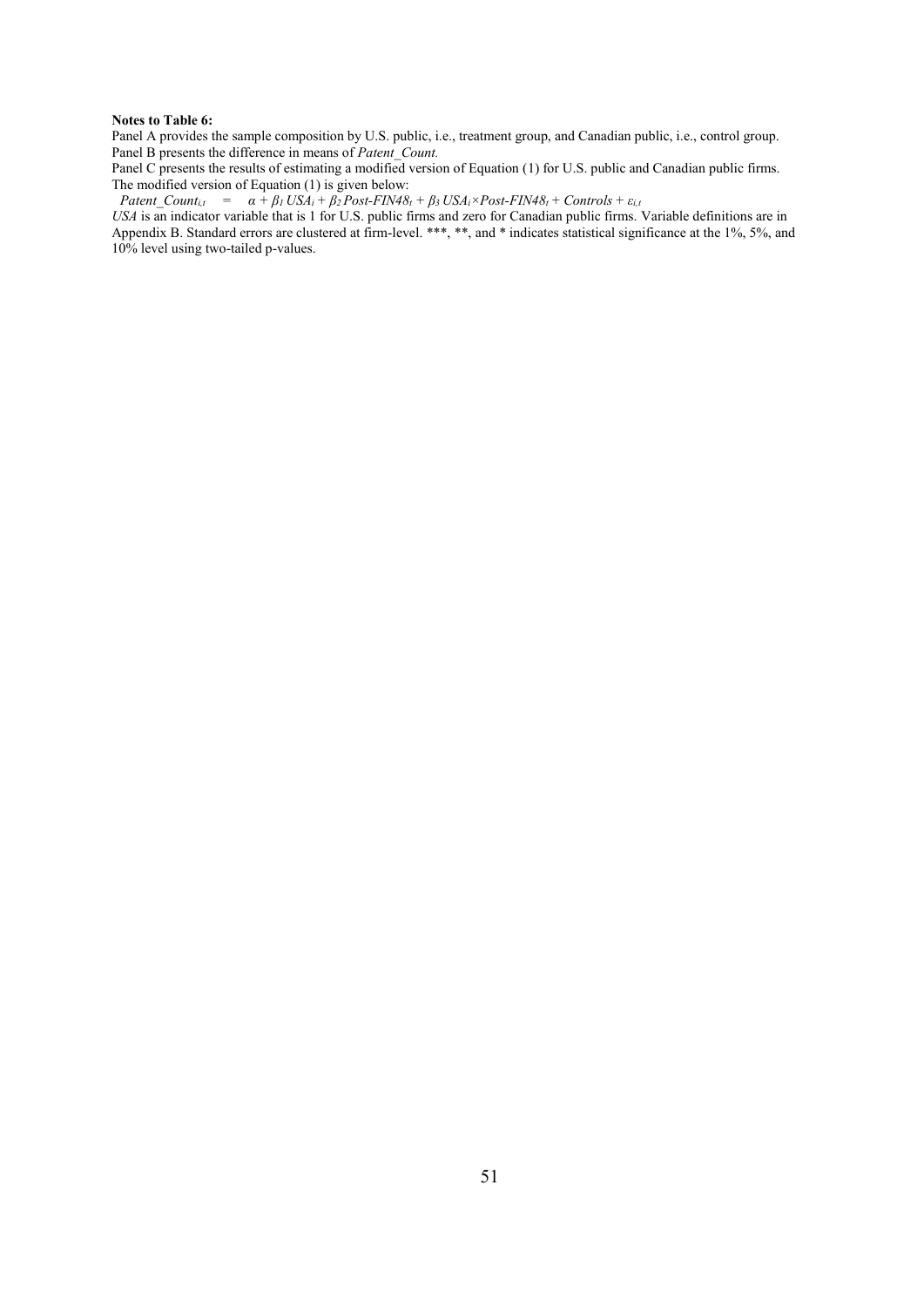**Notes to Table 6:**

Panel A provides the sample composition by U.S. public, i.e., treatment group, and Canadian public, i.e., control group.
Panel B presents the difference in means of *Patent_Count.*

Panel C presents the results of estimating a modified version of Equation (1) for U.S. public and Canadian public firms. The modified version of Equation (1) is given below:

$$Patent\_Count_{i,t} \quad = \quad \alpha + \beta_1\, USA_i + \beta_2\, Post\text{-}FIN48_t + \beta_3\, USA_i{\times}Post\text{-}FIN48_t + Controls + \varepsilon_{i,t}$$

*USA* is an indicator variable that is 1 for U.S. public firms and zero for Canadian public firms. Variable definitions are in Appendix B. Standard errors are clustered at firm-level. ***, **, and * indicates statistical significance at the 1%, 5%, and 10% level using two-tailed p-values.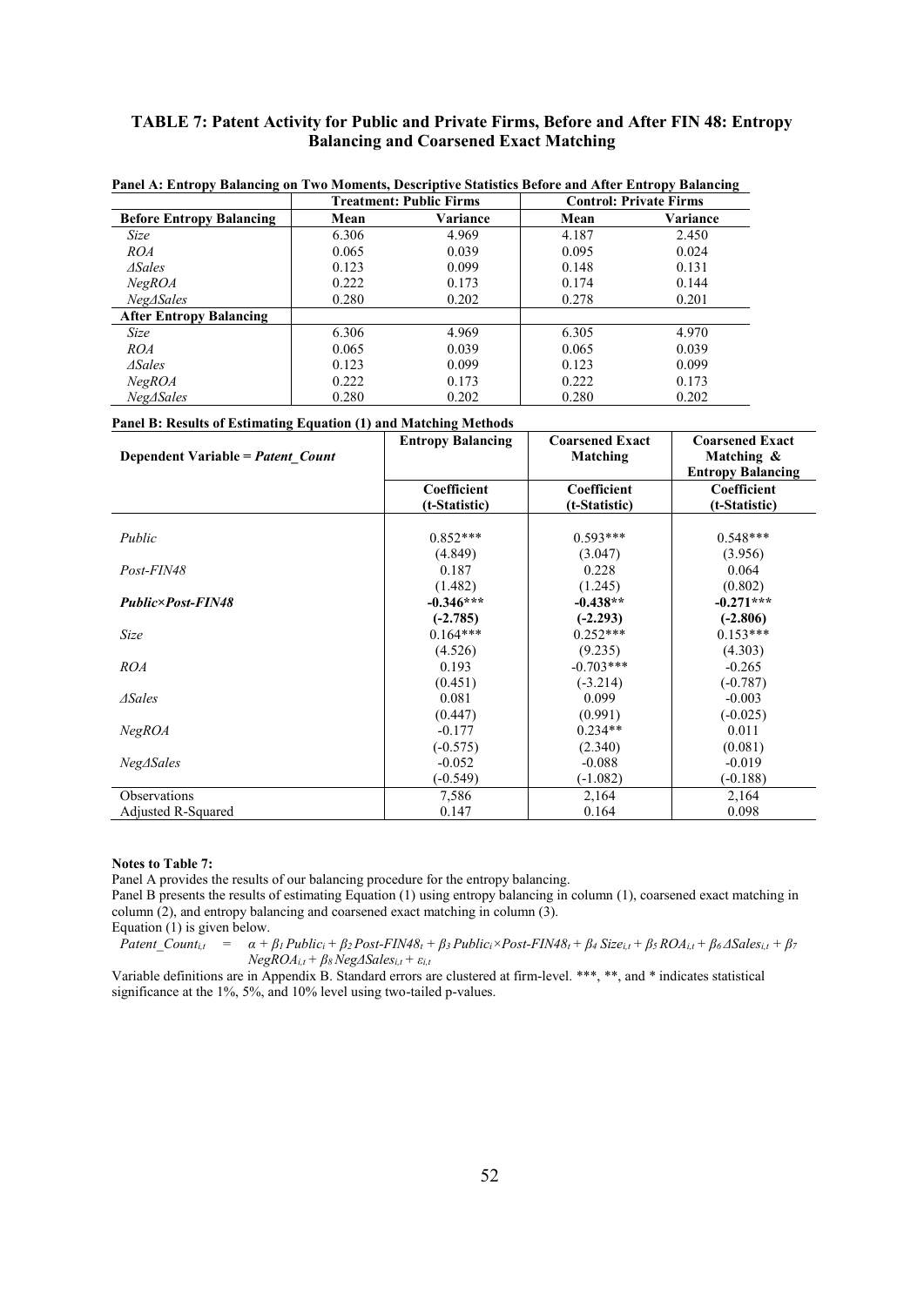**TABLE 7: Patent Activity for Public and Private Firms, Before and After FIN 48: Entropy Balancing and Coarsened Exact Matching**

**Panel A: Entropy Balancing on Two Moments, Descriptive Statistics Before and After Entropy Balancing**

| | Treatment: Public Firms | | Control: Private Firms | |
|---|---|---|---|---|
| **Before Entropy Balancing** | **Mean** | **Variance** | **Mean** | **Variance** |
| *Size* | 6.306 | 4.969 | 4.187 | 2.450 |
| *ROA* | 0.065 | 0.039 | 0.095 | 0.024 |
| *ΔSales* | 0.123 | 0.099 | 0.148 | 0.131 |
| *NegROA* | 0.222 | 0.173 | 0.174 | 0.144 |
| *NegΔSales* | 0.280 | 0.202 | 0.278 | 0.201 |
| **After Entropy Balancing** | | | | |
| *Size* | 6.306 | 4.969 | 6.305 | 4.970 |
| *ROA* | 0.065 | 0.039 | 0.065 | 0.039 |
| *ΔSales* | 0.123 | 0.099 | 0.123 | 0.099 |
| *NegROA* | 0.222 | 0.173 | 0.222 | 0.173 |
| *NegΔSales* | 0.280 | 0.202 | 0.280 | 0.202 |

**Panel B: Results of Estimating Equation (1) and Matching Methods**

| Dependent Variable = *Patent_Count* | Entropy Balancing | Coarsened Exact Matching | Coarsened Exact Matching & Entropy Balancing |
|---|---|---|---|
| | **Coefficient (t-Statistic)** | **Coefficient (t-Statistic)** | **Coefficient (t-Statistic)** |
| *Public* | 0.852*** | 0.593*** | 0.548*** |
| | (4.849) | (3.047) | (3.956) |
| *Post-FIN48* | 0.187 | 0.228 | 0.064 |
| | (1.482) | (1.245) | (0.802) |
| ***Public×Post-FIN48*** | **-0.346*** ** | **-0.438** ** | **-0.271*** ** |
| | **(-2.785)** | **(-2.293)** | **(-2.806)** |
| *Size* | 0.164*** | 0.252*** | 0.153*** |
| | (4.526) | (9.235) | (4.303) |
| *ROA* | 0.193 | -0.703*** | -0.265 |
| | (0.451) | (-3.214) | (-0.787) |
| *ΔSales* | 0.081 | 0.099 | -0.003 |
| | (0.447) | (0.991) | (-0.025) |
| *NegROA* | -0.177 | 0.234** | 0.011 |
| | (-0.575) | (2.340) | (0.081) |
| *NegΔSales* | -0.052 | -0.088 | -0.019 |
| | (-0.549) | (-1.082) | (-0.188) |
| Observations | 7,586 | 2,164 | 2,164 |
| Adjusted R-Squared | 0.147 | 0.164 | 0.098 |

**Notes to Table 7:**

Panel A provides the results of our balancing procedure for the entropy balancing.

Panel B presents the results of estimating Equation (1) using entropy balancing in column (1), coarsened exact matching in column (2), and entropy balancing and coarsened exact matching in column (3).

Equation (1) is given below.

$$Patent\_Count_{i,t} = \alpha + \beta_1 Public_i + \beta_2 Post\text{-}FIN48_t + \beta_3 Public_i \times Post\text{-}FIN48_t + \beta_4 Size_{i,t} + \beta_5 ROA_{i,t} + \beta_6 \Delta Sales_{i,t} + \beta_7 NegROA_{i,t} + \beta_8 Neg\Delta Sales_{i,t} + \varepsilon_{i,t}$$

Variable definitions are in Appendix B. Standard errors are clustered at firm-level. ***, **, and * indicates statistical significance at the 1%, 5%, and 10% level using two-tailed p-values.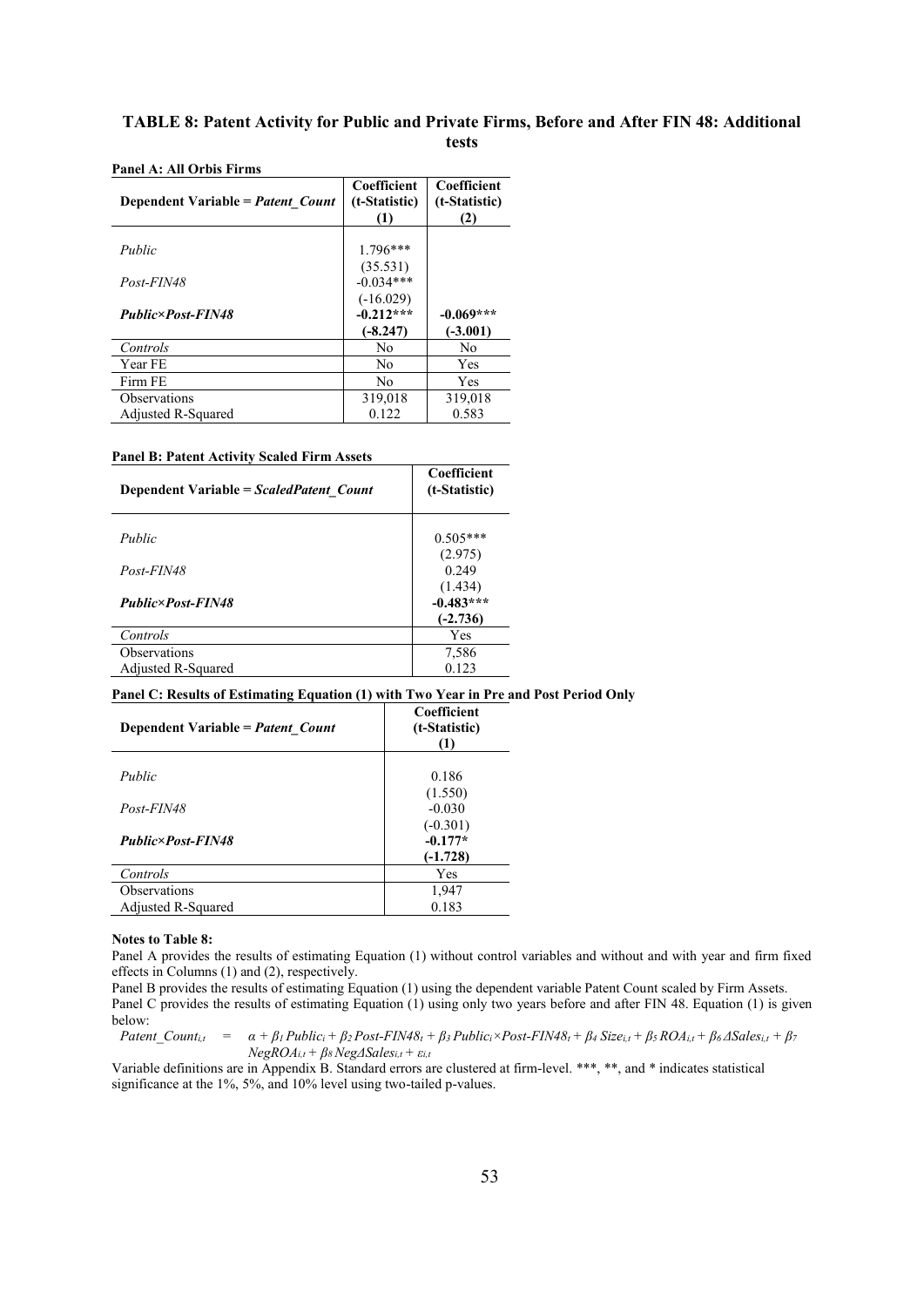## TABLE 8: Patent Activity for Public and Private Firms, Before and After FIN 48: Additional tests

**Panel A: All Orbis Firms**

| Dependent Variable = *Patent_Count* | Coefficient (t-Statistic) (1) | Coefficient (t-Statistic) (2) |
|---|---|---|
| *Public* | 1.796*** | |
| | (35.531) | |
| *Post-FIN48* | -0.034*** | |
| | (-16.029) | |
| ***Public×Post-FIN48*** | **-0.212*** ** | **-0.069*** ** |
| | **(-8.247)** | **(-3.001)** |
| *Controls* | No | No |
| Year FE | No | Yes |
| Firm FE | No | Yes |
| Observations | 319,018 | 319,018 |
| Adjusted R-Squared | 0.122 | 0.583 |

**Panel B: Patent Activity Scaled Firm Assets**

| Dependent Variable = *ScaledPatent_Count* | Coefficient (t-Statistic) |
|---|---|
| *Public* | 0.505*** |
| | (2.975) |
| *Post-FIN48* | 0.249 |
| | (1.434) |
| ***Public×Post-FIN48*** | **-0.483*** ** |
| | **(-2.736)** |
| *Controls* | Yes |
| Observations | 7,586 |
| Adjusted R-Squared | 0.123 |

**Panel C: Results of Estimating Equation (1) with Two Year in Pre and Post Period Only**

| Dependent Variable = *Patent_Count* | Coefficient (t-Statistic) (1) |
|---|---|
| *Public* | 0.186 |
| | (1.550) |
| *Post-FIN48* | -0.030 |
| | (-0.301) |
| ***Public×Post-FIN48*** | **-0.177*** |
| | **(-1.728)** |
| *Controls* | Yes |
| Observations | 1,947 |
| Adjusted R-Squared | 0.183 |

**Notes to Table 8:**

Panel A provides the results of estimating Equation (1) without control variables and without and with year and firm fixed effects in Columns (1) and (2), respectively.

Panel B provides the results of estimating Equation (1) using the dependent variable Patent Count scaled by Firm Assets.

Panel C provides the results of estimating Equation (1) using only two years before and after FIN 48. Equation (1) is given below:

$$Patent\_Count_{i,t} = \alpha + \beta_1 Public_i + \beta_2 Post\text{-}FIN48_t + \beta_3 Public_i \times Post\text{-}FIN48_t + \beta_4 Size_{i,t} + \beta_5 ROA_{i,t} + \beta_6 \Delta Sales_{i,t} + \beta_7 NegROA_{i,t} + \beta_8 Neg\Delta Sales_{i,t} + \varepsilon_{i,t}$$

Variable definitions are in Appendix B. Standard errors are clustered at firm-level. ***, **, and * indicates statistical significance at the 1%, 5%, and 10% level using two-tailed p-values.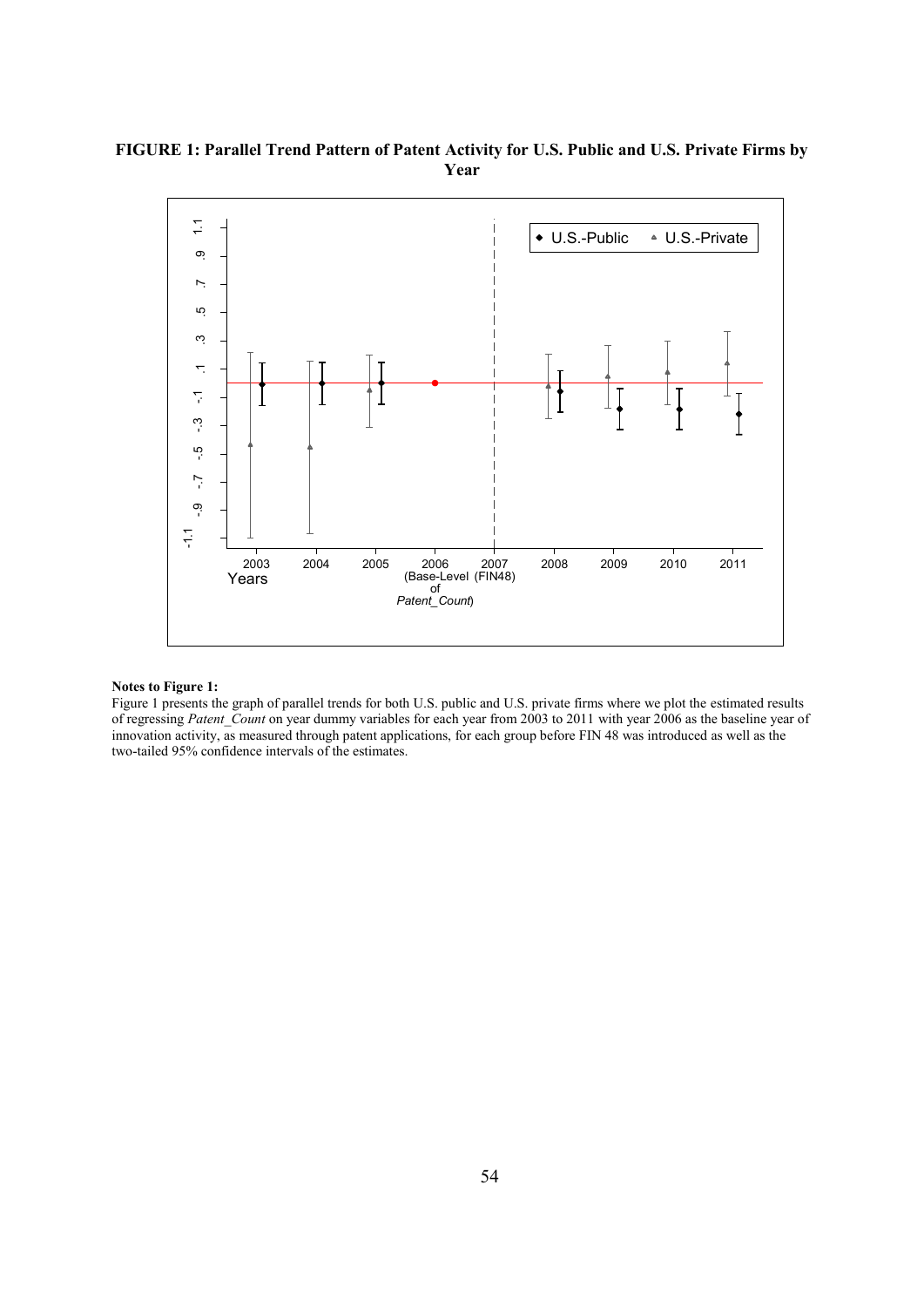**FIGURE 1: Parallel Trend Pattern of Patent Activity for U.S. Public and U.S. Private Firms by Year**

U.S.-Public
U.S.-Private

1.1
.9
.7
.5
.3
.1
-.1
-.3
-.5
-.7
-.9
-1.1

2003
2004
2005
2006
(Base-Level
of
*Patent_Count*)
2007
(FIN48)
2008
2009
2010
2011
Years

**Notes to Figure 1:**

Figure 1 presents the graph of parallel trends for both U.S. public and U.S. private firms where we plot the estimated results of regressing *Patent_Count* on year dummy variables for each year from 2003 to 2011 with year 2006 as the baseline year of innovation activity, as measured through patent applications, for each group before FIN 48 was introduced as well as the two-tailed 95% confidence intervals of the estimates.